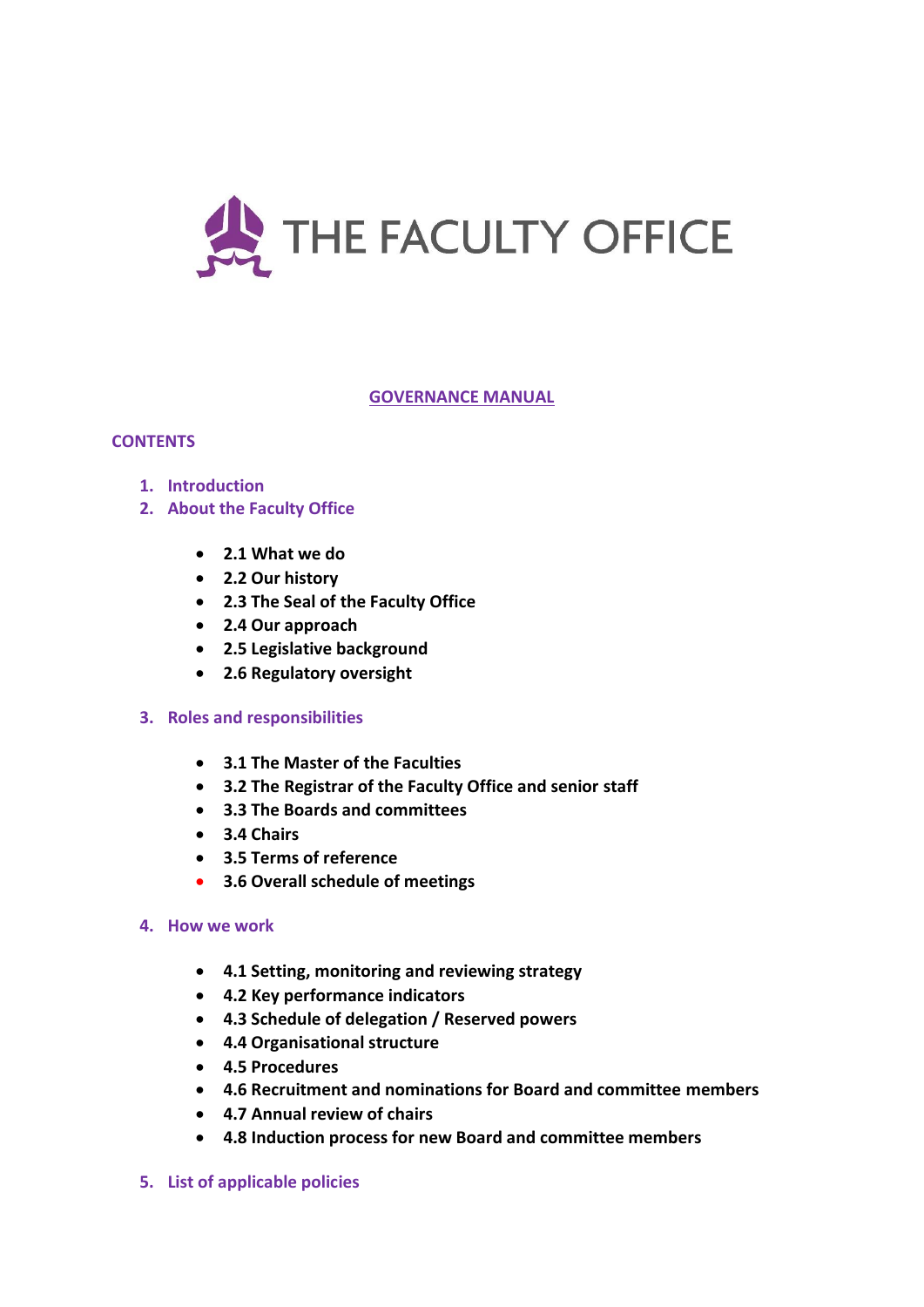THE FACULTY OFFICE

# GOVERNANCE MANUAL

## CONTENTS

1. Introduction
2. About the Faculty Office
    - 2.1 What we do
    - 2.2 Our history
    - 2.3 The Seal of the Faculty Office
    - 2.4 Our approach
    - 2.5 Legislative background
    - 2.6 Regulatory oversight
3. Roles and responsibilities
    - 3.1 The Master of the Faculties
    - 3.2 The Registrar of the Faculty Office and senior staff
    - 3.3 The Boards and committees
    - 3.4 Chairs
    - 3.5 Terms of reference
    - 3.6 Overall schedule of meetings
4. How we work
    - 4.1 Setting, monitoring and reviewing strategy
    - 4.2 Key performance indicators
    - 4.3 Schedule of delegation / Reserved powers
    - 4.4 Organisational structure
    - 4.5 Procedures
    - 4.6 Recruitment and nominations for Board and committee members
    - 4.7 Annual review of chairs
    - 4.8 Induction process for new Board and committee members
5. List of applicable policies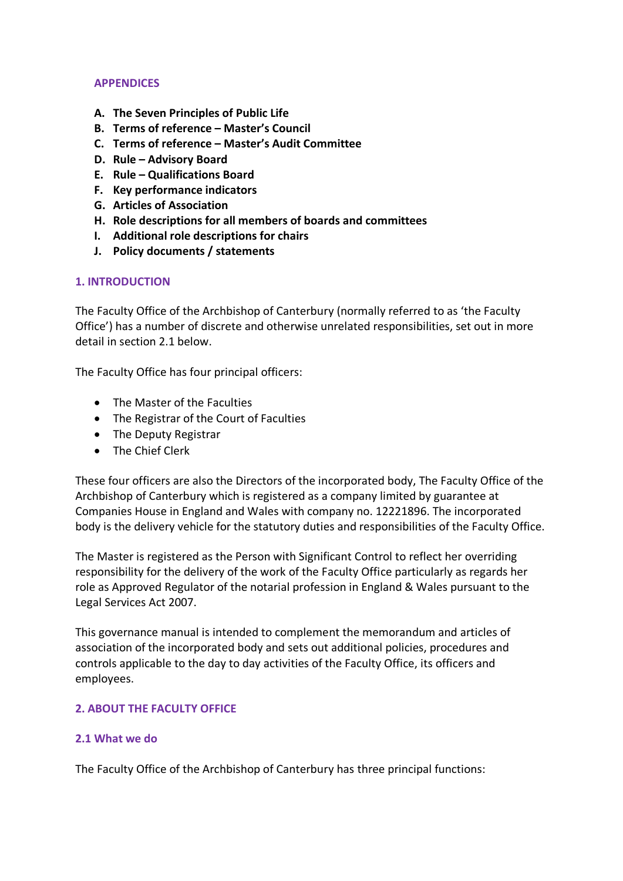## APPENDICES

A. **The Seven Principles of Public Life**
B. **Terms of reference – Master's Council**
C. **Terms of reference – Master's Audit Committee**
D. **Rule – Advisory Board**
E. **Rule – Qualifications Board**
F. **Key performance indicators**
G. **Articles of Association**
H. **Role descriptions for all members of boards and committees**
I. **Additional role descriptions for chairs**
J. **Policy documents / statements**

## 1. INTRODUCTION

The Faculty Office of the Archbishop of Canterbury (normally referred to as 'the Faculty Office') has a number of discrete and otherwise unrelated responsibilities, set out in more detail in section 2.1 below.

The Faculty Office has four principal officers:

- The Master of the Faculties
- The Registrar of the Court of Faculties
- The Deputy Registrar
- The Chief Clerk

These four officers are also the Directors of the incorporated body, The Faculty Office of the Archbishop of Canterbury which is registered as a company limited by guarantee at Companies House in England and Wales with company no. 12221896. The incorporated body is the delivery vehicle for the statutory duties and responsibilities of the Faculty Office.

The Master is registered as the Person with Significant Control to reflect her overriding responsibility for the delivery of the work of the Faculty Office particularly as regards her role as Approved Regulator of the notarial profession in England & Wales pursuant to the Legal Services Act 2007.

This governance manual is intended to complement the memorandum and articles of association of the incorporated body and sets out additional policies, procedures and controls applicable to the day to day activities of the Faculty Office, its officers and employees.

## 2. ABOUT THE FACULTY OFFICE

### 2.1 What we do

The Faculty Office of the Archbishop of Canterbury has three principal functions: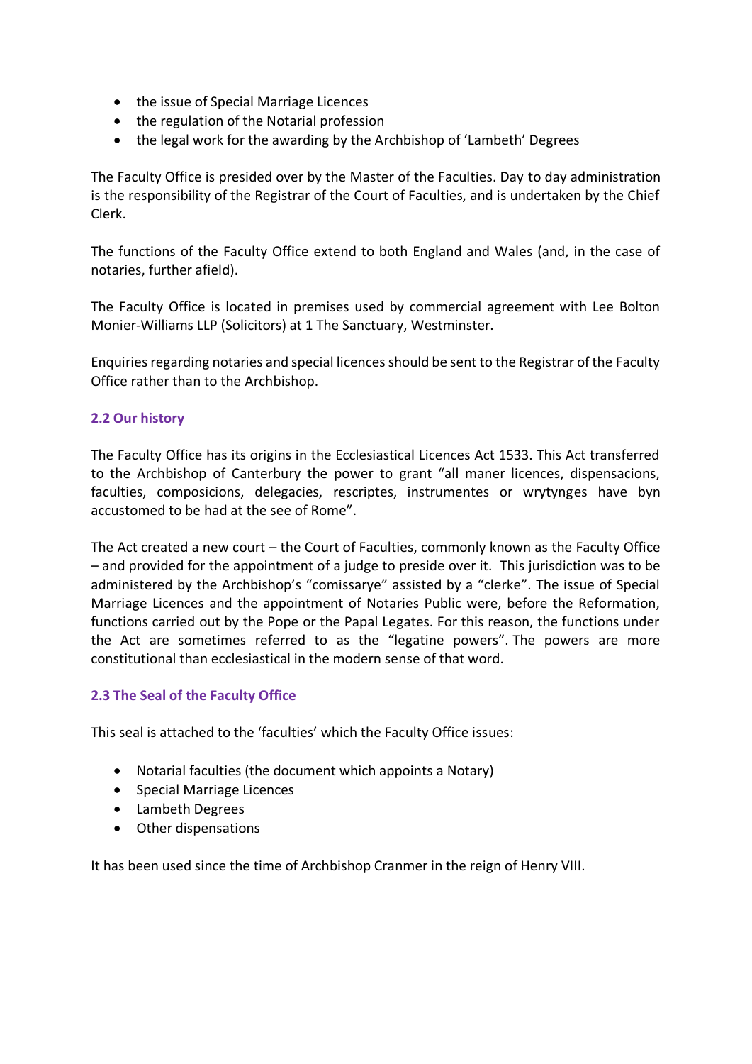- the issue of Special Marriage Licences
- the regulation of the Notarial profession
- the legal work for the awarding by the Archbishop of 'Lambeth' Degrees

The Faculty Office is presided over by the Master of the Faculties. Day to day administration is the responsibility of the Registrar of the Court of Faculties, and is undertaken by the Chief Clerk.

The functions of the Faculty Office extend to both England and Wales (and, in the case of notaries, further afield).

The Faculty Office is located in premises used by commercial agreement with Lee Bolton Monier-Williams LLP (Solicitors) at 1 The Sanctuary, Westminster.

Enquiries regarding notaries and special licences should be sent to the Registrar of the Faculty Office rather than to the Archbishop.

### 2.2 Our history

The Faculty Office has its origins in the Ecclesiastical Licences Act 1533. This Act transferred to the Archbishop of Canterbury the power to grant "all maner licences, dispensacions, faculties, composicions, delegacies, rescriptes, instrumentes or wrytynges have byn accustomed to be had at the see of Rome".

The Act created a new court – the Court of Faculties, commonly known as the Faculty Office – and provided for the appointment of a judge to preside over it. This jurisdiction was to be administered by the Archbishop's "comissarye" assisted by a "clerke". The issue of Special Marriage Licences and the appointment of Notaries Public were, before the Reformation, functions carried out by the Pope or the Papal Legates. For this reason, the functions under the Act are sometimes referred to as the "legatine powers". The powers are more constitutional than ecclesiastical in the modern sense of that word.

### 2.3 The Seal of the Faculty Office

This seal is attached to the 'faculties' which the Faculty Office issues:

- Notarial faculties (the document which appoints a Notary)
- Special Marriage Licences
- Lambeth Degrees
- Other dispensations

It has been used since the time of Archbishop Cranmer in the reign of Henry VIII.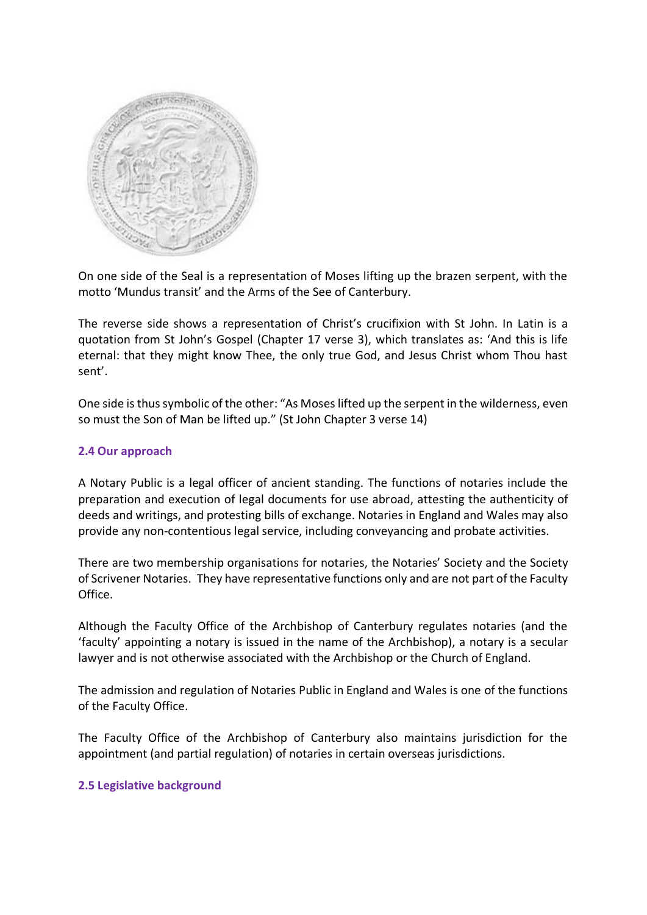On one side of the Seal is a representation of Moses lifting up the brazen serpent, with the motto 'Mundus transit' and the Arms of the See of Canterbury.

The reverse side shows a representation of Christ's crucifixion with St John. In Latin is a quotation from St John's Gospel (Chapter 17 verse 3), which translates as: 'And this is life eternal: that they might know Thee, the only true God, and Jesus Christ whom Thou hast sent'.

One side is thus symbolic of the other: "As Moses lifted up the serpent in the wilderness, even so must the Son of Man be lifted up." (St John Chapter 3 verse 14)

### 2.4 Our approach

A Notary Public is a legal officer of ancient standing. The functions of notaries include the preparation and execution of legal documents for use abroad, attesting the authenticity of deeds and writings, and protesting bills of exchange. Notaries in England and Wales may also provide any non-contentious legal service, including conveyancing and probate activities.

There are two membership organisations for notaries, the Notaries' Society and the Society of Scrivener Notaries. They have representative functions only and are not part of the Faculty Office.

Although the Faculty Office of the Archbishop of Canterbury regulates notaries (and the 'faculty' appointing a notary is issued in the name of the Archbishop), a notary is a secular lawyer and is not otherwise associated with the Archbishop or the Church of England.

The admission and regulation of Notaries Public in England and Wales is one of the functions of the Faculty Office.

The Faculty Office of the Archbishop of Canterbury also maintains jurisdiction for the appointment (and partial regulation) of notaries in certain overseas jurisdictions.

### 2.5 Legislative background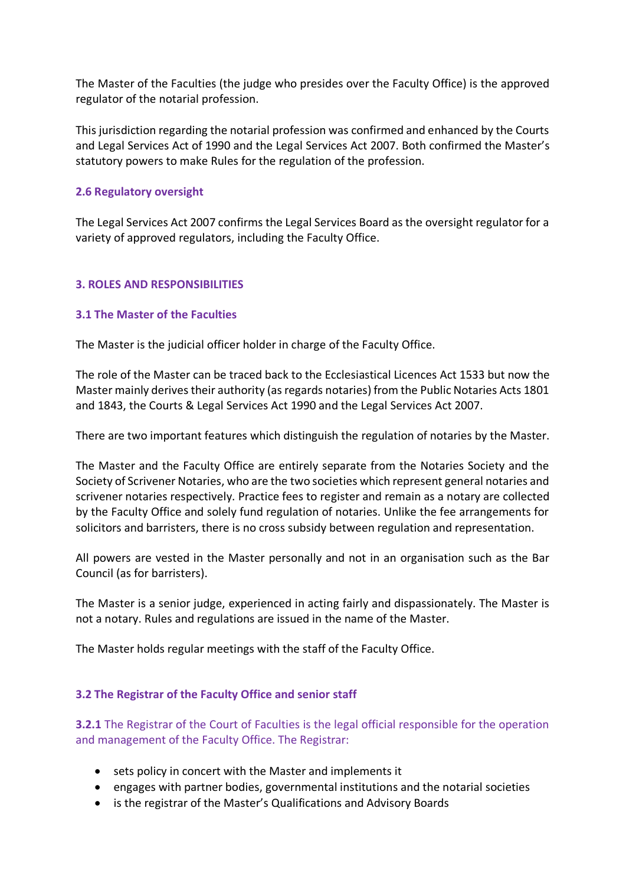The Master of the Faculties (the judge who presides over the Faculty Office) is the approved regulator of the notarial profession.

This jurisdiction regarding the notarial profession was confirmed and enhanced by the Courts and Legal Services Act of 1990 and the Legal Services Act 2007. Both confirmed the Master's statutory powers to make Rules for the regulation of the profession.

### 2.6 Regulatory oversight

The Legal Services Act 2007 confirms the Legal Services Board as the oversight regulator for a variety of approved regulators, including the Faculty Office.

## 3. ROLES AND RESPONSIBILITIES

### 3.1 The Master of the Faculties

The Master is the judicial officer holder in charge of the Faculty Office.

The role of the Master can be traced back to the Ecclesiastical Licences Act 1533 but now the Master mainly derives their authority (as regards notaries) from the Public Notaries Acts 1801 and 1843, the Courts & Legal Services Act 1990 and the Legal Services Act 2007.

There are two important features which distinguish the regulation of notaries by the Master.

The Master and the Faculty Office are entirely separate from the Notaries Society and the Society of Scrivener Notaries, who are the two societies which represent general notaries and scrivener notaries respectively. Practice fees to register and remain as a notary are collected by the Faculty Office and solely fund regulation of notaries. Unlike the fee arrangements for solicitors and barristers, there is no cross subsidy between regulation and representation.

All powers are vested in the Master personally and not in an organisation such as the Bar Council (as for barristers).

The Master is a senior judge, experienced in acting fairly and dispassionately. The Master is not a notary. Rules and regulations are issued in the name of the Master.

The Master holds regular meetings with the staff of the Faculty Office.

### 3.2 The Registrar of the Faculty Office and senior staff

**3.2.1** The Registrar of the Court of Faculties is the legal official responsible for the operation and management of the Faculty Office. The Registrar:

- sets policy in concert with the Master and implements it
- engages with partner bodies, governmental institutions and the notarial societies
- is the registrar of the Master's Qualifications and Advisory Boards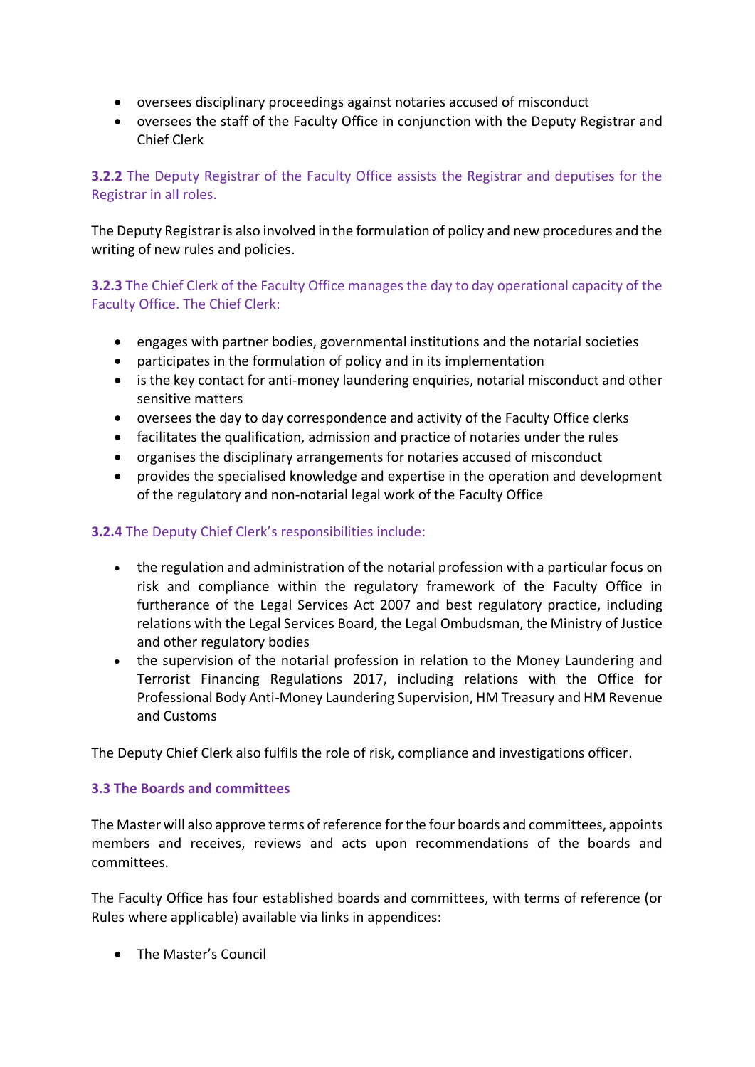- oversees disciplinary proceedings against notaries accused of misconduct
- oversees the staff of the Faculty Office in conjunction with the Deputy Registrar and Chief Clerk

**3.2.2** The Deputy Registrar of the Faculty Office assists the Registrar and deputises for the Registrar in all roles.

The Deputy Registrar is also involved in the formulation of policy and new procedures and the writing of new rules and policies.

**3.2.3** The Chief Clerk of the Faculty Office manages the day to day operational capacity of the Faculty Office. The Chief Clerk:

- engages with partner bodies, governmental institutions and the notarial societies
- participates in the formulation of policy and in its implementation
- is the key contact for anti-money laundering enquiries, notarial misconduct and other sensitive matters
- oversees the day to day correspondence and activity of the Faculty Office clerks
- facilitates the qualification, admission and practice of notaries under the rules
- organises the disciplinary arrangements for notaries accused of misconduct
- provides the specialised knowledge and expertise in the operation and development of the regulatory and non-notarial legal work of the Faculty Office

**3.2.4** The Deputy Chief Clerk's responsibilities include:

- the regulation and administration of the notarial profession with a particular focus on risk and compliance within the regulatory framework of the Faculty Office in furtherance of the Legal Services Act 2007 and best regulatory practice, including relations with the Legal Services Board, the Legal Ombudsman, the Ministry of Justice and other regulatory bodies
- the supervision of the notarial profession in relation to the Money Laundering and Terrorist Financing Regulations 2017, including relations with the Office for Professional Body Anti-Money Laundering Supervision, HM Treasury and HM Revenue and Customs

The Deputy Chief Clerk also fulfils the role of risk, compliance and investigations officer.

### 3.3 The Boards and committees

The Master will also approve terms of reference for the four boards and committees, appoints members and receives, reviews and acts upon recommendations of the boards and committees.

The Faculty Office has four established boards and committees, with terms of reference (or Rules where applicable) available via links in appendices:

- The Master's Council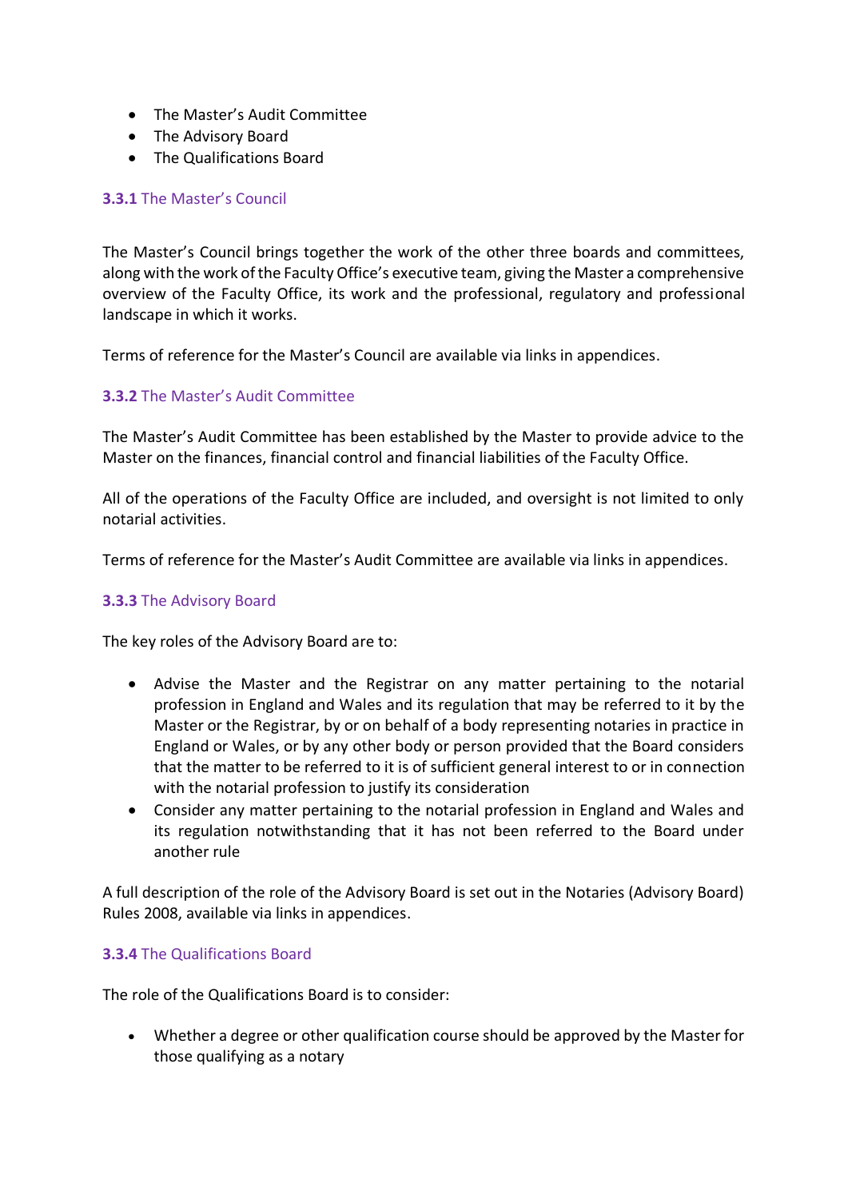- The Master's Audit Committee
- The Advisory Board
- The Qualifications Board

### 3.3.1 The Master's Council

The Master's Council brings together the work of the other three boards and committees, along with the work of the Faculty Office's executive team, giving the Master a comprehensive overview of the Faculty Office, its work and the professional, regulatory and professional landscape in which it works.

Terms of reference for the Master's Council are available via links in appendices.

### 3.3.2 The Master's Audit Committee

The Master's Audit Committee has been established by the Master to provide advice to the Master on the finances, financial control and financial liabilities of the Faculty Office.

All of the operations of the Faculty Office are included, and oversight is not limited to only notarial activities.

Terms of reference for the Master's Audit Committee are available via links in appendices.

### 3.3.3 The Advisory Board

The key roles of the Advisory Board are to:

- Advise the Master and the Registrar on any matter pertaining to the notarial profession in England and Wales and its regulation that may be referred to it by the Master or the Registrar, by or on behalf of a body representing notaries in practice in England or Wales, or by any other body or person provided that the Board considers that the matter to be referred to it is of sufficient general interest to or in connection with the notarial profession to justify its consideration
- Consider any matter pertaining to the notarial profession in England and Wales and its regulation notwithstanding that it has not been referred to the Board under another rule

A full description of the role of the Advisory Board is set out in the Notaries (Advisory Board) Rules 2008, available via links in appendices.

### 3.3.4 The Qualifications Board

The role of the Qualifications Board is to consider:

- Whether a degree or other qualification course should be approved by the Master for those qualifying as a notary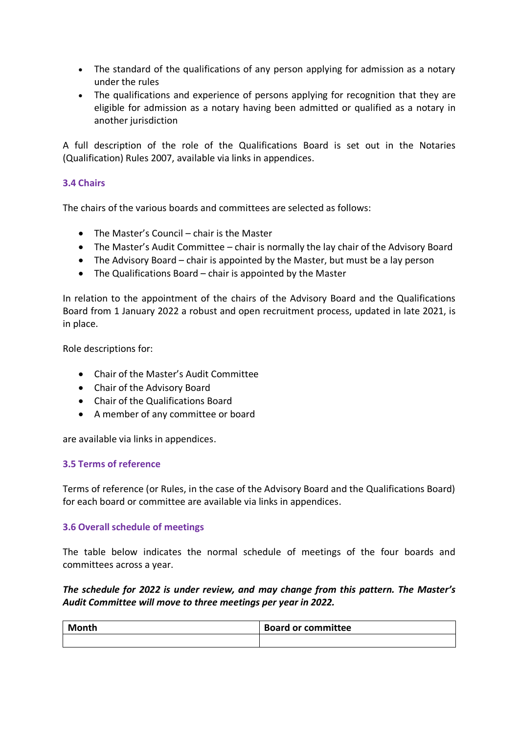- The standard of the qualifications of any person applying for admission as a notary under the rules
- The qualifications and experience of persons applying for recognition that they are eligible for admission as a notary having been admitted or qualified as a notary in another jurisdiction

A full description of the role of the Qualifications Board is set out in the Notaries (Qualification) Rules 2007, available via links in appendices.

### 3.4 Chairs

The chairs of the various boards and committees are selected as follows:

- The Master's Council – chair is the Master
- The Master's Audit Committee – chair is normally the lay chair of the Advisory Board
- The Advisory Board – chair is appointed by the Master, but must be a lay person
- The Qualifications Board – chair is appointed by the Master

In relation to the appointment of the chairs of the Advisory Board and the Qualifications Board from 1 January 2022 a robust and open recruitment process, updated in late 2021, is in place.

Role descriptions for:

- Chair of the Master's Audit Committee
- Chair of the Advisory Board
- Chair of the Qualifications Board
- A member of any committee or board

are available via links in appendices.

### 3.5 Terms of reference

Terms of reference (or Rules, in the case of the Advisory Board and the Qualifications Board) for each board or committee are available via links in appendices.

### 3.6 Overall schedule of meetings

The table below indicates the normal schedule of meetings of the four boards and committees across a year.

***The schedule for 2022 is under review, and may change from this pattern. The Master's Audit Committee will move to three meetings per year in 2022.***

| Month | Board or committee |
|---|---|
| | |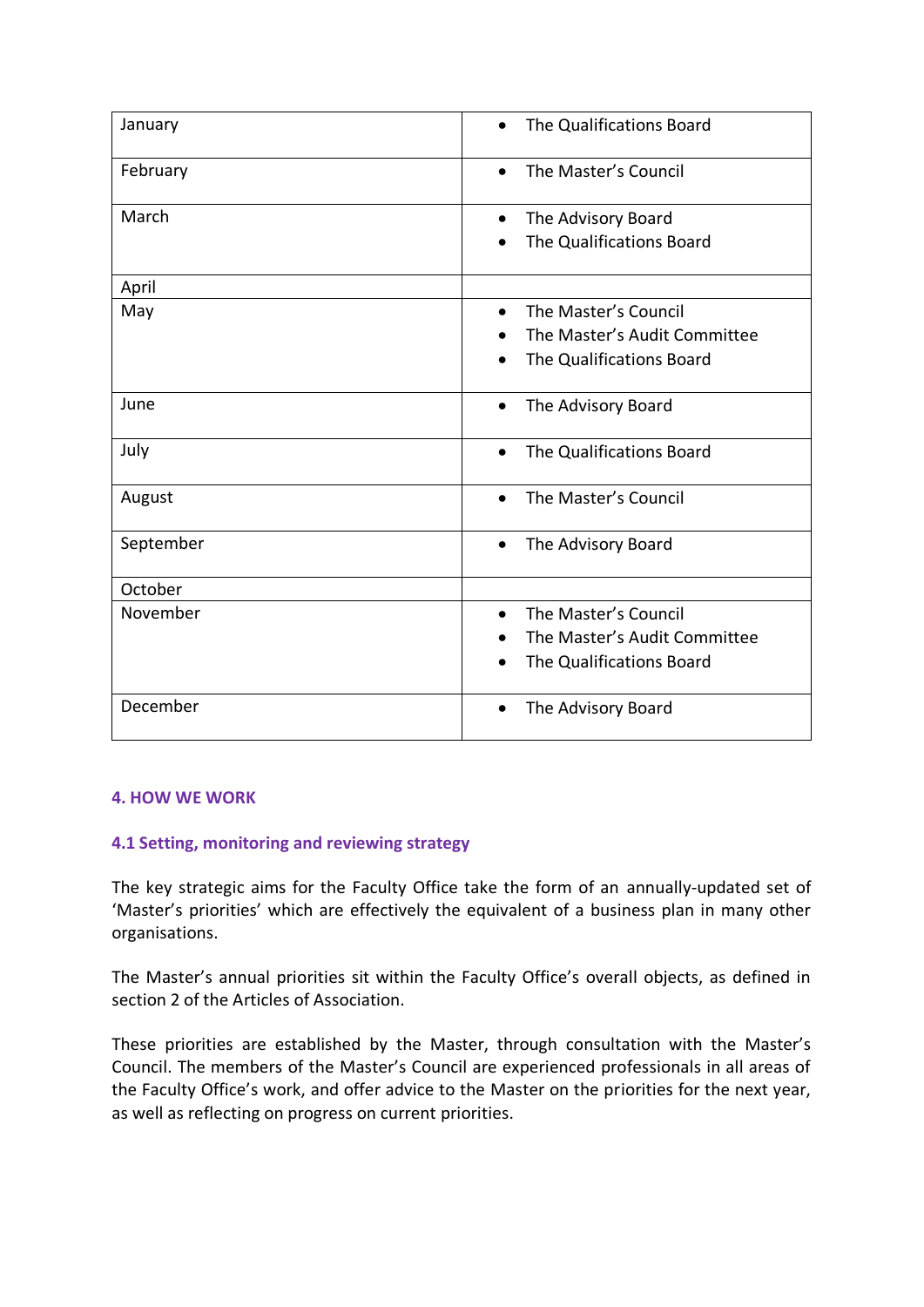| | |
|---|---|
| January | • The Qualifications Board |
| February | • The Master's Council |
| March | • The Advisory Board<br>• The Qualifications Board |
| April | |
| May | • The Master's Council<br>• The Master's Audit Committee<br>• The Qualifications Board |
| June | • The Advisory Board |
| July | • The Qualifications Board |
| August | • The Master's Council |
| September | • The Advisory Board |
| October | |
| November | • The Master's Council<br>• The Master's Audit Committee<br>• The Qualifications Board |
| December | • The Advisory Board |

## 4. HOW WE WORK

### 4.1 Setting, monitoring and reviewing strategy

The key strategic aims for the Faculty Office take the form of an annually-updated set of 'Master's priorities' which are effectively the equivalent of a business plan in many other organisations.

The Master's annual priorities sit within the Faculty Office's overall objects, as defined in section 2 of the Articles of Association.

These priorities are established by the Master, through consultation with the Master's Council. The members of the Master's Council are experienced professionals in all areas of the Faculty Office's work, and offer advice to the Master on the priorities for the next year, as well as reflecting on progress on current priorities.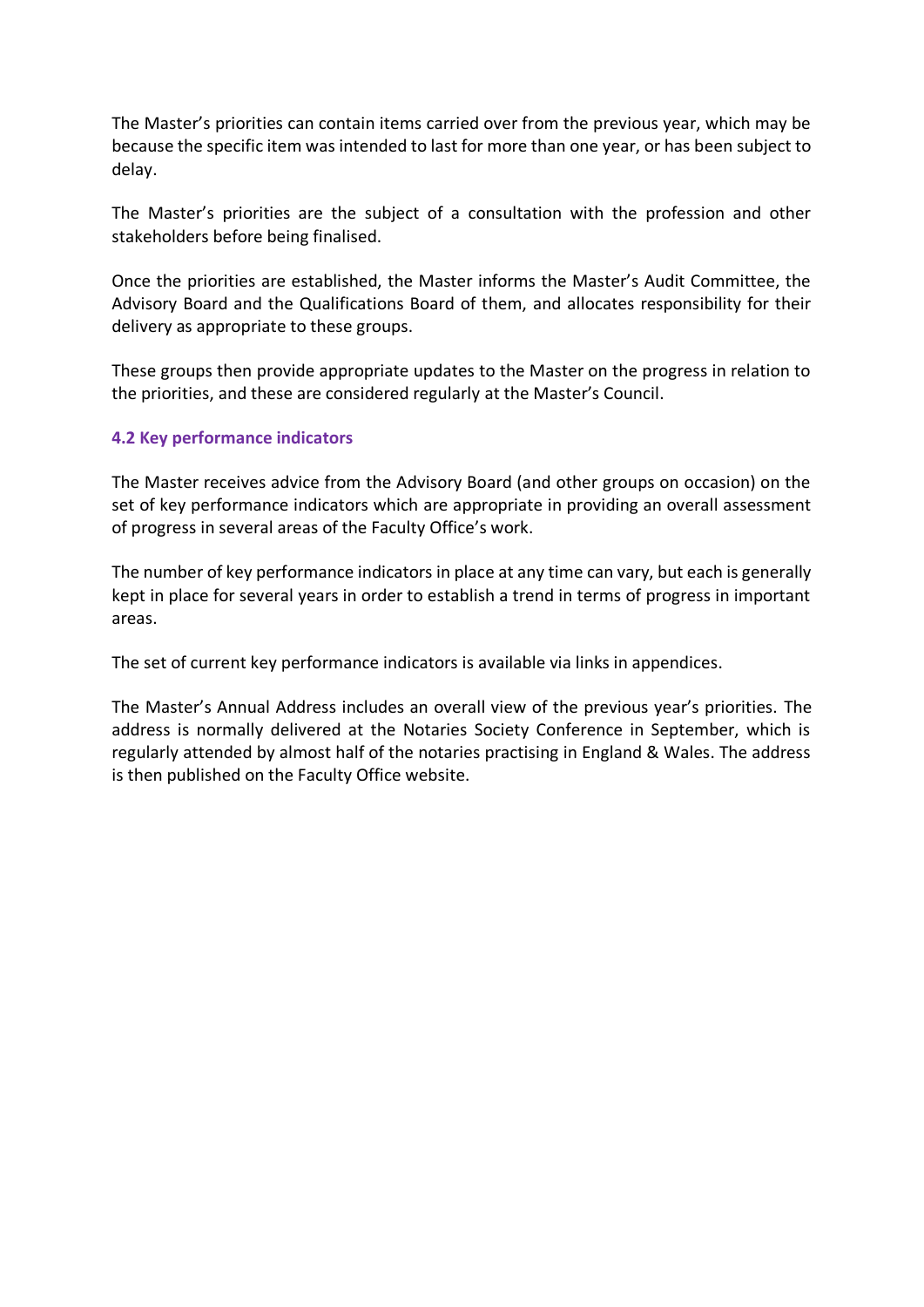The Master's priorities can contain items carried over from the previous year, which may be because the specific item was intended to last for more than one year, or has been subject to delay.

The Master's priorities are the subject of a consultation with the profession and other stakeholders before being finalised.

Once the priorities are established, the Master informs the Master's Audit Committee, the Advisory Board and the Qualifications Board of them, and allocates responsibility for their delivery as appropriate to these groups.

These groups then provide appropriate updates to the Master on the progress in relation to the priorities, and these are considered regularly at the Master's Council.

### 4.2 Key performance indicators

The Master receives advice from the Advisory Board (and other groups on occasion) on the set of key performance indicators which are appropriate in providing an overall assessment of progress in several areas of the Faculty Office's work.

The number of key performance indicators in place at any time can vary, but each is generally kept in place for several years in order to establish a trend in terms of progress in important areas.

The set of current key performance indicators is available via links in appendices.

The Master's Annual Address includes an overall view of the previous year's priorities. The address is normally delivered at the Notaries Society Conference in September, which is regularly attended by almost half of the notaries practising in England & Wales. The address is then published on the Faculty Office website.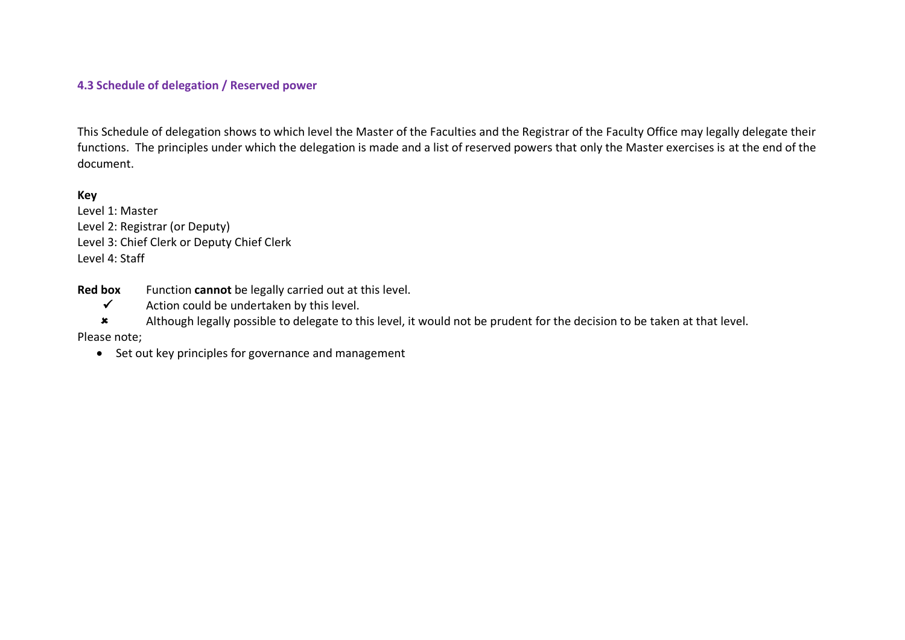### 4.3 Schedule of delegation / Reserved power

This Schedule of delegation shows to which level the Master of the Faculties and the Registrar of the Faculty Office may legally delegate their functions. The principles under which the delegation is made and a list of reserved powers that only the Master exercises is at the end of the document.

**Key**

Level 1: Master
Level 2: Registrar (or Deputy)
Level 3: Chief Clerk or Deputy Chief Clerk
Level 4: Staff

**Red box** Function **cannot** be legally carried out at this level.
✓ Action could be undertaken by this level.
✗ Although legally possible to delegate to this level, it would not be prudent for the decision to be taken at that level.

Please note;

- Set out key principles for governance and management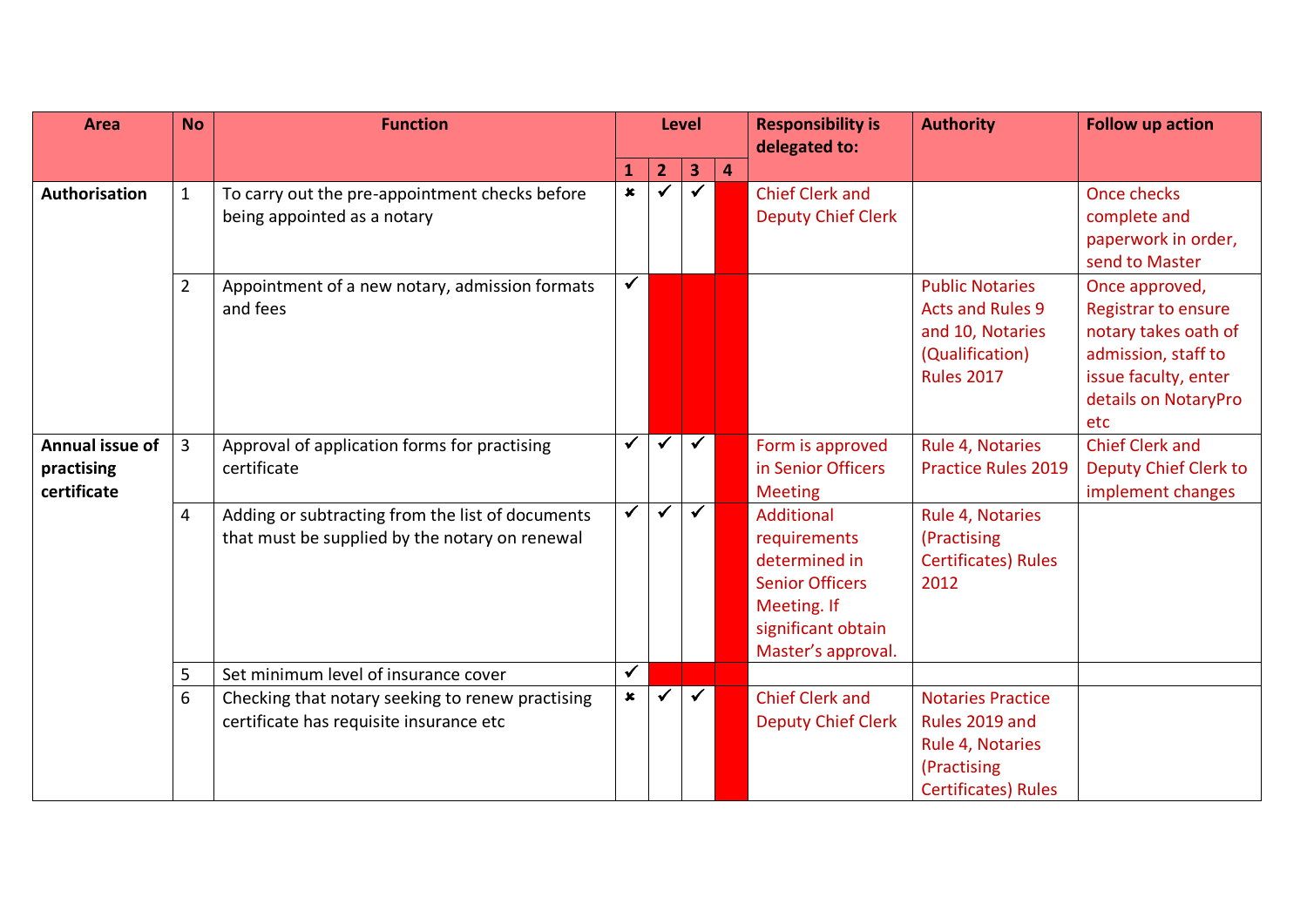| Area | No | Function | Level | | | | Responsibility is delegated to: | Authority | Follow up action |
|---|---|---|---|---|---|---|---|---|---|
| | | | 1 | 2 | 3 | 4 | | | |
| **Authorisation** | 1 | To carry out the pre-appointment checks before being appointed as a notary | ✘ | ✓ | ✓ | | Chief Clerk and Deputy Chief Clerk | | Once checks complete and paperwork in order, send to Master |
| | 2 | Appointment of a new notary, admission formats and fees | ✓ | | | | | Public Notaries Acts and Rules 9 and 10, Notaries (Qualification) Rules 2017 | Once approved, Registrar to ensure notary takes oath of admission, staff to issue faculty, enter details on NotaryPro etc |
| **Annual issue of practising certificate** | 3 | Approval of application forms for practising certificate | ✓ | ✓ | ✓ | | Form is approved in Senior Officers Meeting | Rule 4, Notaries Practice Rules 2019 | Chief Clerk and Deputy Chief Clerk to implement changes |
| | 4 | Adding or subtracting from the list of documents that must be supplied by the notary on renewal | ✓ | ✓ | ✓ | | Additional requirements determined in Senior Officers Meeting. If significant obtain Master's approval. | Rule 4, Notaries (Practising Certificates) Rules 2012 | |
| | 5 | Set minimum level of insurance cover | ✓ | | | | | | |
| | 6 | Checking that notary seeking to renew practising certificate has requisite insurance etc | ✘ | ✓ | ✓ | | Chief Clerk and Deputy Chief Clerk | Notaries Practice Rules 2019 and Rule 4, Notaries (Practising Certificates) Rules | |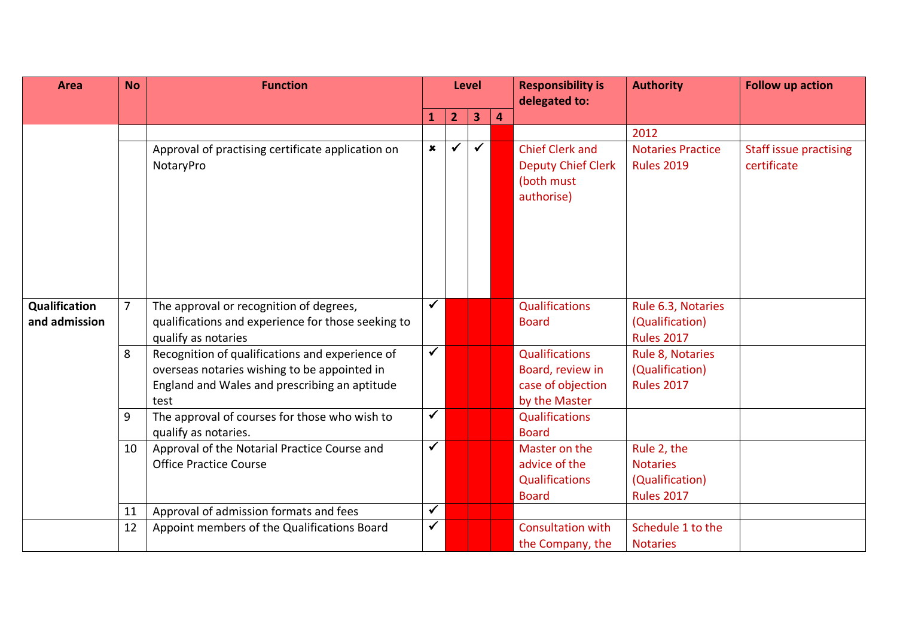| Area | No | Function | Level | | | | Responsibility is delegated to: | Authority | Follow up action |
|---|---|---|---|---|---|---|---|---|---|
| | | | 1 | 2 | 3 | 4 | | | |
| | | | | | | | | 2012 | |
| | | Approval of practising certificate application on NotaryPro | ✗ | ✓ | ✓ | | Chief Clerk and Deputy Chief Clerk (both must authorise) | Notaries Practice Rules 2019 | Staff issue practising certificate |
| **Qualification and admission** | 7 | The approval or recognition of degrees, qualifications and experience for those seeking to qualify as notaries | ✓ | | | | Qualifications Board | Rule 6.3, Notaries (Qualification) Rules 2017 | |
| | 8 | Recognition of qualifications and experience of overseas notaries wishing to be appointed in England and Wales and prescribing an aptitude test | ✓ | | | | Qualifications Board, review in case of objection by the Master | Rule 8, Notaries (Qualification) Rules 2017 | |
| | 9 | The approval of courses for those who wish to qualify as notaries. | ✓ | | | | Qualifications Board | | |
| | 10 | Approval of the Notarial Practice Course and Office Practice Course | ✓ | | | | Master on the advice of the Qualifications Board | Rule 2, the Notaries (Qualification) Rules 2017 | |
| | 11 | Approval of admission formats and fees | ✓ | | | | | | |
| | 12 | Appoint members of the Qualifications Board | ✓ | | | | Consultation with the Company, the | Schedule 1 to the Notaries | |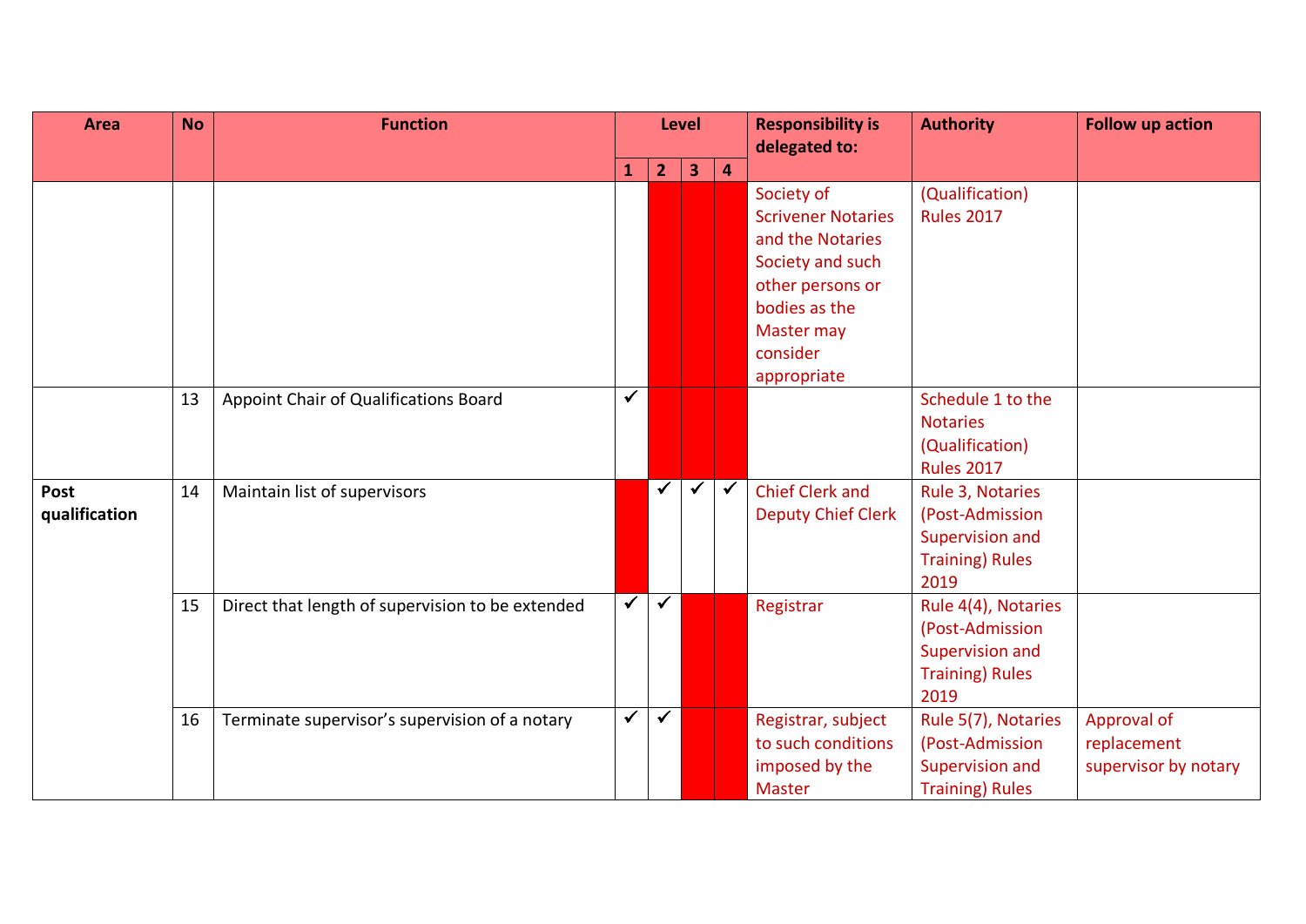| Area | No | Function | Level | | | | Responsibility is delegated to: | Authority | Follow up action |
|---|---|---|---|---|---|---|---|---|---|
| | | | 1 | 2 | 3 | 4 | | | |
| | | | | | | | Society of Scrivener Notaries and the Notaries Society and such other persons or bodies as the Master may consider appropriate | (Qualification) Rules 2017 | |
| | 13 | Appoint Chair of Qualifications Board | ✓ | | | | | Schedule 1 to the Notaries (Qualification) Rules 2017 | |
| **Post qualification** | 14 | Maintain list of supervisors | | ✓ | ✓ | ✓ | Chief Clerk and Deputy Chief Clerk | Rule 3, Notaries (Post-Admission Supervision and Training) Rules 2019 | |
| | 15 | Direct that length of supervision to be extended | ✓ | ✓ | | | Registrar | Rule 4(4), Notaries (Post-Admission Supervision and Training) Rules 2019 | |
| | 16 | Terminate supervisor's supervision of a notary | ✓ | ✓ | | | Registrar, subject to such conditions imposed by the Master | Rule 5(7), Notaries (Post-Admission Supervision and Training) Rules | Approval of replacement supervisor by notary |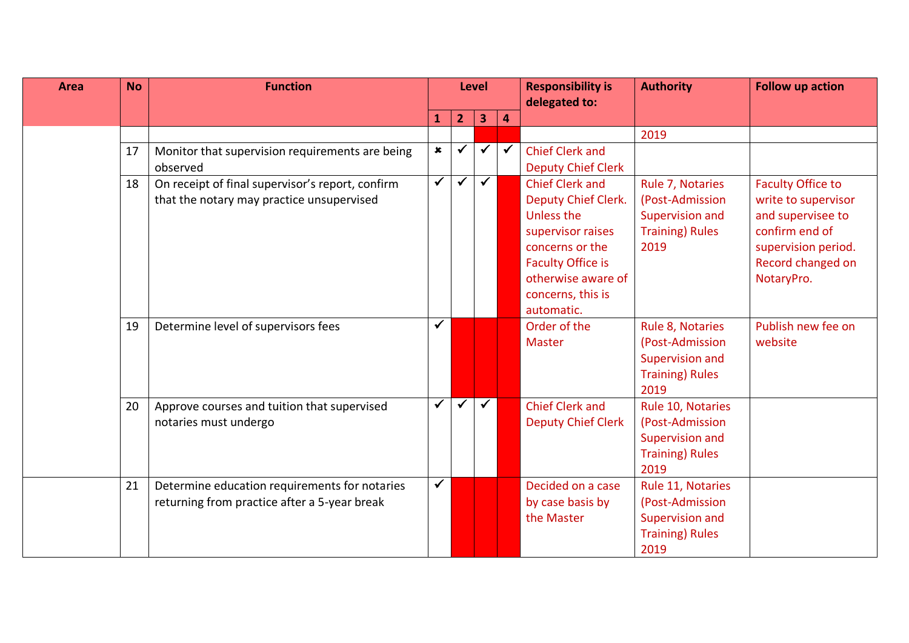| Area | No | Function | Level | | | | Responsibility is delegated to: | Authority | Follow up action |
|---|---|---|---|---|---|---|---|---|---|
| | | | 1 | 2 | 3 | 4 | | | |
| | | | | | | | | 2019 | |
| | 17 | Monitor that supervision requirements are being observed | ✖ | ✔ | ✔ | ✔ | Chief Clerk and Deputy Chief Clerk | | |
| | 18 | On receipt of final supervisor's report, confirm that the notary may practice unsupervised | ✔ | ✔ | ✔ | | Chief Clerk and Deputy Chief Clerk. Unless the supervisor raises concerns or the Faculty Office is otherwise aware of concerns, this is automatic. | Rule 7, Notaries (Post-Admission Supervision and Training) Rules 2019 | Faculty Office to write to supervisor and supervisee to confirm end of supervision period. Record changed on NotaryPro. |
| | 19 | Determine level of supervisors fees | ✔ | | | | Order of the Master | Rule 8, Notaries (Post-Admission Supervision and Training) Rules 2019 | Publish new fee on website |
| | 20 | Approve courses and tuition that supervised notaries must undergo | ✔ | ✔ | ✔ | | Chief Clerk and Deputy Chief Clerk | Rule 10, Notaries (Post-Admission Supervision and Training) Rules 2019 | |
| | 21 | Determine education requirements for notaries returning from practice after a 5-year break | ✔ | | | | Decided on a case by case basis by the Master | Rule 11, Notaries (Post-Admission Supervision and Training) Rules 2019 | |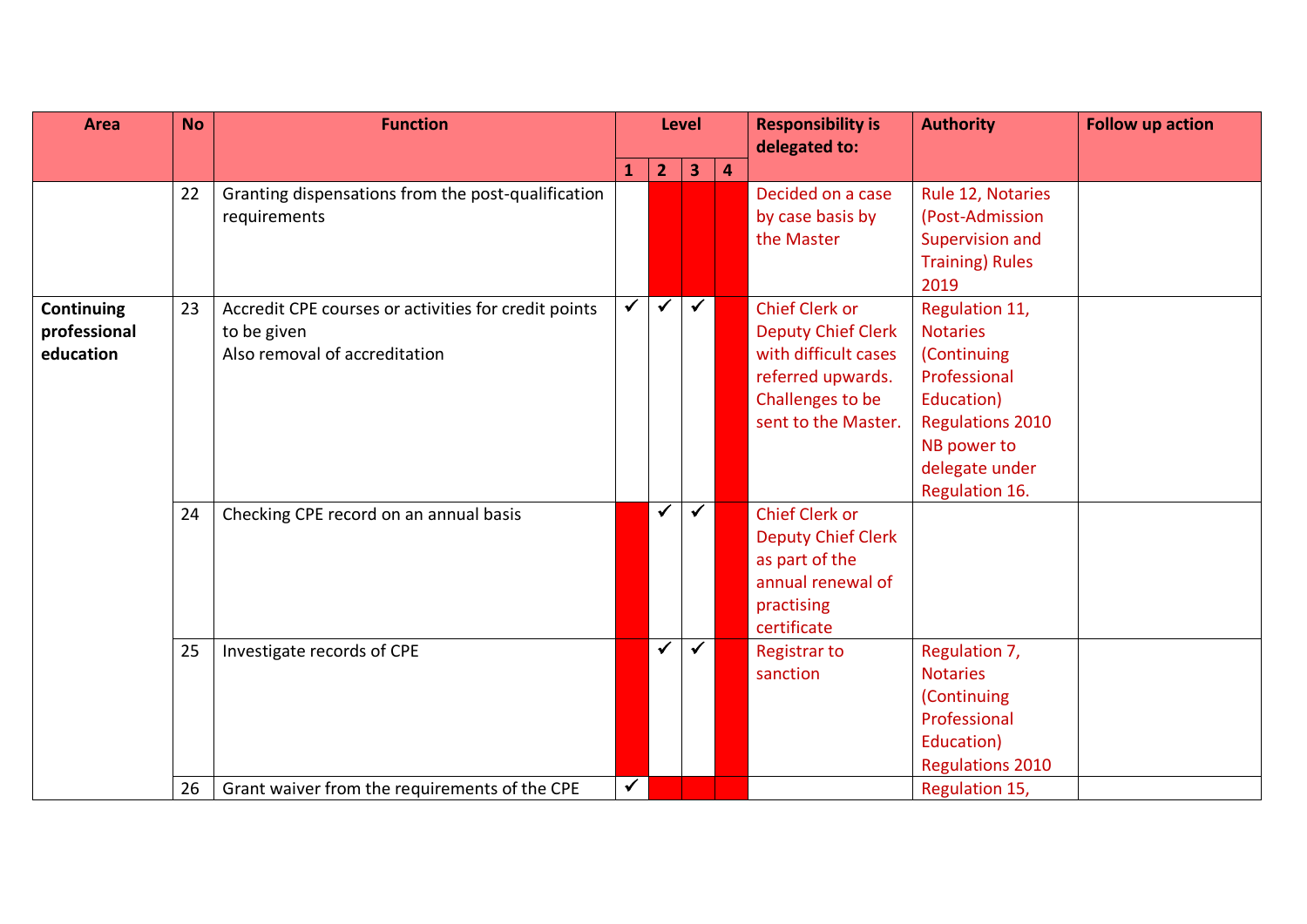| Area | No | Function | Level | | | | Responsibility is delegated to: | Authority | Follow up action |
|---|---|---|---|---|---|---|---|---|---|
| | | | 1 | 2 | 3 | 4 | | | |
| | 22 | Granting dispensations from the post-qualification requirements | | | | | Decided on a case by case basis by the Master | Rule 12, Notaries (Post-Admission Supervision and Training) Rules 2019 | |
| **Continuing professional education** | 23 | Accredit CPE courses or activities for credit points to be given<br>Also removal of accreditation | ✓ | ✓ | ✓ | | Chief Clerk or Deputy Chief Clerk with difficult cases referred upwards. Challenges to be sent to the Master. | Regulation 11, Notaries (Continuing Professional Education) Regulations 2010 NB power to delegate under Regulation 16. | |
| | 24 | Checking CPE record on an annual basis | | ✓ | ✓ | | Chief Clerk or Deputy Chief Clerk as part of the annual renewal of practising certificate | | |
| | 25 | Investigate records of CPE | | ✓ | ✓ | | Registrar to sanction | Regulation 7, Notaries (Continuing Professional Education) Regulations 2010 | |
| | 26 | Grant waiver from the requirements of the CPE | ✓ | | | | | Regulation 15, | |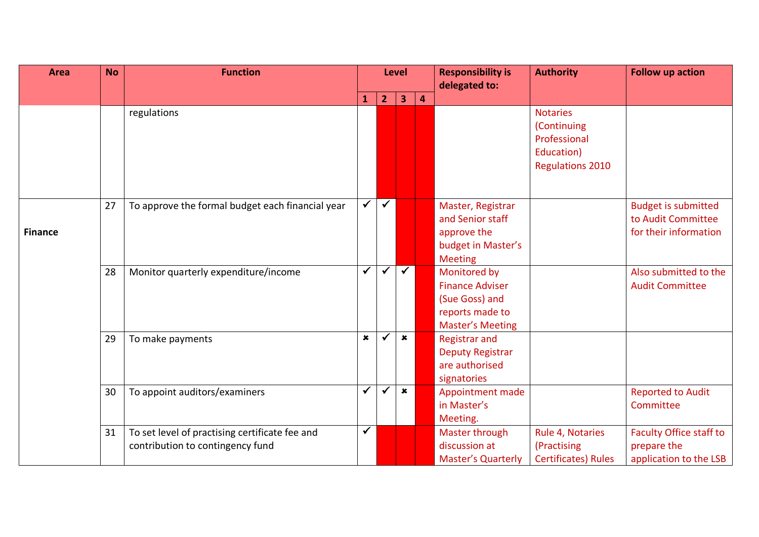| Area | No | Function | Level | | | | Responsibility is delegated to: | Authority | Follow up action |
|---|---|---|---|---|---|---|---|---|---|
| | | | 1 | 2 | 3 | 4 | | | |
| | | regulations | | | | | | Notaries (Continuing Professional Education) Regulations 2010 | |
| **Finance** | 27 | To approve the formal budget each financial year | ✓ | ✓ | | | Master, Registrar and Senior staff approve the budget in Master's Meeting | | Budget is submitted to Audit Committee for their information |
| | 28 | Monitor quarterly expenditure/income | ✓ | ✓ | ✓ | | Monitored by Finance Adviser (Sue Goss) and reports made to Master's Meeting | | Also submitted to the Audit Committee |
| | 29 | To make payments | ✗ | ✓ | ✗ | | Registrar and Deputy Registrar are authorised signatories | | |
| | 30 | To appoint auditors/examiners | ✓ | ✓ | ✗ | | Appointment made in Master's Meeting. | | Reported to Audit Committee |
| | 31 | To set level of practising certificate fee and contribution to contingency fund | ✓ | | | | Master through discussion at Master's Quarterly | Rule 4, Notaries (Practising Certificates) Rules | Faculty Office staff to prepare the application to the LSB |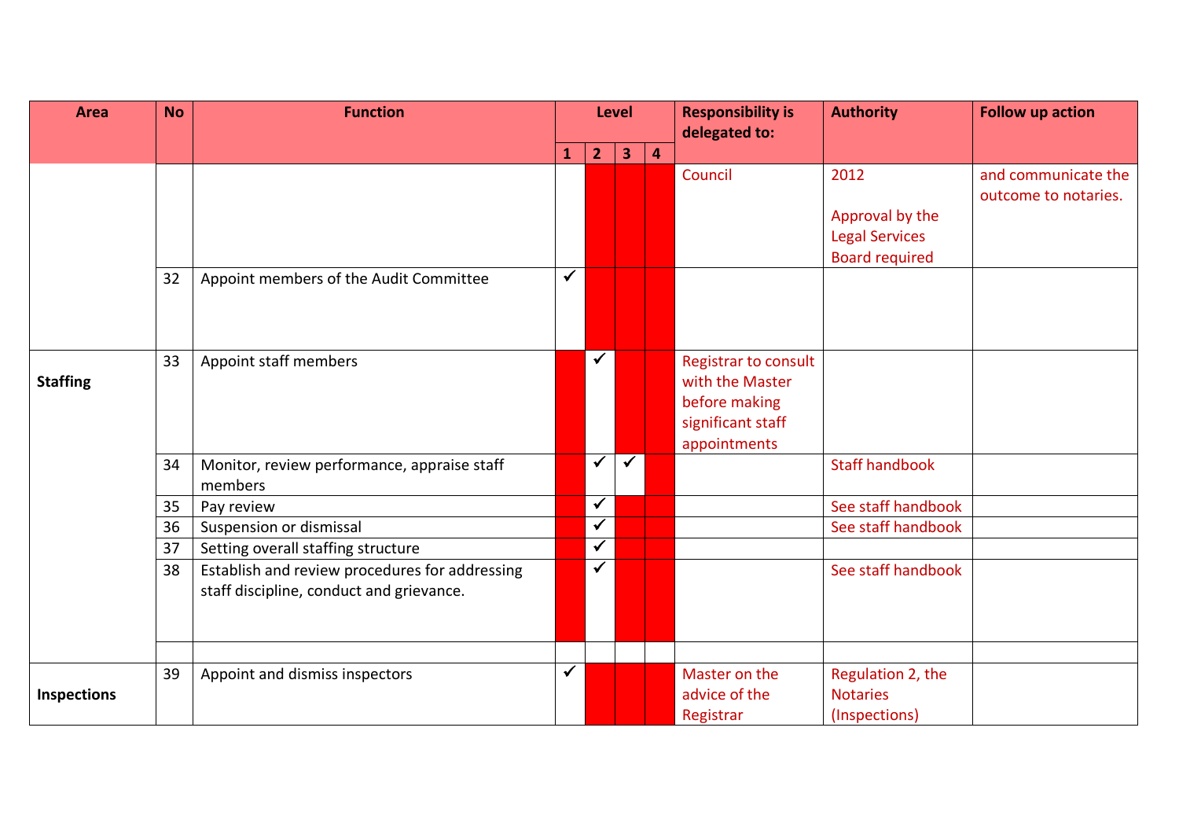| Area | No | Function | Level | | | | Responsibility is delegated to: | Authority | Follow up action |
|---|---|---|---|---|---|---|---|---|---|
| | | | 1 | 2 | 3 | 4 | | | |
| | | | | | | | Council | 2012<br><br>Approval by the Legal Services Board required | and communicate the outcome to notaries. |
| | 32 | Appoint members of the Audit Committee | ✔ | | | | | | |
| **Staffing** | 33 | Appoint staff members | | ✔ | | | Registrar to consult with the Master before making significant staff appointments | | |
| | 34 | Monitor, review performance, appraise staff members | | ✔ | ✔ | | | Staff handbook | |
| | 35 | Pay review | | ✔ | | | | See staff handbook | |
| | 36 | Suspension or dismissal | | ✔ | | | | See staff handbook | |
| | 37 | Setting overall staffing structure | | ✔ | | | | | |
| | 38 | Establish and review procedures for addressing staff discipline, conduct and grievance. | | ✔ | | | | See staff handbook | |
| | | | | | | | | | |
| **Inspections** | 39 | Appoint and dismiss inspectors | ✔ | | | | Master on the advice of the Registrar | Regulation 2, the Notaries (Inspections) | |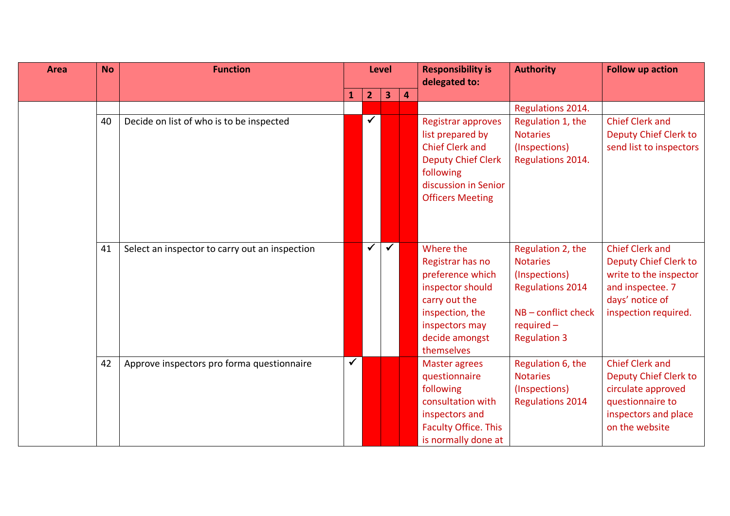| Area | No | Function | Level | | | | Responsibility is delegated to: | Authority | Follow up action |
|---|---|---|---|---|---|---|---|---|---|
| | | | 1 | 2 | 3 | 4 | | | |
| | | | | | | | | Regulations 2014. | |
| | 40 | Decide on list of who is to be inspected | | ✓ | | | Registrar approves list prepared by Chief Clerk and Deputy Chief Clerk following discussion in Senior Officers Meeting | Regulation 1, the Notaries (Inspections) Regulations 2014. | Chief Clerk and Deputy Chief Clerk to send list to inspectors |
| | 41 | Select an inspector to carry out an inspection | | ✓ | ✓ | | Where the Registrar has no preference which inspector should carry out the inspection, the inspectors may decide amongst themselves | Regulation 2, the Notaries (Inspections) Regulations 2014<br><br>NB – conflict check required – Regulation 3 | Chief Clerk and Deputy Chief Clerk to write to the inspector and inspectee. 7 days' notice of inspection required. |
| | 42 | Approve inspectors pro forma questionnaire | ✓ | | | | Master agrees questionnaire following consultation with inspectors and Faculty Office. This is normally done at | Regulation 6, the Notaries (Inspections) Regulations 2014 | Chief Clerk and Deputy Chief Clerk to circulate approved questionnaire to inspectors and place on the website |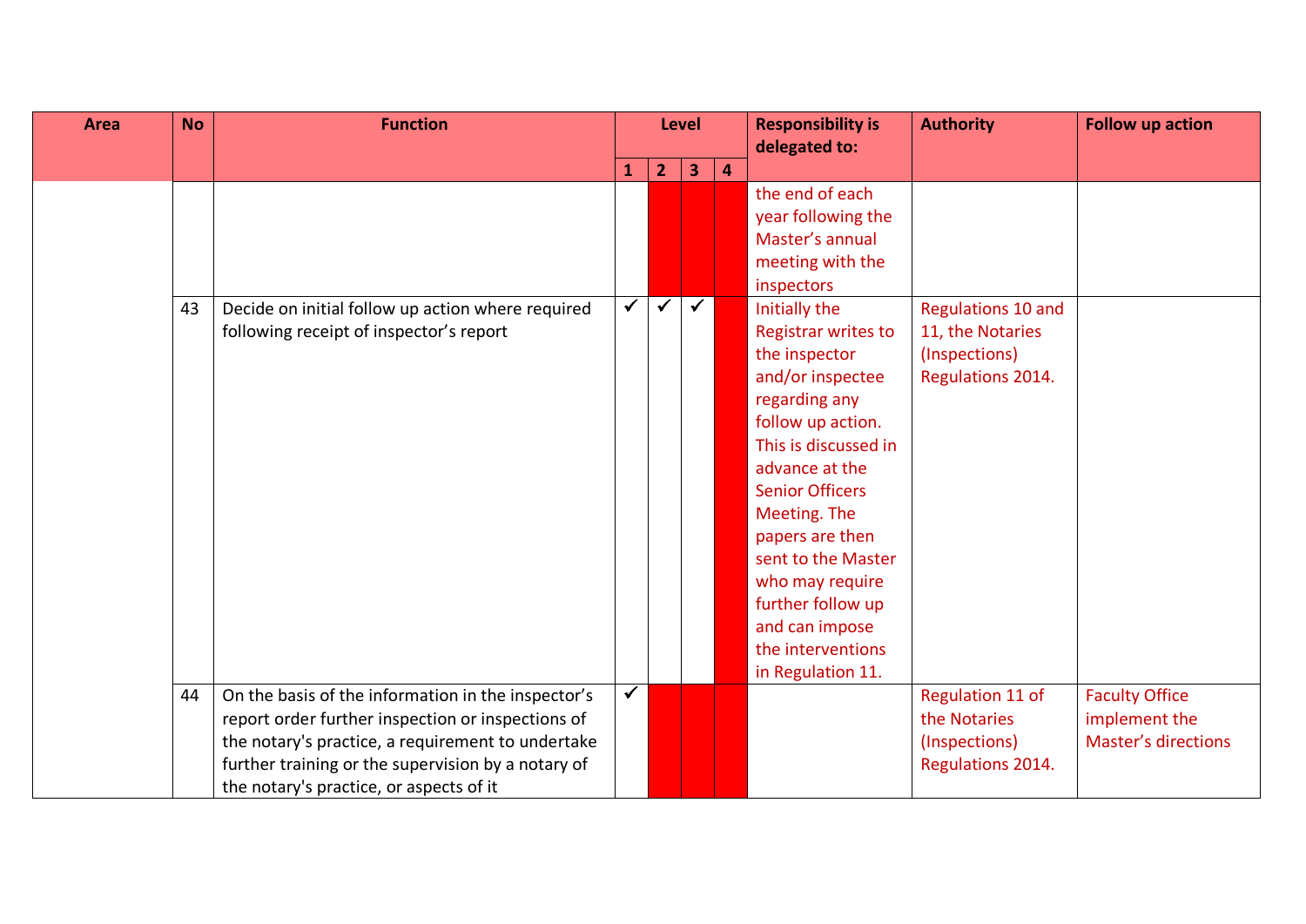| Area | No | Function | Level | | | | Responsibility is delegated to: | Authority | Follow up action |
|---|---|---|---|---|---|---|---|---|---|
| | | | 1 | 2 | 3 | 4 | | | |
| | | | | | | | the end of each year following the Master's annual meeting with the inspectors | | |
| | 43 | Decide on initial follow up action where required following receipt of inspector's report | ✔ | ✔ | ✔ | | Initially the Registrar writes to the inspector and/or inspectee regarding any follow up action. This is discussed in advance at the Senior Officers Meeting. The papers are then sent to the Master who may require further follow up and can impose the interventions in Regulation 11. | Regulations 10 and 11, the Notaries (Inspections) Regulations 2014. | |
| | 44 | On the basis of the information in the inspector's report order further inspection or inspections of the notary's practice, a requirement to undertake further training or the supervision by a notary of the notary's practice, or aspects of it | ✔ | | | | | Regulation 11 of the Notaries (Inspections) Regulations 2014. | Faculty Office implement the Master's directions |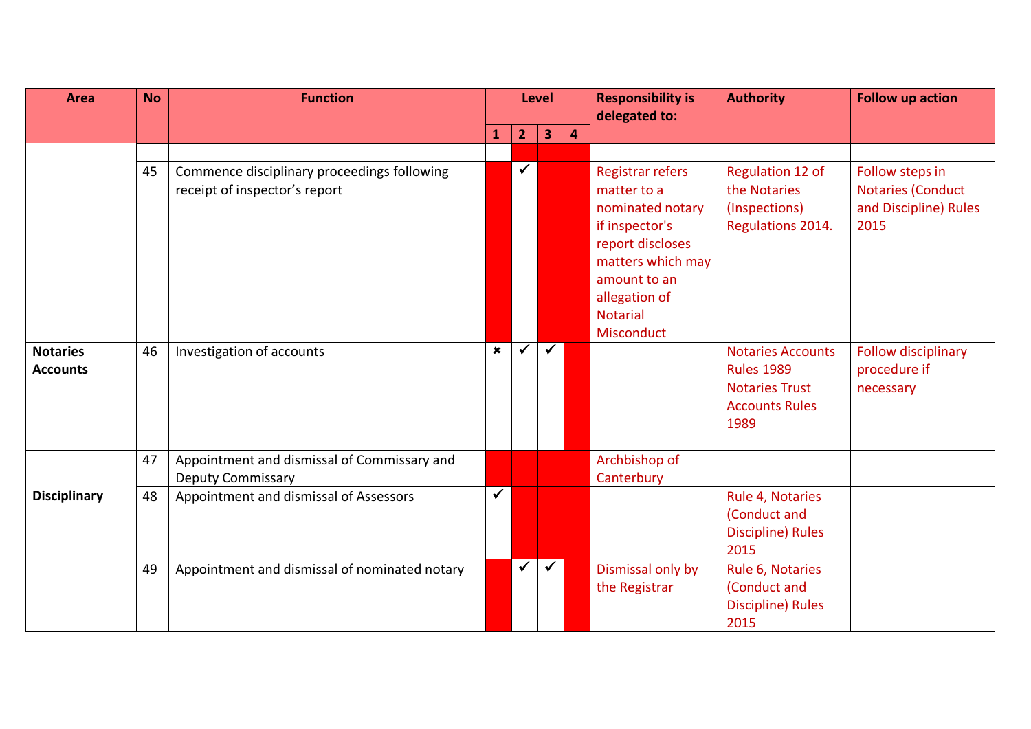| Area | No | Function | Level | | | | Responsibility is delegated to: | Authority | Follow up action |
|---|---|---|---|---|---|---|---|---|---|
| | | | 1 | 2 | 3 | 4 | | | |
| | | | | | | | | | |
| | 45 | Commence disciplinary proceedings following receipt of inspector's report | | ✓ | | | Registrar refers matter to a nominated notary if inspector's report discloses matters which may amount to an allegation of Notarial Misconduct | Regulation 12 of the Notaries (Inspections) Regulations 2014. | Follow steps in Notaries (Conduct and Discipline) Rules 2015 |
| **Notaries Accounts** | 46 | Investigation of accounts | ✗ | ✓ | ✓ | | | Notaries Accounts Rules 1989 Notaries Trust Accounts Rules 1989 | Follow disciplinary procedure if necessary |
| **Disciplinary** | 47 | Appointment and dismissal of Commissary and Deputy Commissary | | | | | Archbishop of Canterbury | | |
| | 48 | Appointment and dismissal of Assessors | ✓ | | | | | Rule 4, Notaries (Conduct and Discipline) Rules 2015 | |
| | 49 | Appointment and dismissal of nominated notary | | ✓ | ✓ | | Dismissal only by the Registrar | Rule 6, Notaries (Conduct and Discipline) Rules 2015 | |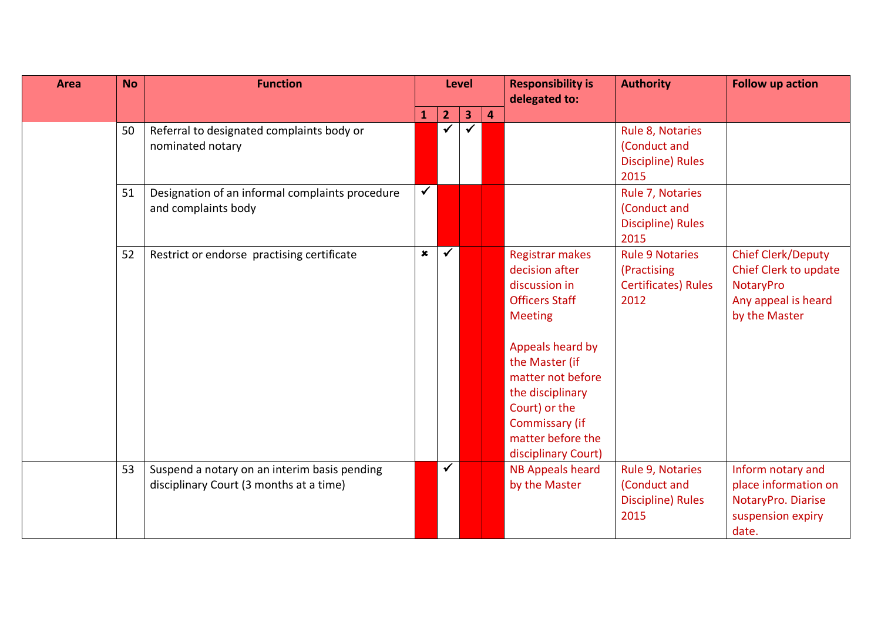| Area | No | Function | Level | | | | Responsibility is delegated to: | Authority | Follow up action |
|---|---|---|---|---|---|---|---|---|---|
| | | | 1 | 2 | 3 | 4 | | | |
| | 50 | Referral to designated complaints body or nominated notary | | ✓ | ✓ | | | Rule 8, Notaries (Conduct and Discipline) Rules 2015 | |
| | 51 | Designation of an informal complaints procedure and complaints body | ✓ | | | | | Rule 7, Notaries (Conduct and Discipline) Rules 2015 | |
| | 52 | Restrict or endorse practising certificate | ✗ | ✓ | | | Registrar makes decision after discussion in Officers Staff Meeting<br><br>Appeals heard by the Master (if matter not before the disciplinary Court) or the Commissary (if matter before the disciplinary Court) | Rule 9 Notaries (Practising Certificates) Rules 2012 | Chief Clerk/Deputy Chief Clerk to update NotaryPro<br>Any appeal is heard by the Master |
| | 53 | Suspend a notary on an interim basis pending disciplinary Court (3 months at a time) | | ✓ | | | NB Appeals heard by the Master | Rule 9, Notaries (Conduct and Discipline) Rules 2015 | Inform notary and place information on NotaryPro. Diarise suspension expiry date. |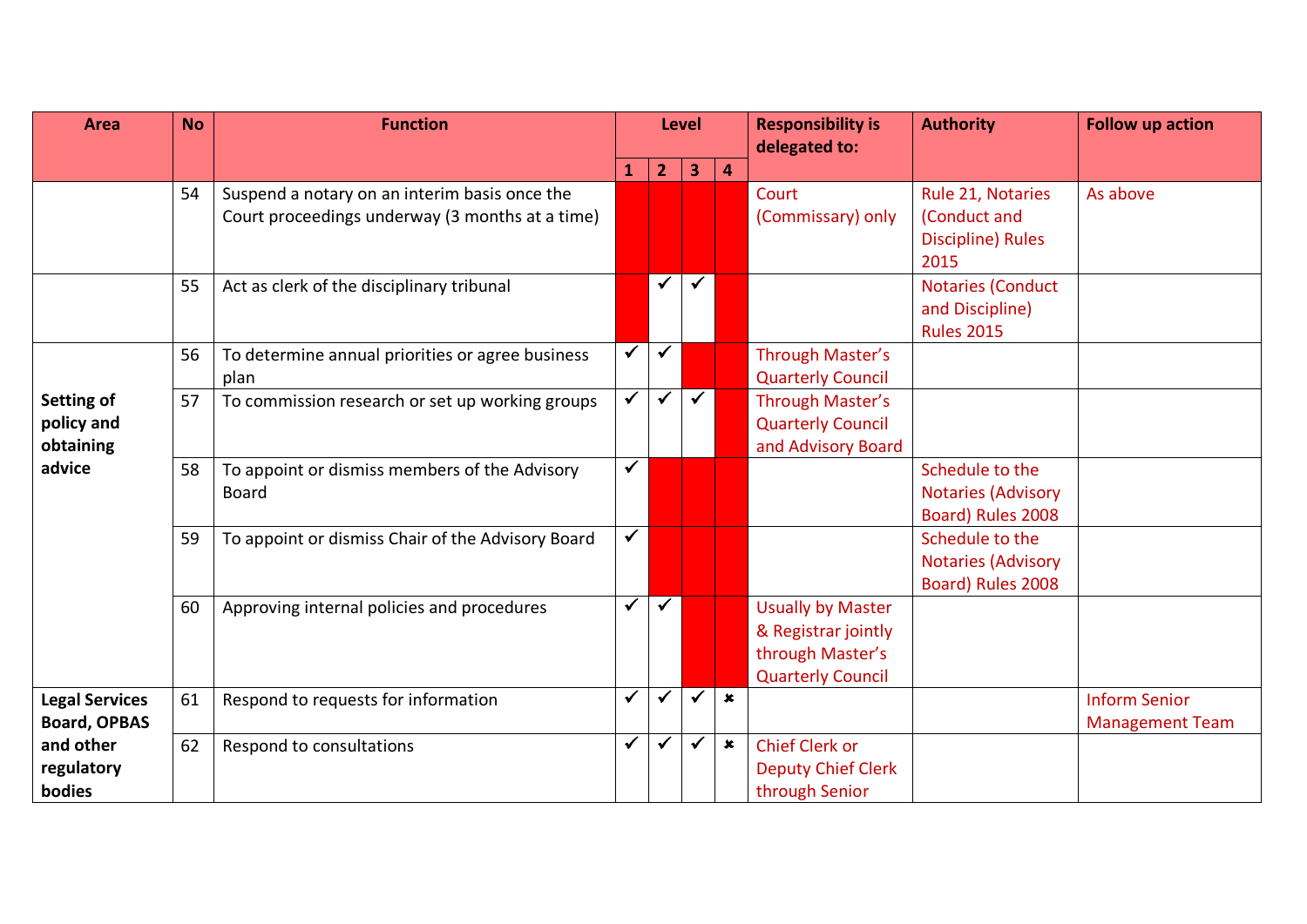| Area | No | Function | Level | | | | Responsibility is delegated to: | Authority | Follow up action |
|---|---|---|---|---|---|---|---|---|---|
| | | | 1 | 2 | 3 | 4 | | | |
| | 54 | Suspend a notary on an interim basis once the Court proceedings underway (3 months at a time) | | | | | Court (Commissary) only | Rule 21, Notaries (Conduct and Discipline) Rules 2015 | As above |
| | 55 | Act as clerk of the disciplinary tribunal | | ✔ | ✔ | | | Notaries (Conduct and Discipline) Rules 2015 | |
| **Setting of policy and obtaining advice** | 56 | To determine annual priorities or agree business plan | ✔ | ✔ | | | Through Master's Quarterly Council | | |
| | 57 | To commission research or set up working groups | ✔ | ✔ | ✔ | | Through Master's Quarterly Council and Advisory Board | | |
| | 58 | To appoint or dismiss members of the Advisory Board | ✔ | | | | | Schedule to the Notaries (Advisory Board) Rules 2008 | |
| | 59 | To appoint or dismiss Chair of the Advisory Board | ✔ | | | | | Schedule to the Notaries (Advisory Board) Rules 2008 | |
| | 60 | Approving internal policies and procedures | ✔ | ✔ | | | Usually by Master & Registrar jointly through Master's Quarterly Council | | |
| **Legal Services Board, OPBAS and other regulatory bodies** | 61 | Respond to requests for information | ✔ | ✔ | ✔ | ✖ | | | Inform Senior Management Team |
| | 62 | Respond to consultations | ✔ | ✔ | ✔ | ✖ | Chief Clerk or Deputy Chief Clerk through Senior | | |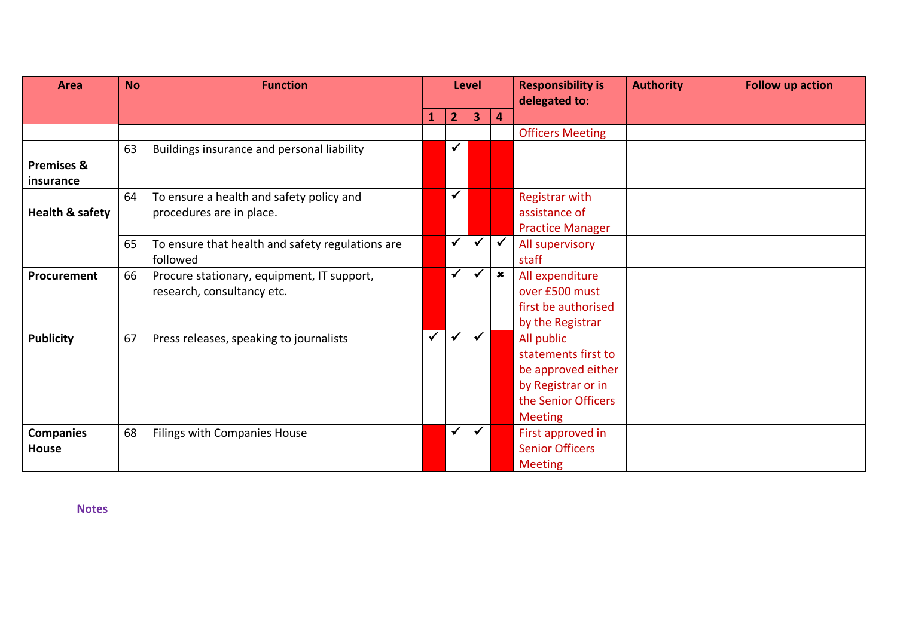| Area | No | Function | Level | | | | Responsibility is delegated to: | Authority | Follow up action |
|---|---|---|---|---|---|---|---|---|---|
| | | | 1 | 2 | 3 | 4 | | | |
| | | | | | | | Officers Meeting | | |
| **Premises & insurance** | 63 | Buildings insurance and personal liability | | ✓ | | | | | |
| **Health & safety** | 64 | To ensure a health and safety policy and procedures are in place. | | ✓ | | | Registrar with assistance of Practice Manager | | |
| | 65 | To ensure that health and safety regulations are followed | | ✓ | ✓ | ✓ | All supervisory staff | | |
| **Procurement** | 66 | Procure stationary, equipment, IT support, research, consultancy etc. | | ✓ | ✓ | ✗ | All expenditure over £500 must first be authorised by the Registrar | | |
| **Publicity** | 67 | Press releases, speaking to journalists | ✓ | ✓ | ✓ | | All public statements first to be approved either by Registrar or in the Senior Officers Meeting | | |
| **Companies House** | 68 | Filings with Companies House | | ✓ | ✓ | | First approved in Senior Officers Meeting | | |

**Notes**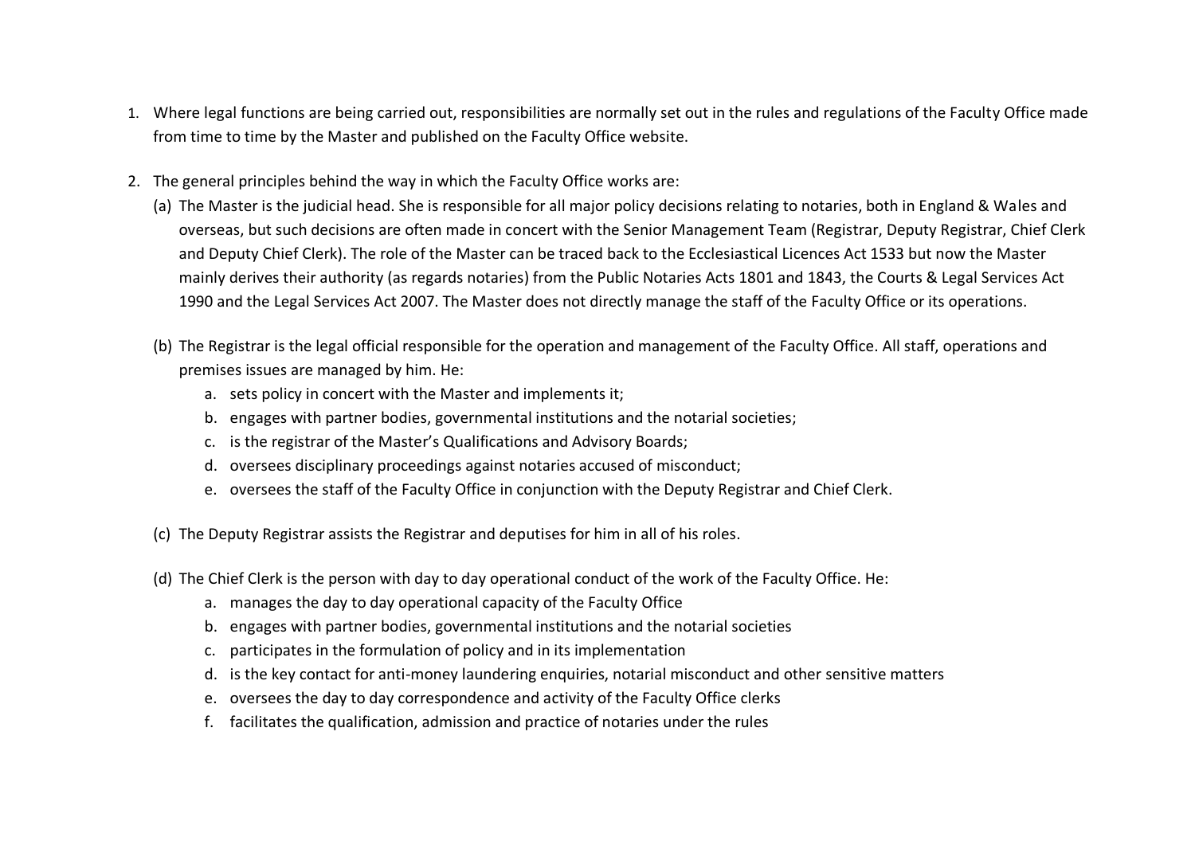1. Where legal functions are being carried out, responsibilities are normally set out in the rules and regulations of the Faculty Office made from time to time by the Master and published on the Faculty Office website.

2. The general principles behind the way in which the Faculty Office works are:

   (a) The Master is the judicial head. She is responsible for all major policy decisions relating to notaries, both in England & Wales and overseas, but such decisions are often made in concert with the Senior Management Team (Registrar, Deputy Registrar, Chief Clerk and Deputy Chief Clerk). The role of the Master can be traced back to the Ecclesiastical Licences Act 1533 but now the Master mainly derives their authority (as regards notaries) from the Public Notaries Acts 1801 and 1843, the Courts & Legal Services Act 1990 and the Legal Services Act 2007. The Master does not directly manage the staff of the Faculty Office or its operations.

   (b) The Registrar is the legal official responsible for the operation and management of the Faculty Office. All staff, operations and premises issues are managed by him. He:
      a. sets policy in concert with the Master and implements it;
      b. engages with partner bodies, governmental institutions and the notarial societies;
      c. is the registrar of the Master's Qualifications and Advisory Boards;
      d. oversees disciplinary proceedings against notaries accused of misconduct;
      e. oversees the staff of the Faculty Office in conjunction with the Deputy Registrar and Chief Clerk.

   (c) The Deputy Registrar assists the Registrar and deputises for him in all of his roles.

   (d) The Chief Clerk is the person with day to day operational conduct of the work of the Faculty Office. He:
      a. manages the day to day operational capacity of the Faculty Office
      b. engages with partner bodies, governmental institutions and the notarial societies
      c. participates in the formulation of policy and in its implementation
      d. is the key contact for anti-money laundering enquiries, notarial misconduct and other sensitive matters
      e. oversees the day to day correspondence and activity of the Faculty Office clerks
      f. facilitates the qualification, admission and practice of notaries under the rules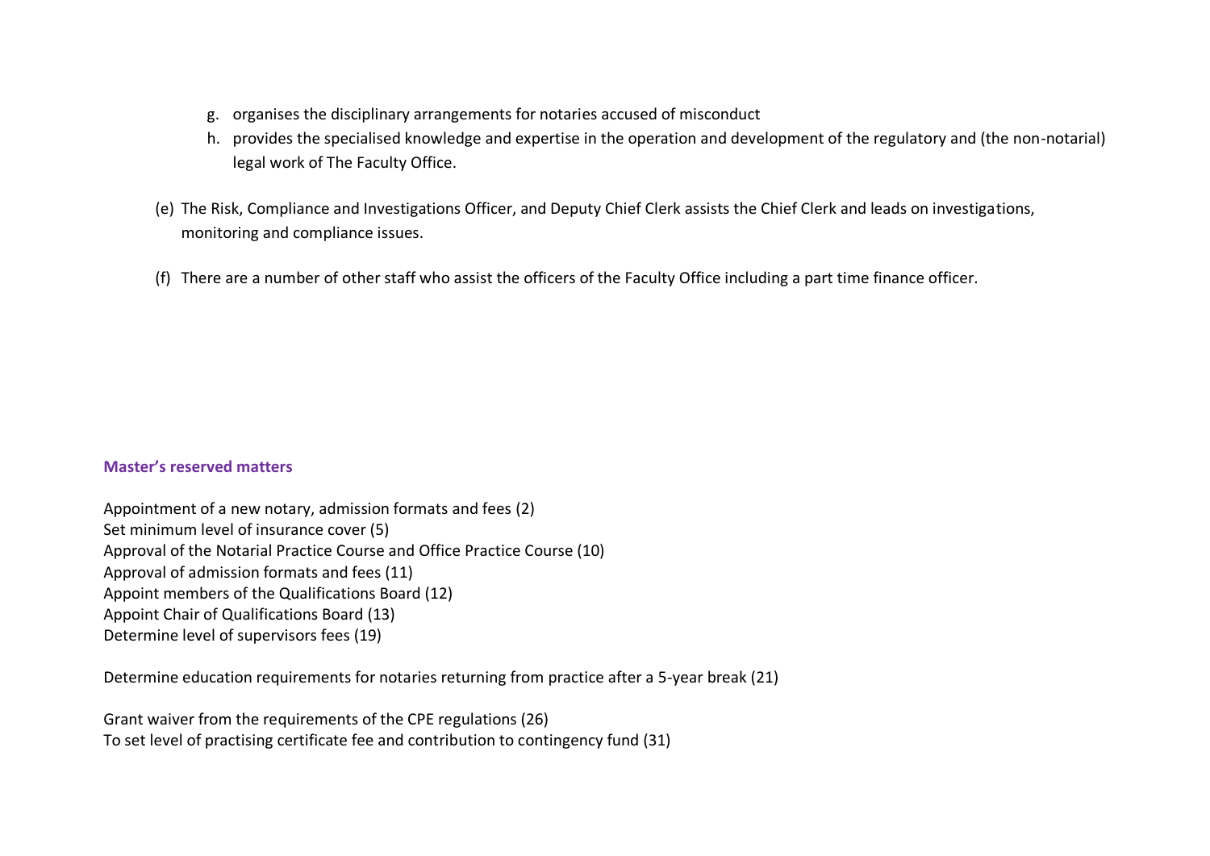g. organises the disciplinary arrangements for notaries accused of misconduct
   h. provides the specialised knowledge and expertise in the operation and development of the regulatory and (the non-notarial) legal work of The Faculty Office.

(e) The Risk, Compliance and Investigations Officer, and Deputy Chief Clerk assists the Chief Clerk and leads on investigations, monitoring and compliance issues.

(f) There are a number of other staff who assist the officers of the Faculty Office including a part time finance officer.

**Master's reserved matters**

Appointment of a new notary, admission formats and fees (2)
Set minimum level of insurance cover (5)
Approval of the Notarial Practice Course and Office Practice Course (10)
Approval of admission formats and fees (11)
Appoint members of the Qualifications Board (12)
Appoint Chair of Qualifications Board (13)
Determine level of supervisors fees (19)

Determine education requirements for notaries returning from practice after a 5-year break (21)

Grant waiver from the requirements of the CPE regulations (26)
To set level of practising certificate fee and contribution to contingency fund (31)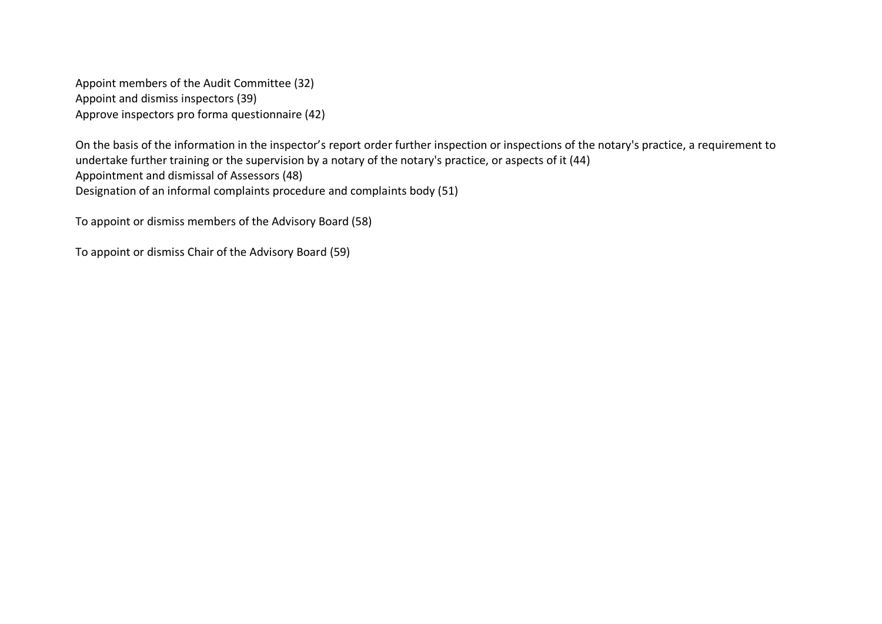Appoint members of the Audit Committee (32)
Appoint and dismiss inspectors (39)
Approve inspectors pro forma questionnaire (42)

On the basis of the information in the inspector's report order further inspection or inspections of the notary's practice, a requirement to undertake further training or the supervision by a notary of the notary's practice, or aspects of it (44)
Appointment and dismissal of Assessors (48)
Designation of an informal complaints procedure and complaints body (51)

To appoint or dismiss members of the Advisory Board (58)

To appoint or dismiss Chair of the Advisory Board (59)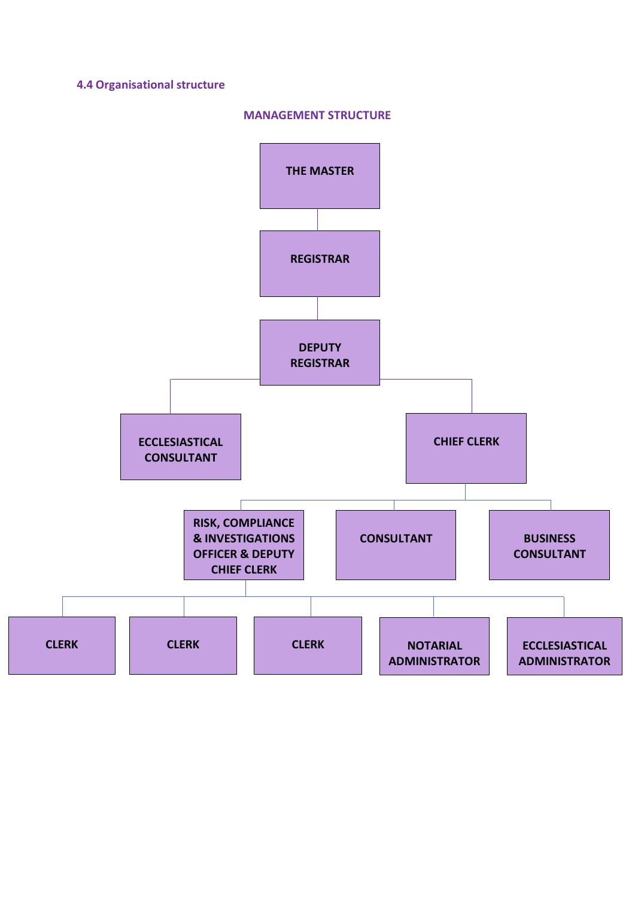### 4.4 Organisational structure

MANAGEMENT STRUCTURE

THE MASTER

REGISTRAR

DEPUTY REGISTRAR

ECCLESIASTICAL CONSULTANT

CHIEF CLERK

RISK, COMPLIANCE & INVESTIGATIONS OFFICER & DEPUTY CHIEF CLERK

CONSULTANT

BUSINESS CONSULTANT

CLERK

CLERK

CLERK

NOTARIAL ADMINISTRATOR

ECCLESIASTICAL ADMINISTRATOR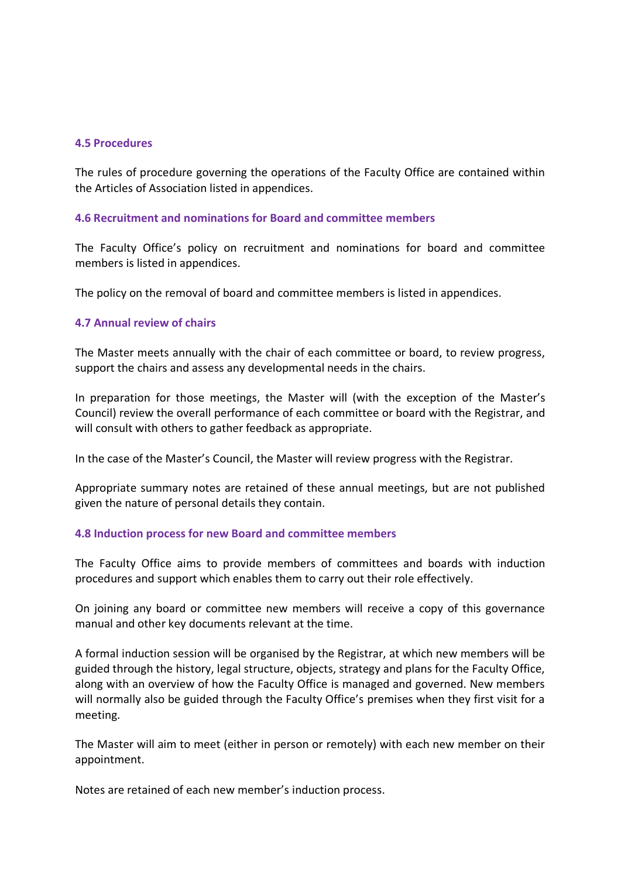### 4.5 Procedures

The rules of procedure governing the operations of the Faculty Office are contained within the Articles of Association listed in appendices.

### 4.6 Recruitment and nominations for Board and committee members

The Faculty Office's policy on recruitment and nominations for board and committee members is listed in appendices.

The policy on the removal of board and committee members is listed in appendices.

### 4.7 Annual review of chairs

The Master meets annually with the chair of each committee or board, to review progress, support the chairs and assess any developmental needs in the chairs.

In preparation for those meetings, the Master will (with the exception of the Master's Council) review the overall performance of each committee or board with the Registrar, and will consult with others to gather feedback as appropriate.

In the case of the Master's Council, the Master will review progress with the Registrar.

Appropriate summary notes are retained of these annual meetings, but are not published given the nature of personal details they contain.

### 4.8 Induction process for new Board and committee members

The Faculty Office aims to provide members of committees and boards with induction procedures and support which enables them to carry out their role effectively.

On joining any board or committee new members will receive a copy of this governance manual and other key documents relevant at the time.

A formal induction session will be organised by the Registrar, at which new members will be guided through the history, legal structure, objects, strategy and plans for the Faculty Office, along with an overview of how the Faculty Office is managed and governed. New members will normally also be guided through the Faculty Office's premises when they first visit for a meeting.

The Master will aim to meet (either in person or remotely) with each new member on their appointment.

Notes are retained of each new member's induction process.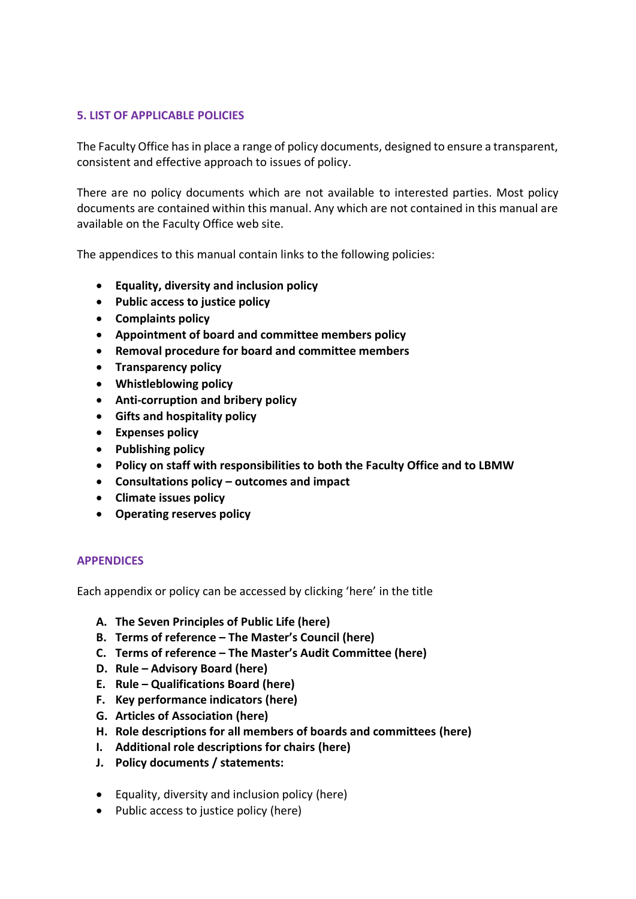## 5. LIST OF APPLICABLE POLICIES

The Faculty Office has in place a range of policy documents, designed to ensure a transparent, consistent and effective approach to issues of policy.

There are no policy documents which are not available to interested parties. Most policy documents are contained within this manual. Any which are not contained in this manual are available on the Faculty Office web site.

The appendices to this manual contain links to the following policies:

- **Equality, diversity and inclusion policy**
- **Public access to justice policy**
- **Complaints policy**
- **Appointment of board and committee members policy**
- **Removal procedure for board and committee members**
- **Transparency policy**
- **Whistleblowing policy**
- **Anti-corruption and bribery policy**
- **Gifts and hospitality policy**
- **Expenses policy**
- **Publishing policy**
- **Policy on staff with responsibilities to both the Faculty Office and to LBMW**
- **Consultations policy – outcomes and impact**
- **Climate issues policy**
- **Operating reserves policy**

## APPENDICES

Each appendix or policy can be accessed by clicking 'here' in the title

A. **The Seven Principles of Public Life (here)**
B. **Terms of reference – The Master's Council (here)**
C. **Terms of reference – The Master's Audit Committee (here)**
D. **Rule – Advisory Board (here)**
E. **Rule – Qualifications Board (here)**
F. **Key performance indicators (here)**
G. **Articles of Association (here)**
H. **Role descriptions for all members of boards and committees (here)**
I. **Additional role descriptions for chairs (here)**
J. **Policy documents / statements:**

- Equality, diversity and inclusion policy (here)
- Public access to justice policy (here)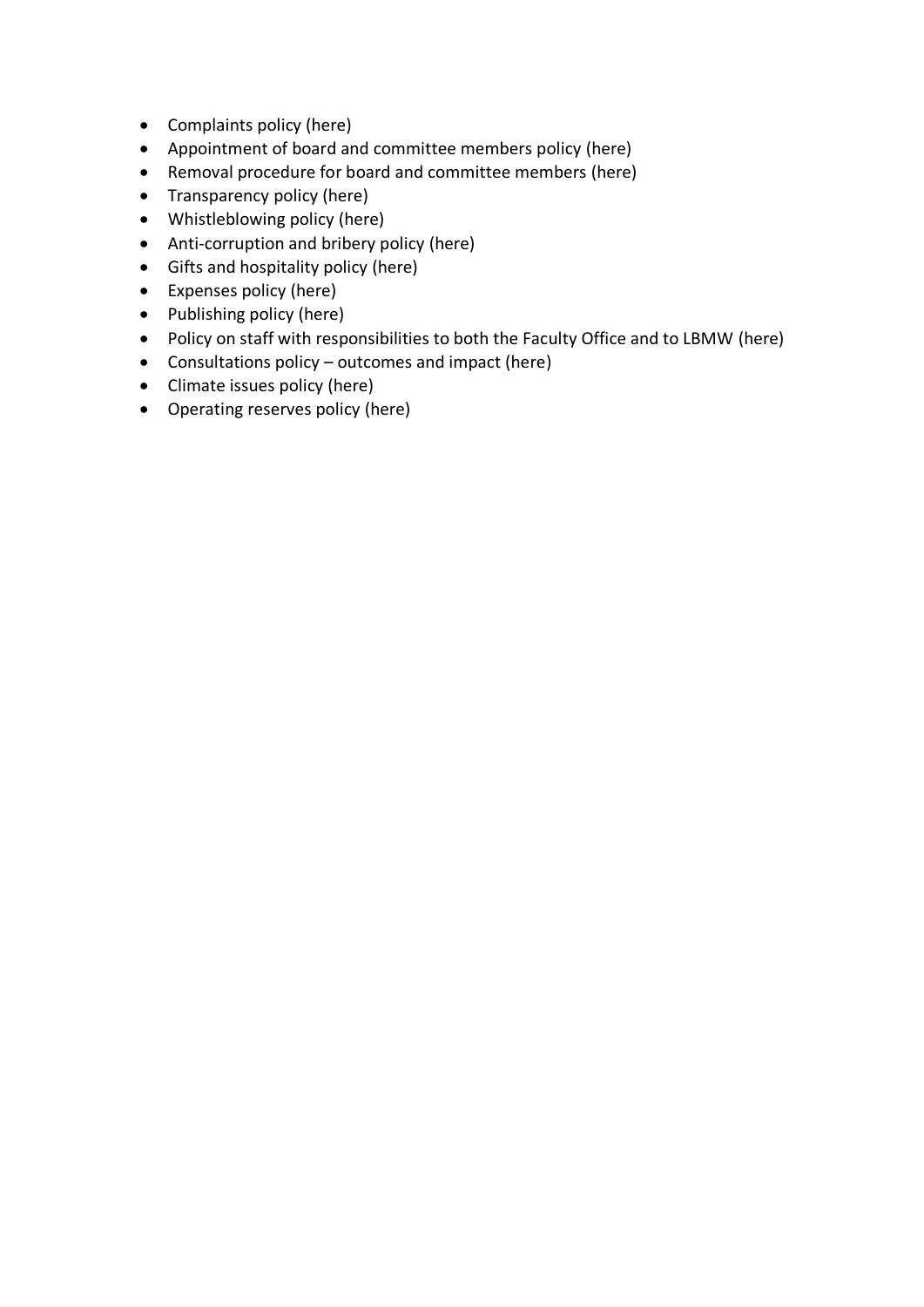- Complaints policy (here)
- Appointment of board and committee members policy (here)
- Removal procedure for board and committee members (here)
- Transparency policy (here)
- Whistleblowing policy (here)
- Anti-corruption and bribery policy (here)
- Gifts and hospitality policy (here)
- Expenses policy (here)
- Publishing policy (here)
- Policy on staff with responsibilities to both the Faculty Office and to LBMW (here)
- Consultations policy – outcomes and impact (here)
- Climate issues policy (here)
- Operating reserves policy (here)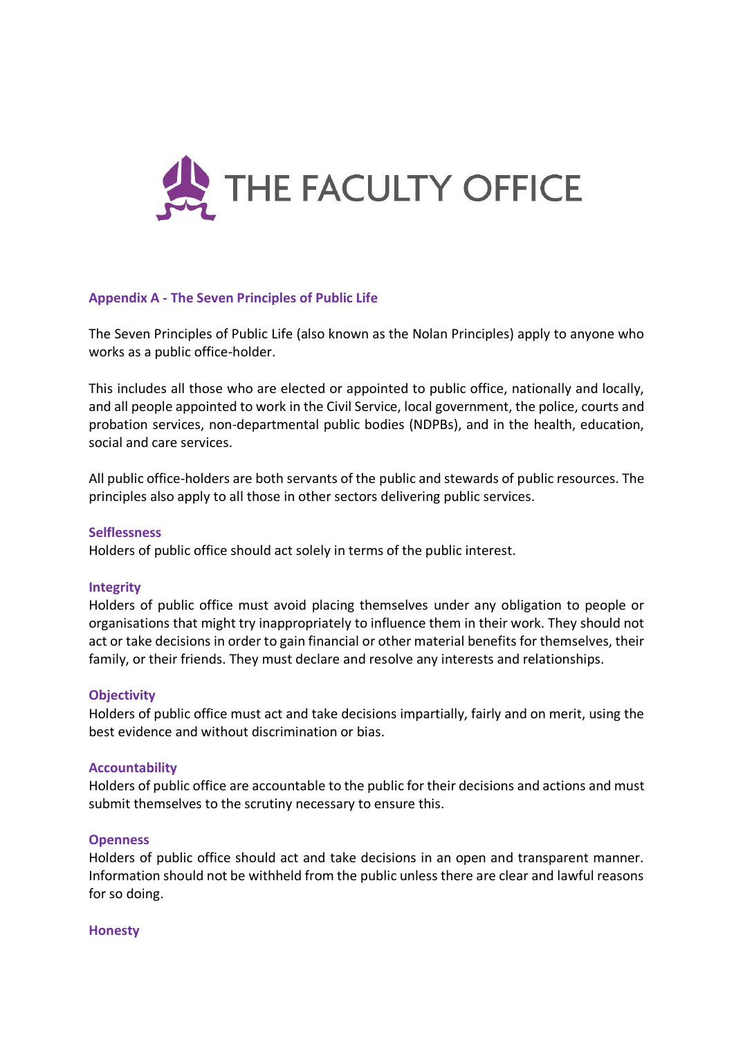THE FACULTY OFFICE

## Appendix A - The Seven Principles of Public Life

The Seven Principles of Public Life (also known as the Nolan Principles) apply to anyone who works as a public office-holder.

This includes all those who are elected or appointed to public office, nationally and locally, and all people appointed to work in the Civil Service, local government, the police, courts and probation services, non-departmental public bodies (NDPBs), and in the health, education, social and care services.

All public office-holders are both servants of the public and stewards of public resources. The principles also apply to all those in other sectors delivering public services.

### Selflessness

Holders of public office should act solely in terms of the public interest.

### Integrity

Holders of public office must avoid placing themselves under any obligation to people or organisations that might try inappropriately to influence them in their work. They should not act or take decisions in order to gain financial or other material benefits for themselves, their family, or their friends. They must declare and resolve any interests and relationships.

### Objectivity

Holders of public office must act and take decisions impartially, fairly and on merit, using the best evidence and without discrimination or bias.

### Accountability

Holders of public office are accountable to the public for their decisions and actions and must submit themselves to the scrutiny necessary to ensure this.

### Openness

Holders of public office should act and take decisions in an open and transparent manner. Information should not be withheld from the public unless there are clear and lawful reasons for so doing.

### Honesty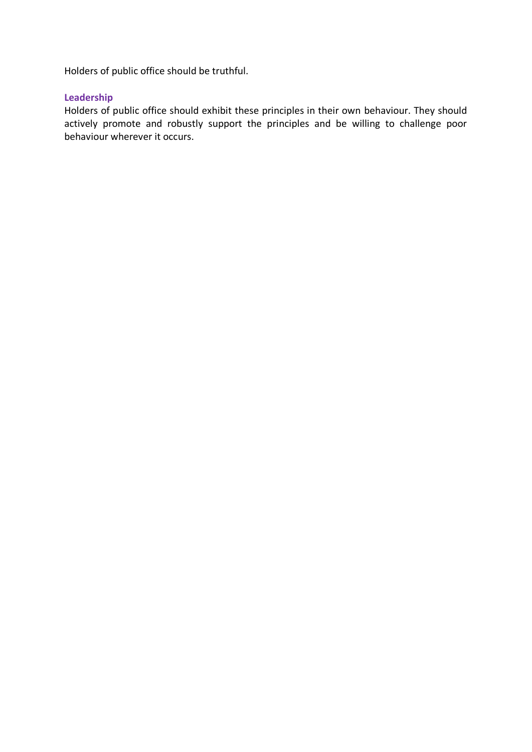Holders of public office should be truthful.

**Leadership**

Holders of public office should exhibit these principles in their own behaviour. They should actively promote and robustly support the principles and be willing to challenge poor behaviour wherever it occurs.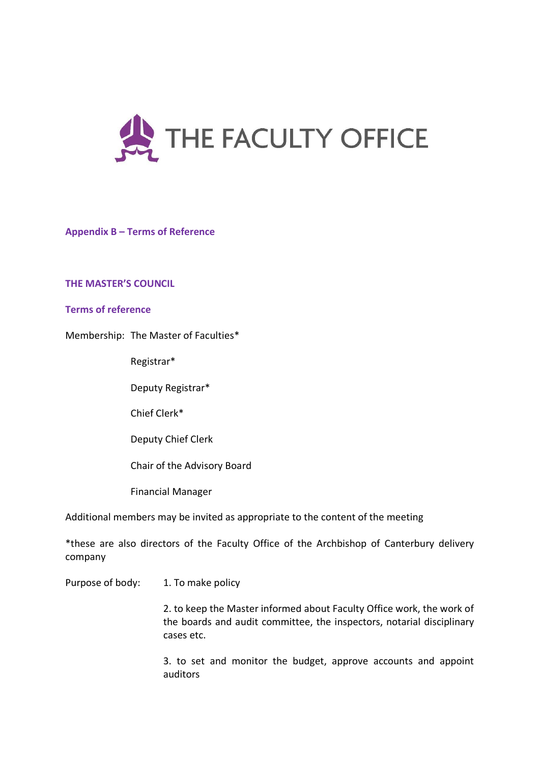THE FACULTY OFFICE

## Appendix B – Terms of Reference

### THE MASTER'S COUNCIL

### Terms of reference

Membership: The Master of Faculties*

Registrar*

Deputy Registrar*

Chief Clerk*

Deputy Chief Clerk

Chair of the Advisory Board

Financial Manager

Additional members may be invited as appropriate to the content of the meeting

*these are also directors of the Faculty Office of the Archbishop of Canterbury delivery company

Purpose of body:

1. To make policy

2. to keep the Master informed about Faculty Office work, the work of the boards and audit committee, the inspectors, notarial disciplinary cases etc.

3. to set and monitor the budget, approve accounts and appoint auditors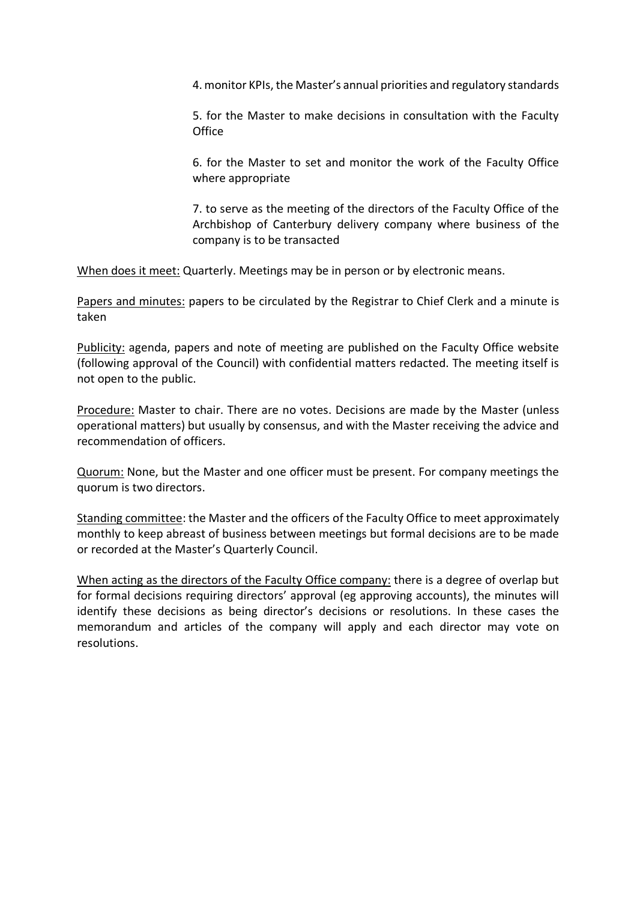4. monitor KPIs, the Master's annual priorities and regulatory standards

5. for the Master to make decisions in consultation with the Faculty Office

6. for the Master to set and monitor the work of the Faculty Office where appropriate

7. to serve as the meeting of the directors of the Faculty Office of the Archbishop of Canterbury delivery company where business of the company is to be transacted

<u>When does it meet:</u> Quarterly. Meetings may be in person or by electronic means.

<u>Papers and minutes:</u> papers to be circulated by the Registrar to Chief Clerk and a minute is taken

<u>Publicity:</u> agenda, papers and note of meeting are published on the Faculty Office website (following approval of the Council) with confidential matters redacted. The meeting itself is not open to the public.

<u>Procedure:</u> Master to chair. There are no votes. Decisions are made by the Master (unless operational matters) but usually by consensus, and with the Master receiving the advice and recommendation of officers.

<u>Quorum:</u> None, but the Master and one officer must be present. For company meetings the quorum is two directors.

<u>Standing committee</u>: the Master and the officers of the Faculty Office to meet approximately monthly to keep abreast of business between meetings but formal decisions are to be made or recorded at the Master's Quarterly Council.

<u>When acting as the directors of the Faculty Office company:</u> there is a degree of overlap but for formal decisions requiring directors' approval (eg approving accounts), the minutes will identify these decisions as being director's decisions or resolutions. In these cases the memorandum and articles of the company will apply and each director may vote on resolutions.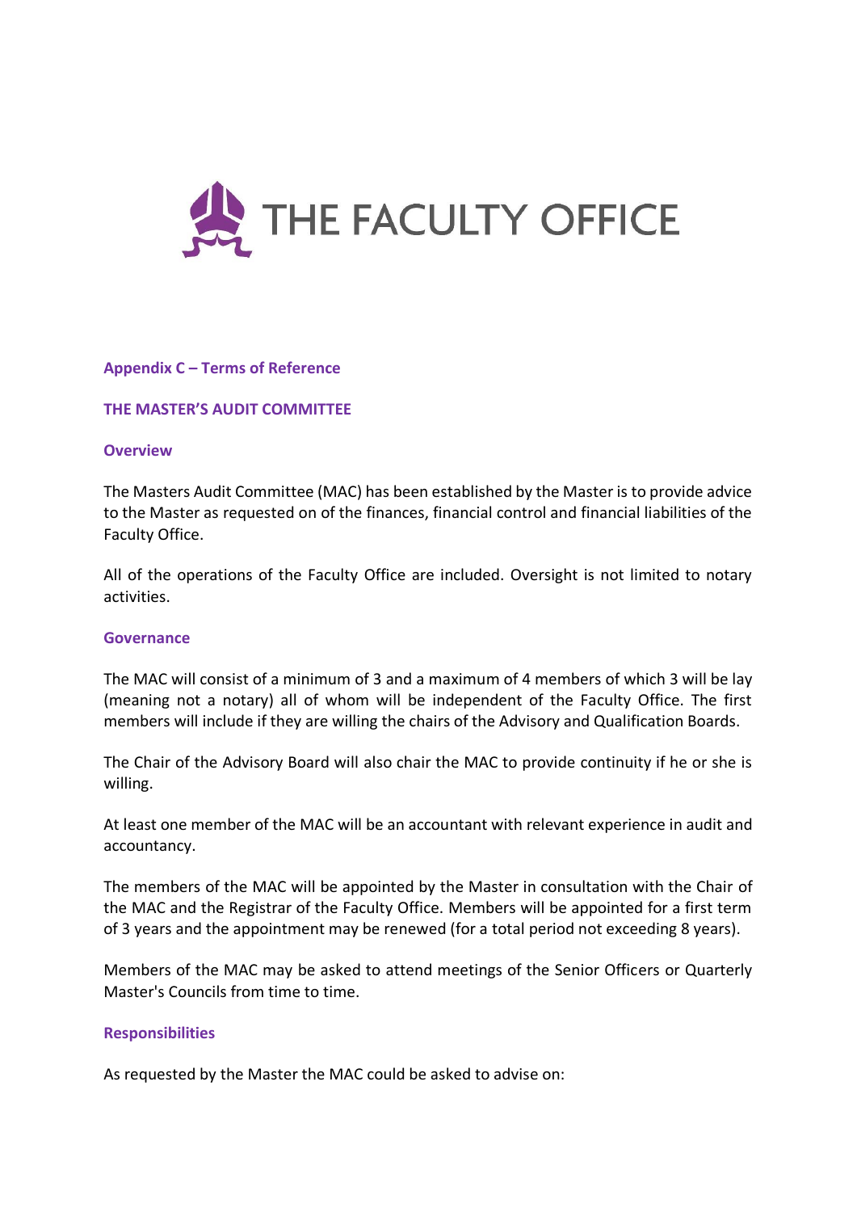THE FACULTY OFFICE

## Appendix C – Terms of Reference

## THE MASTER'S AUDIT COMMITTEE

### Overview

The Masters Audit Committee (MAC) has been established by the Master is to provide advice to the Master as requested on of the finances, financial control and financial liabilities of the Faculty Office.

All of the operations of the Faculty Office are included. Oversight is not limited to notary activities.

### Governance

The MAC will consist of a minimum of 3 and a maximum of 4 members of which 3 will be lay (meaning not a notary) all of whom will be independent of the Faculty Office. The first members will include if they are willing the chairs of the Advisory and Qualification Boards.

The Chair of the Advisory Board will also chair the MAC to provide continuity if he or she is willing.

At least one member of the MAC will be an accountant with relevant experience in audit and accountancy.

The members of the MAC will be appointed by the Master in consultation with the Chair of the MAC and the Registrar of the Faculty Office. Members will be appointed for a first term of 3 years and the appointment may be renewed (for a total period not exceeding 8 years).

Members of the MAC may be asked to attend meetings of the Senior Officers or Quarterly Master's Councils from time to time.

### Responsibilities

As requested by the Master the MAC could be asked to advise on: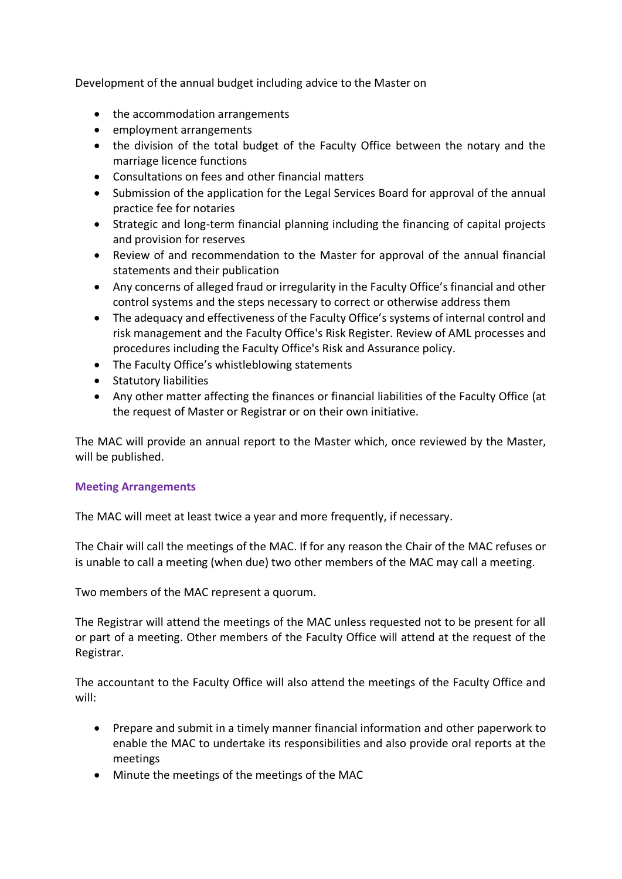Development of the annual budget including advice to the Master on

- the accommodation arrangements
- employment arrangements
- the division of the total budget of the Faculty Office between the notary and the marriage licence functions
- Consultations on fees and other financial matters
- Submission of the application for the Legal Services Board for approval of the annual practice fee for notaries
- Strategic and long-term financial planning including the financing of capital projects and provision for reserves
- Review of and recommendation to the Master for approval of the annual financial statements and their publication
- Any concerns of alleged fraud or irregularity in the Faculty Office's financial and other control systems and the steps necessary to correct or otherwise address them
- The adequacy and effectiveness of the Faculty Office's systems of internal control and risk management and the Faculty Office's Risk Register. Review of AML processes and procedures including the Faculty Office's Risk and Assurance policy.
- The Faculty Office's whistleblowing statements
- Statutory liabilities
- Any other matter affecting the finances or financial liabilities of the Faculty Office (at the request of Master or Registrar or on their own initiative.

The MAC will provide an annual report to the Master which, once reviewed by the Master, will be published.

### Meeting Arrangements

The MAC will meet at least twice a year and more frequently, if necessary.

The Chair will call the meetings of the MAC. If for any reason the Chair of the MAC refuses or is unable to call a meeting (when due) two other members of the MAC may call a meeting.

Two members of the MAC represent a quorum.

The Registrar will attend the meetings of the MAC unless requested not to be present for all or part of a meeting. Other members of the Faculty Office will attend at the request of the Registrar.

The accountant to the Faculty Office will also attend the meetings of the Faculty Office and will:

- Prepare and submit in a timely manner financial information and other paperwork to enable the MAC to undertake its responsibilities and also provide oral reports at the meetings
- Minute the meetings of the meetings of the MAC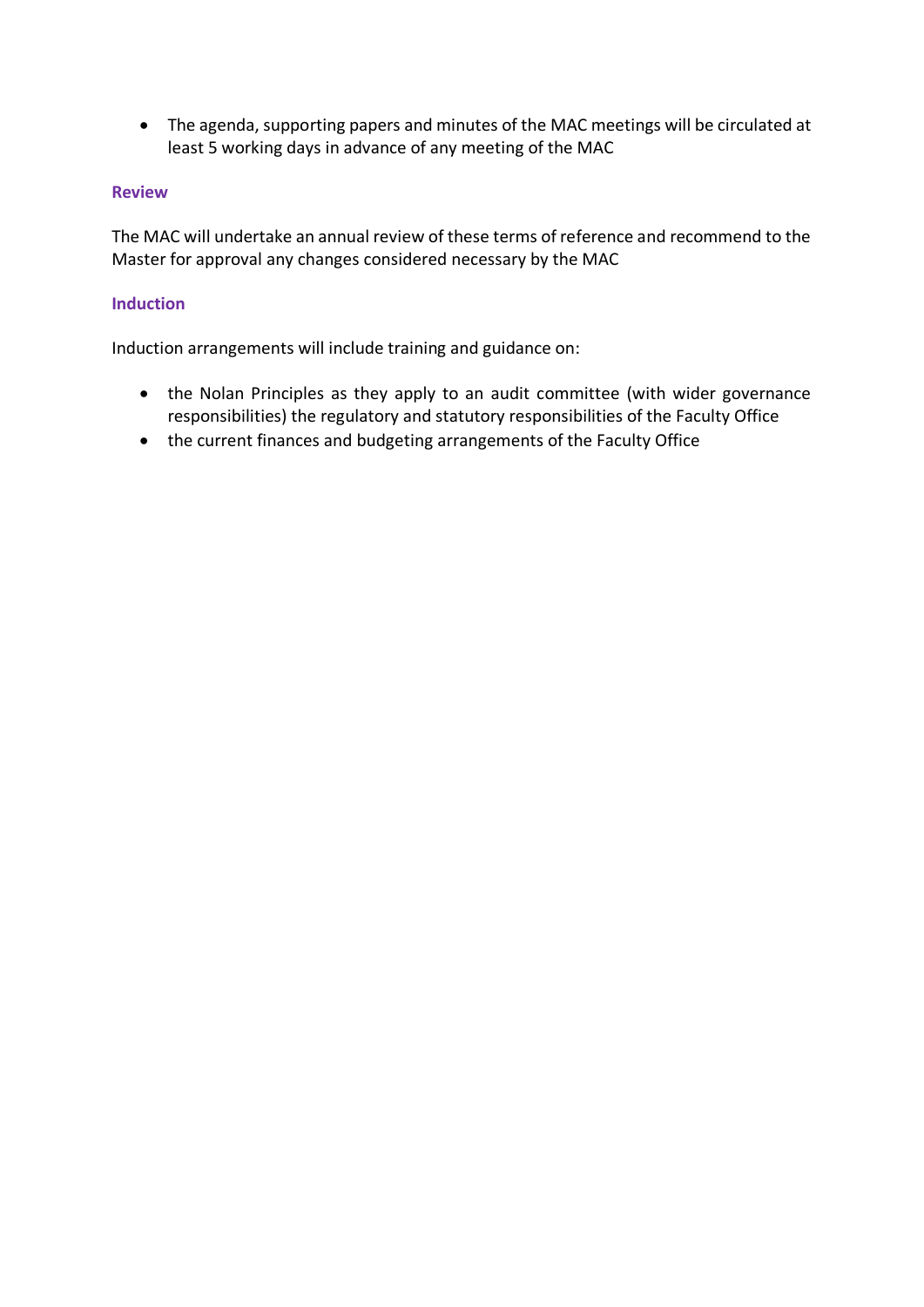- The agenda, supporting papers and minutes of the MAC meetings will be circulated at least 5 working days in advance of any meeting of the MAC

### Review

The MAC will undertake an annual review of these terms of reference and recommend to the Master for approval any changes considered necessary by the MAC

### Induction

Induction arrangements will include training and guidance on:

- the Nolan Principles as they apply to an audit committee (with wider governance responsibilities) the regulatory and statutory responsibilities of the Faculty Office
- the current finances and budgeting arrangements of the Faculty Office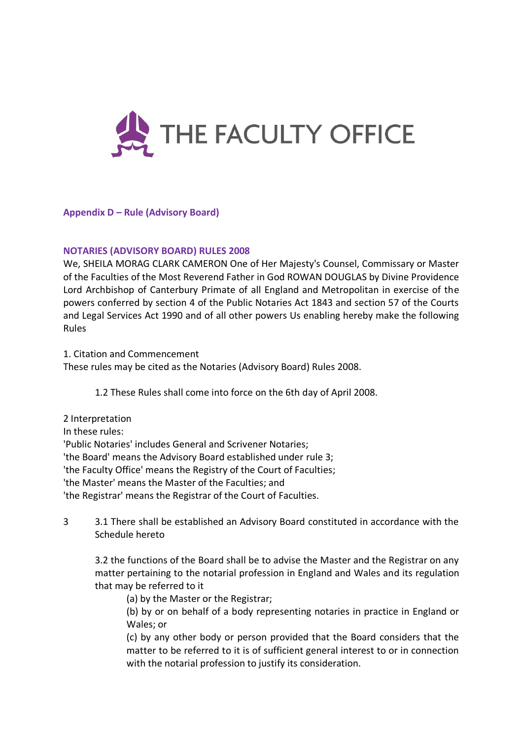THE FACULTY OFFICE

## Appendix D – Rule (Advisory Board)

### NOTARIES (ADVISORY BOARD) RULES 2008

We, SHEILA MORAG CLARK CAMERON One of Her Majesty's Counsel, Commissary or Master of the Faculties of the Most Reverend Father in God ROWAN DOUGLAS by Divine Providence Lord Archbishop of Canterbury Primate of all England and Metropolitan in exercise of the powers conferred by section 4 of the Public Notaries Act 1843 and section 57 of the Courts and Legal Services Act 1990 and of all other powers Us enabling hereby make the following Rules

1. Citation and Commencement

These rules may be cited as the Notaries (Advisory Board) Rules 2008.

1.2 These Rules shall come into force on the 6th day of April 2008.

2 Interpretation

In these rules:

'Public Notaries' includes General and Scrivener Notaries;

'the Board' means the Advisory Board established under rule 3;

'the Faculty Office' means the Registry of the Court of Faculties;

'the Master' means the Master of the Faculties; and

'the Registrar' means the Registrar of the Court of Faculties.

3 3.1 There shall be established an Advisory Board constituted in accordance with the Schedule hereto

3.2 the functions of the Board shall be to advise the Master and the Registrar on any matter pertaining to the notarial profession in England and Wales and its regulation that may be referred to it

(a) by the Master or the Registrar;

(b) by or on behalf of a body representing notaries in practice in England or Wales; or

(c) by any other body or person provided that the Board considers that the matter to be referred to it is of sufficient general interest to or in connection with the notarial profession to justify its consideration.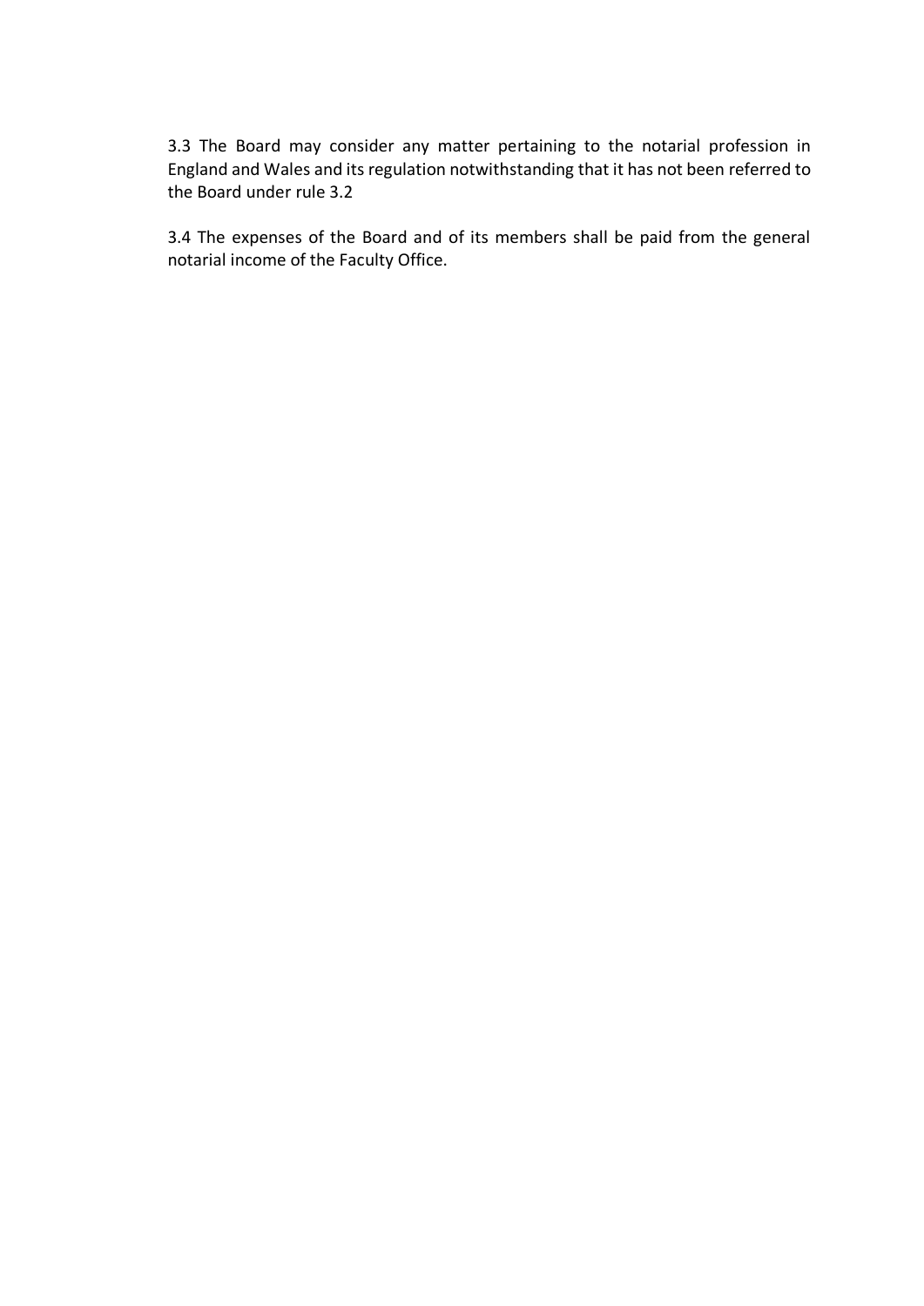3.3 The Board may consider any matter pertaining to the notarial profession in England and Wales and its regulation notwithstanding that it has not been referred to the Board under rule 3.2

3.4 The expenses of the Board and of its members shall be paid from the general notarial income of the Faculty Office.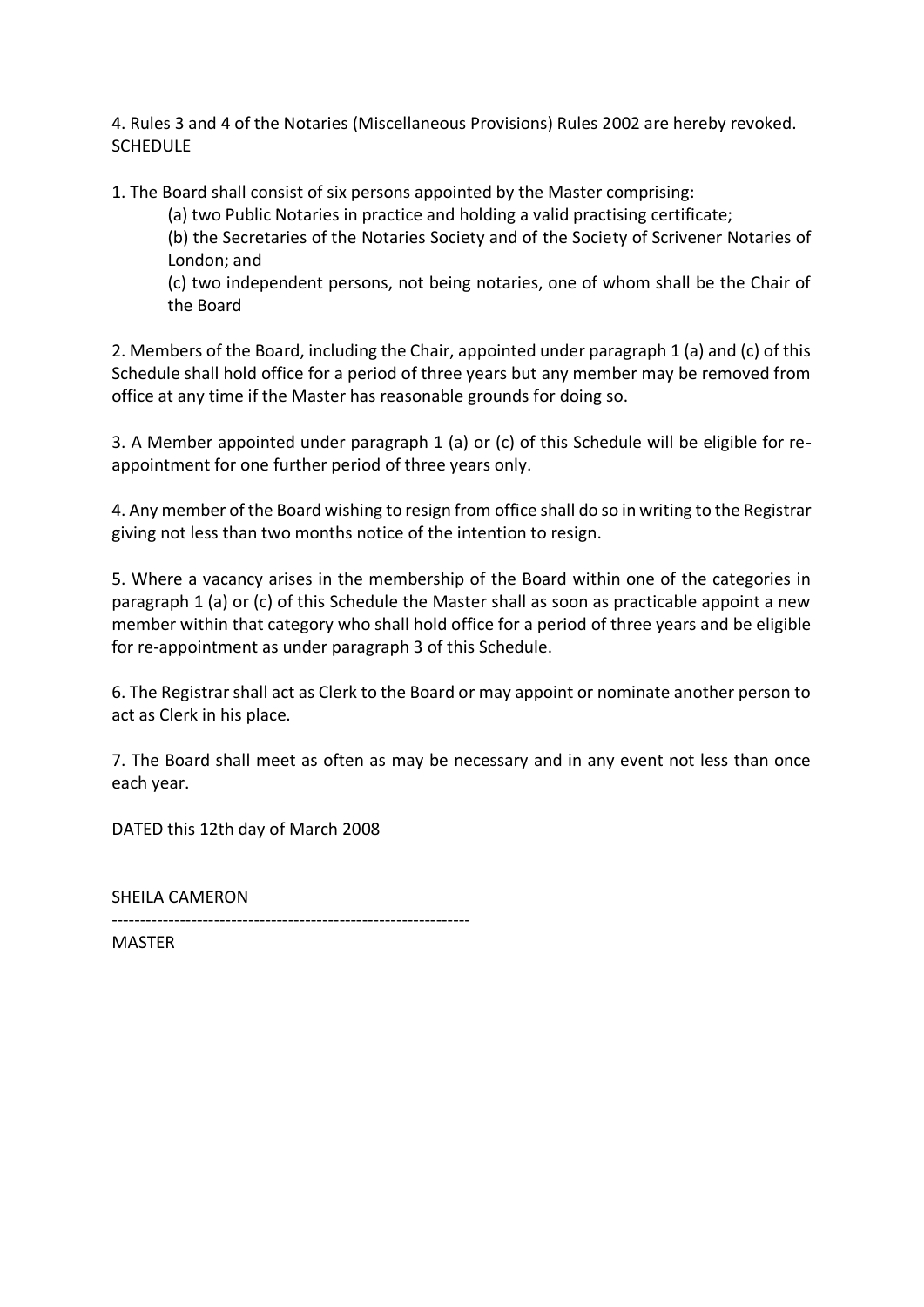4. Rules 3 and 4 of the Notaries (Miscellaneous Provisions) Rules 2002 are hereby revoked.

SCHEDULE

1. The Board shall consist of six persons appointed by the Master comprising:

   (a) two Public Notaries in practice and holding a valid practising certificate;

   (b) the Secretaries of the Notaries Society and of the Society of Scrivener Notaries of London; and

   (c) two independent persons, not being notaries, one of whom shall be the Chair of the Board

2. Members of the Board, including the Chair, appointed under paragraph 1 (a) and (c) of this Schedule shall hold office for a period of three years but any member may be removed from office at any time if the Master has reasonable grounds for doing so.

3. A Member appointed under paragraph 1 (a) or (c) of this Schedule will be eligible for re-appointment for one further period of three years only.

4. Any member of the Board wishing to resign from office shall do so in writing to the Registrar giving not less than two months notice of the intention to resign.

5. Where a vacancy arises in the membership of the Board within one of the categories in paragraph 1 (a) or (c) of this Schedule the Master shall as soon as practicable appoint a new member within that category who shall hold office for a period of three years and be eligible for re-appointment as under paragraph 3 of this Schedule.

6. The Registrar shall act as Clerk to the Board or may appoint or nominate another person to act as Clerk in his place.

7. The Board shall meet as often as may be necessary and in any event not less than once each year.

DATED this 12th day of March 2008

SHEILA CAMERON

-------------------------------------------------------------

MASTER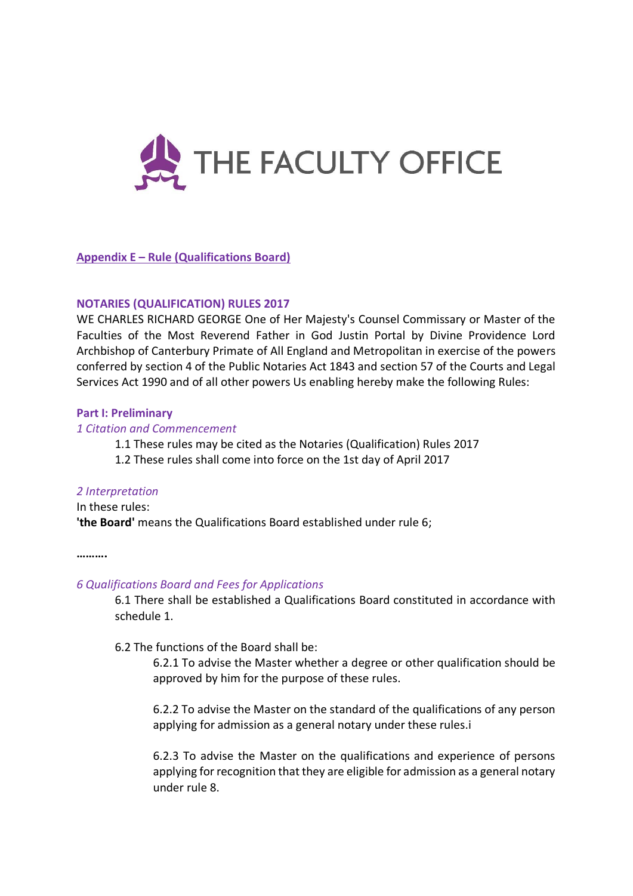THE FACULTY OFFICE

**Appendix E – Rule (Qualifications Board)**

**NOTARIES (QUALIFICATION) RULES 2017**

WE CHARLES RICHARD GEORGE One of Her Majesty's Counsel Commissary or Master of the Faculties of the Most Reverend Father in God Justin Portal by Divine Providence Lord Archbishop of Canterbury Primate of All England and Metropolitan in exercise of the powers conferred by section 4 of the Public Notaries Act 1843 and section 57 of the Courts and Legal Services Act 1990 and of all other powers Us enabling hereby make the following Rules:

**Part I: Preliminary**

*1 Citation and Commencement*

1.1 These rules may be cited as the Notaries (Qualification) Rules 2017

1.2 These rules shall come into force on the 1st day of April 2017

*2 Interpretation*

In these rules:

**'the Board'** means the Qualifications Board established under rule 6;

**……….**

*6 Qualifications Board and Fees for Applications*

6.1 There shall be established a Qualifications Board constituted in accordance with schedule 1.

6.2 The functions of the Board shall be:

6.2.1 To advise the Master whether a degree or other qualification should be approved by him for the purpose of these rules.

6.2.2 To advise the Master on the standard of the qualifications of any person applying for admission as a general notary under these rules.i

6.2.3 To advise the Master on the qualifications and experience of persons applying for recognition that they are eligible for admission as a general notary under rule 8.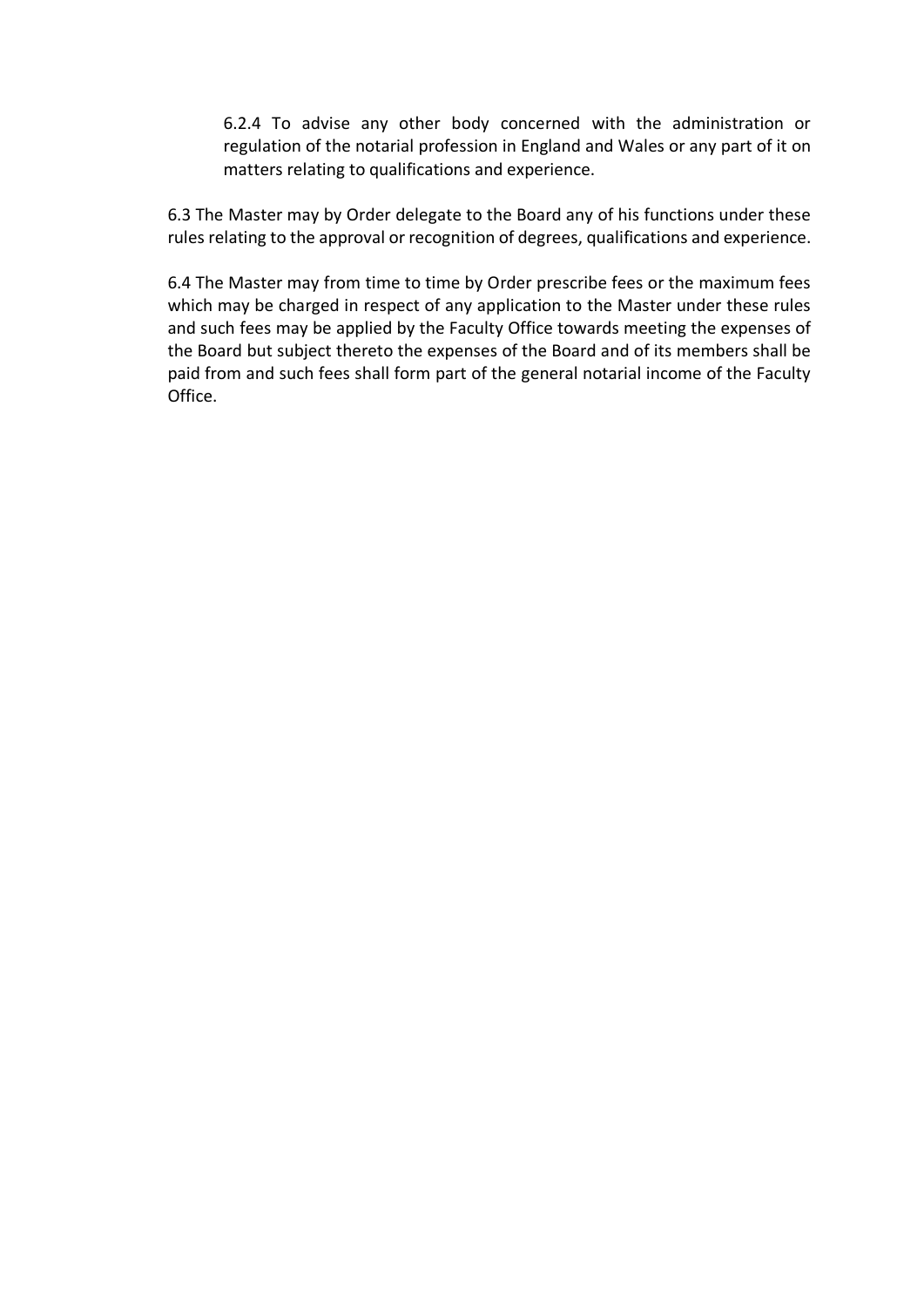6.2.4 To advise any other body concerned with the administration or regulation of the notarial profession in England and Wales or any part of it on matters relating to qualifications and experience.

6.3 The Master may by Order delegate to the Board any of his functions under these rules relating to the approval or recognition of degrees, qualifications and experience.

6.4 The Master may from time to time by Order prescribe fees or the maximum fees which may be charged in respect of any application to the Master under these rules and such fees may be applied by the Faculty Office towards meeting the expenses of the Board but subject thereto the expenses of the Board and of its members shall be paid from and such fees shall form part of the general notarial income of the Faculty Office.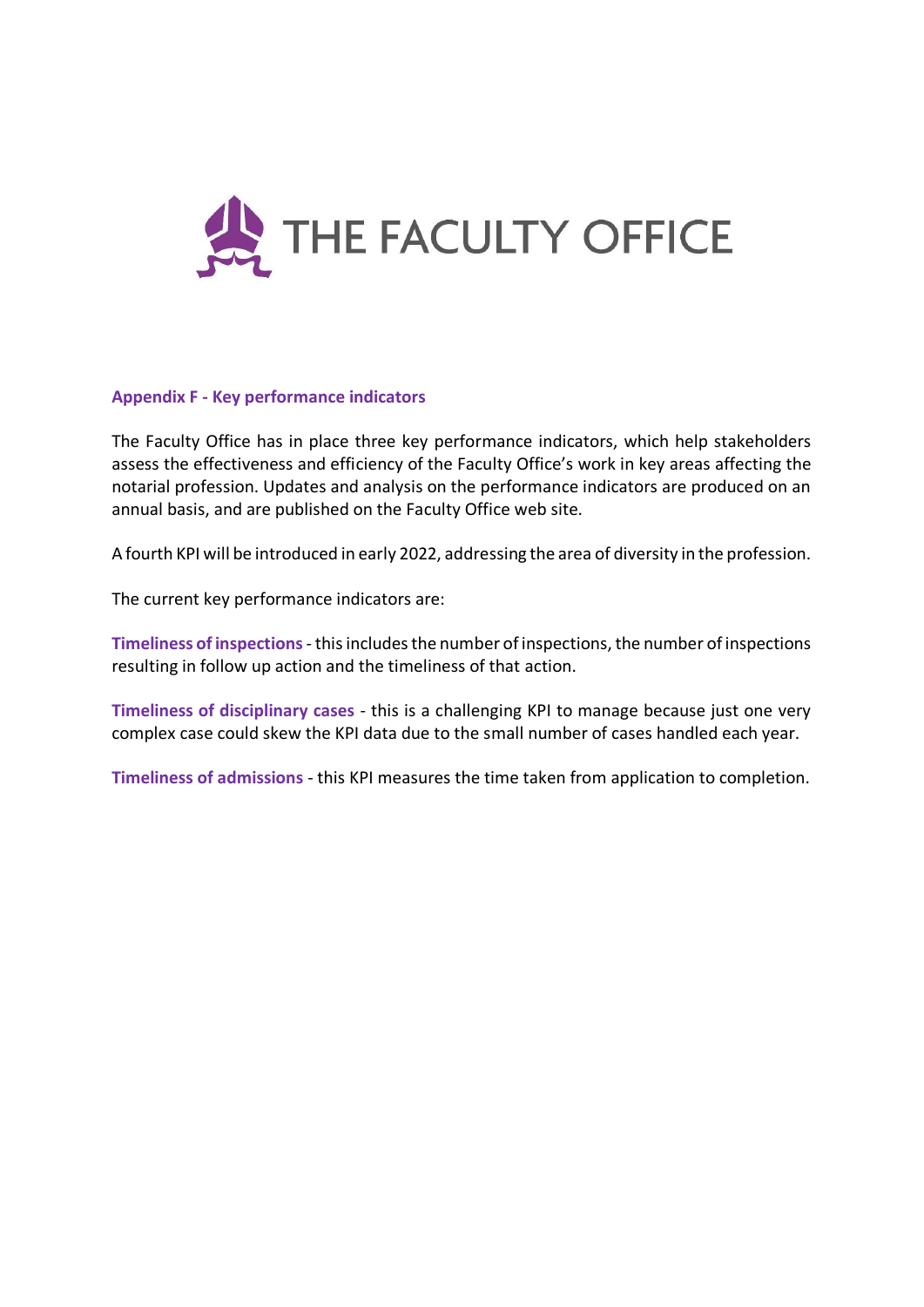THE FACULTY OFFICE

## Appendix F - Key performance indicators

The Faculty Office has in place three key performance indicators, which help stakeholders assess the effectiveness and efficiency of the Faculty Office's work in key areas affecting the notarial profession. Updates and analysis on the performance indicators are produced on an annual basis, and are published on the Faculty Office web site.

A fourth KPI will be introduced in early 2022, addressing the area of diversity in the profession.

The current key performance indicators are:

**Timeliness of inspections** - this includes the number of inspections, the number of inspections resulting in follow up action and the timeliness of that action.

**Timeliness of disciplinary cases** - this is a challenging KPI to manage because just one very complex case could skew the KPI data due to the small number of cases handled each year.

**Timeliness of admissions** - this KPI measures the time taken from application to completion.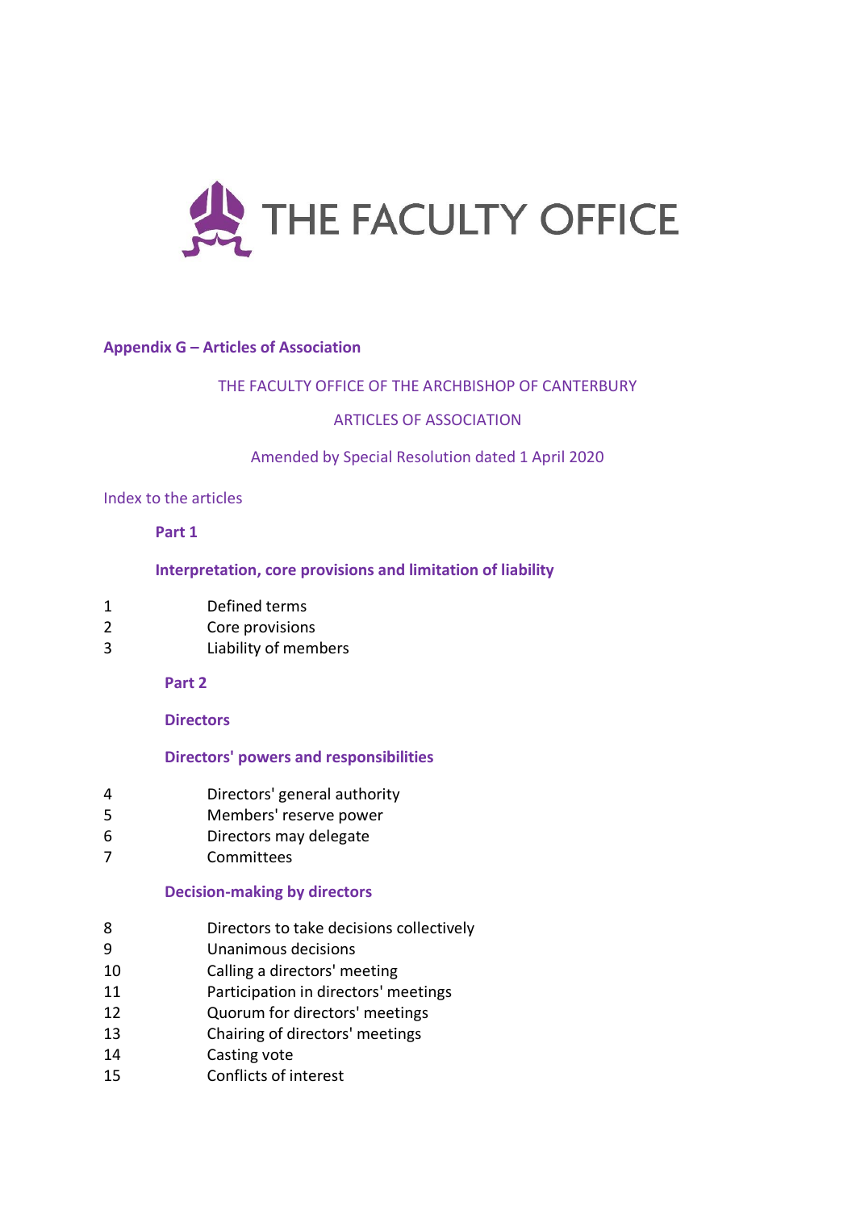THE FACULTY OFFICE

## Appendix G – Articles of Association

THE FACULTY OFFICE OF THE ARCHBISHOP OF CANTERBURY

ARTICLES OF ASSOCIATION

Amended by Special Resolution dated 1 April 2020

Index to the articles

**Part 1**

**Interpretation, core provisions and limitation of liability**

1 Defined terms
2 Core provisions
3 Liability of members

**Part 2**

**Directors**

**Directors' powers and responsibilities**

4 Directors' general authority
5 Members' reserve power
6 Directors may delegate
7 Committees

**Decision-making by directors**

8 Directors to take decisions collectively
9 Unanimous decisions
10 Calling a directors' meeting
11 Participation in directors' meetings
12 Quorum for directors' meetings
13 Chairing of directors' meetings
14 Casting vote
15 Conflicts of interest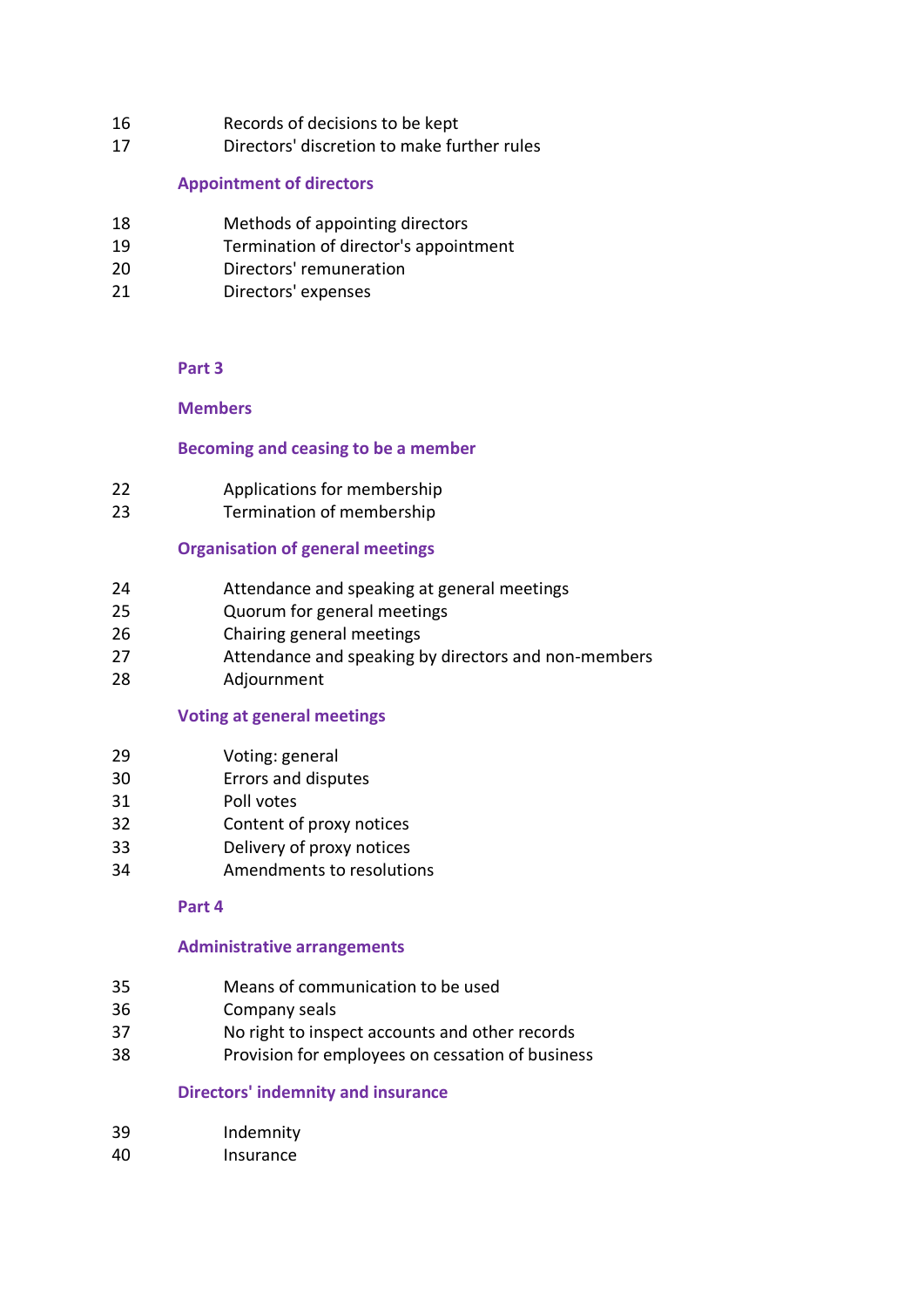16 Records of decisions to be kept
17 Directors' discretion to make further rules

### Appointment of directors

18 Methods of appointing directors
19 Termination of director's appointment
20 Directors' remuneration
21 Directors' expenses

## Part 3

## Members

### Becoming and ceasing to be a member

22 Applications for membership
23 Termination of membership

### Organisation of general meetings

24 Attendance and speaking at general meetings
25 Quorum for general meetings
26 Chairing general meetings
27 Attendance and speaking by directors and non-members
28 Adjournment

### Voting at general meetings

29 Voting: general
30 Errors and disputes
31 Poll votes
32 Content of proxy notices
33 Delivery of proxy notices
34 Amendments to resolutions

## Part 4

## Administrative arrangements

35 Means of communication to be used
36 Company seals
37 No right to inspect accounts and other records
38 Provision for employees on cessation of business

### Directors' indemnity and insurance

39 Indemnity
40 Insurance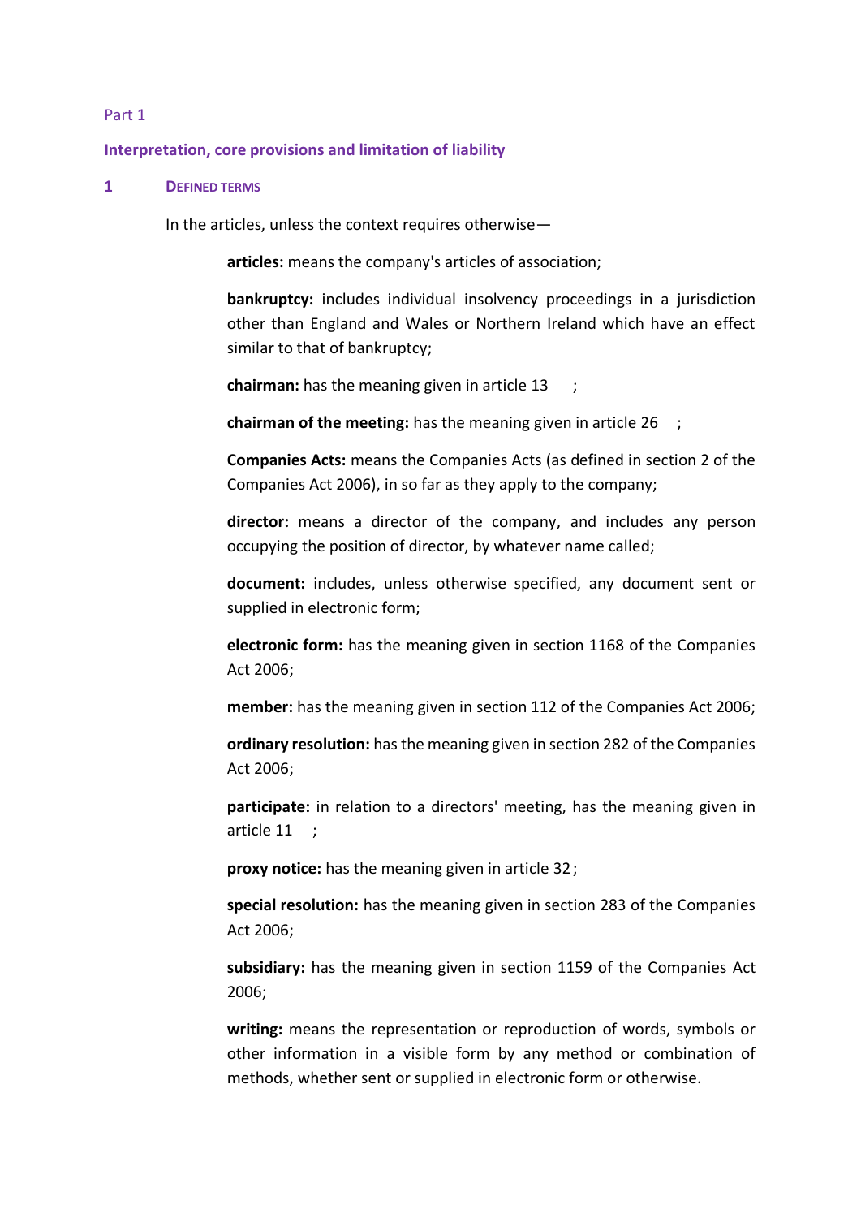Part 1

## Interpretation, core provisions and limitation of liability

### 1 DEFINED TERMS

In the articles, unless the context requires otherwise—

**articles:** means the company's articles of association;

**bankruptcy:** includes individual insolvency proceedings in a jurisdiction other than England and Wales or Northern Ireland which have an effect similar to that of bankruptcy;

**chairman:** has the meaning given in article 13 ;

**chairman of the meeting:** has the meaning given in article 26 ;

**Companies Acts:** means the Companies Acts (as defined in section 2 of the Companies Act 2006), in so far as they apply to the company;

**director:** means a director of the company, and includes any person occupying the position of director, by whatever name called;

**document:** includes, unless otherwise specified, any document sent or supplied in electronic form;

**electronic form:** has the meaning given in section 1168 of the Companies Act 2006;

**member:** has the meaning given in section 112 of the Companies Act 2006;

**ordinary resolution:** has the meaning given in section 282 of the Companies Act 2006;

**participate:** in relation to a directors' meeting, has the meaning given in article 11 ;

**proxy notice:** has the meaning given in article 32;

**special resolution:** has the meaning given in section 283 of the Companies Act 2006;

**subsidiary:** has the meaning given in section 1159 of the Companies Act 2006;

**writing:** means the representation or reproduction of words, symbols or other information in a visible form by any method or combination of methods, whether sent or supplied in electronic form or otherwise.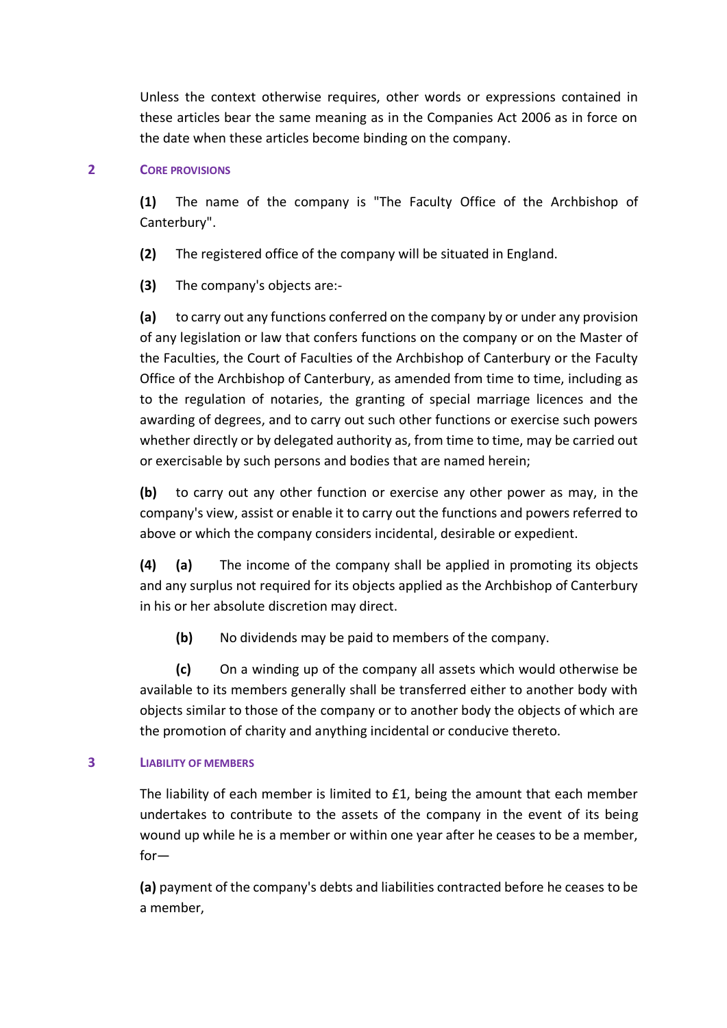Unless the context otherwise requires, other words or expressions contained in these articles bear the same meaning as in the Companies Act 2006 as in force on the date when these articles become binding on the company.

## 2 CORE PROVISIONS

**(1)** The name of the company is "The Faculty Office of the Archbishop of Canterbury".

**(2)** The registered office of the company will be situated in England.

**(3)** The company's objects are:-

**(a)** to carry out any functions conferred on the company by or under any provision of any legislation or law that confers functions on the company or on the Master of the Faculties, the Court of Faculties of the Archbishop of Canterbury or the Faculty Office of the Archbishop of Canterbury, as amended from time to time, including as to the regulation of notaries, the granting of special marriage licences and the awarding of degrees, and to carry out such other functions or exercise such powers whether directly or by delegated authority as, from time to time, may be carried out or exercisable by such persons and bodies that are named herein;

**(b)** to carry out any other function or exercise any other power as may, in the company's view, assist or enable it to carry out the functions and powers referred to above or which the company considers incidental, desirable or expedient.

**(4)** **(a)** The income of the company shall be applied in promoting its objects and any surplus not required for its objects applied as the Archbishop of Canterbury in his or her absolute discretion may direct.

**(b)** No dividends may be paid to members of the company.

**(c)** On a winding up of the company all assets which would otherwise be available to its members generally shall be transferred either to another body with objects similar to those of the company or to another body the objects of which are the promotion of charity and anything incidental or conducive thereto.

## 3 LIABILITY OF MEMBERS

The liability of each member is limited to £1, being the amount that each member undertakes to contribute to the assets of the company in the event of its being wound up while he is a member or within one year after he ceases to be a member, for—

**(a)** payment of the company's debts and liabilities contracted before he ceases to be a member,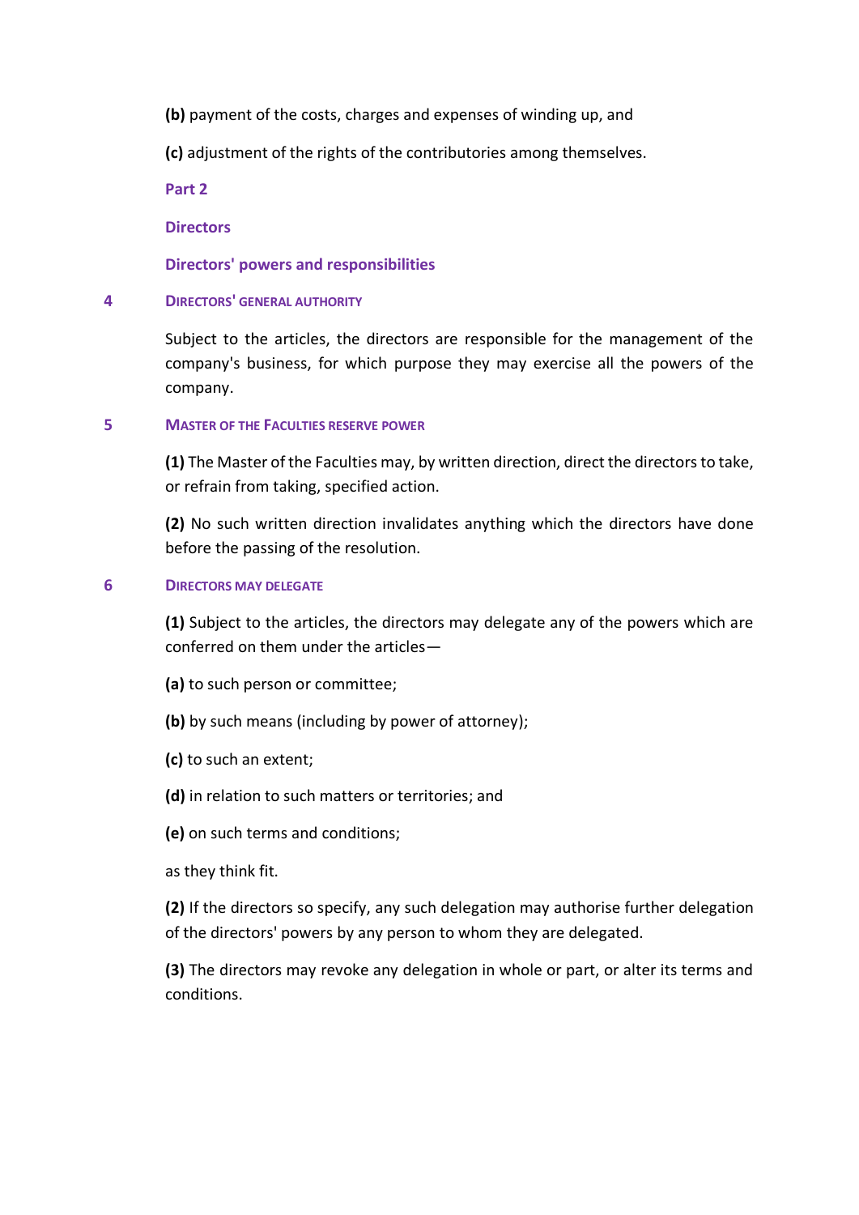**(b)** payment of the costs, charges and expenses of winding up, and

**(c)** adjustment of the rights of the contributories among themselves.

## Part 2

## Directors

### Directors' powers and responsibilities

#### 4 Directors' general authority

Subject to the articles, the directors are responsible for the management of the company's business, for which purpose they may exercise all the powers of the company.

#### 5 Master of the Faculties reserve power

**(1)** The Master of the Faculties may, by written direction, direct the directors to take, or refrain from taking, specified action.

**(2)** No such written direction invalidates anything which the directors have done before the passing of the resolution.

#### 6 Directors may delegate

**(1)** Subject to the articles, the directors may delegate any of the powers which are conferred on them under the articles—

**(a)** to such person or committee;

**(b)** by such means (including by power of attorney);

**(c)** to such an extent;

**(d)** in relation to such matters or territories; and

**(e)** on such terms and conditions;

as they think fit.

**(2)** If the directors so specify, any such delegation may authorise further delegation of the directors' powers by any person to whom they are delegated.

**(3)** The directors may revoke any delegation in whole or part, or alter its terms and conditions.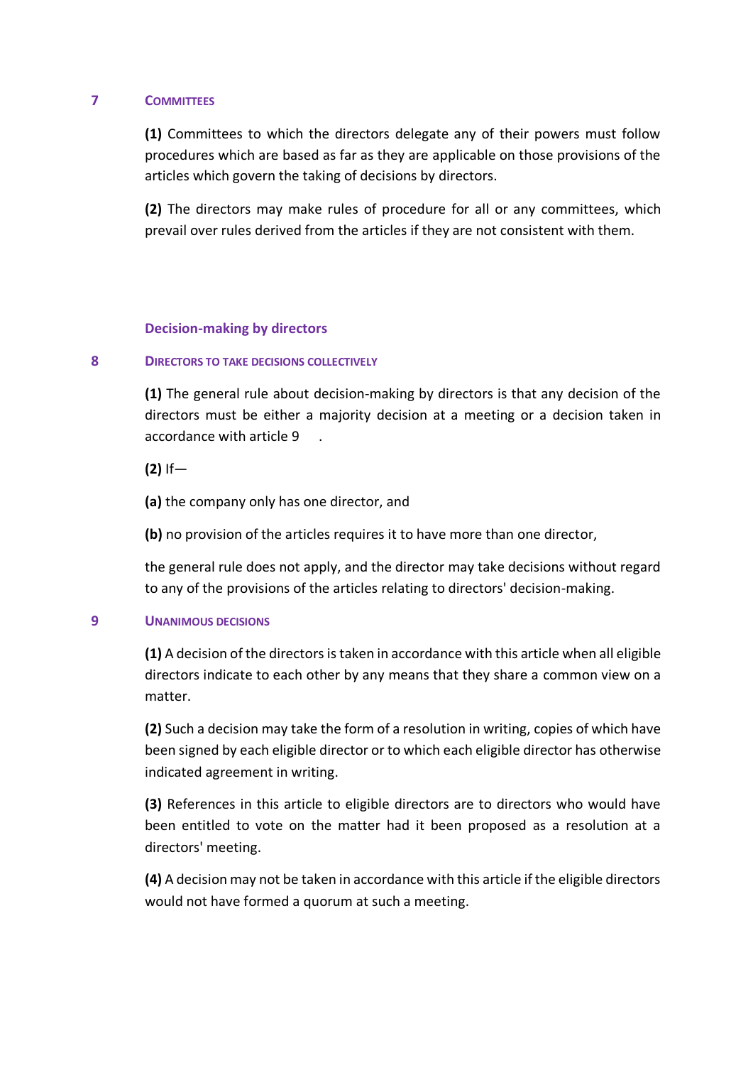## 7 COMMITTEES

**(1)** Committees to which the directors delegate any of their powers must follow procedures which are based as far as they are applicable on those provisions of the articles which govern the taking of decisions by directors.

**(2)** The directors may make rules of procedure for all or any committees, which prevail over rules derived from the articles if they are not consistent with them.

### Decision-making by directors

## 8 DIRECTORS TO TAKE DECISIONS COLLECTIVELY

**(1)** The general rule about decision-making by directors is that any decision of the directors must be either a majority decision at a meeting or a decision taken in accordance with article 9 .

**(2)** If—

**(a)** the company only has one director, and

**(b)** no provision of the articles requires it to have more than one director,

the general rule does not apply, and the director may take decisions without regard to any of the provisions of the articles relating to directors' decision-making.

## 9 UNANIMOUS DECISIONS

**(1)** A decision of the directors is taken in accordance with this article when all eligible directors indicate to each other by any means that they share a common view on a matter.

**(2)** Such a decision may take the form of a resolution in writing, copies of which have been signed by each eligible director or to which each eligible director has otherwise indicated agreement in writing.

**(3)** References in this article to eligible directors are to directors who would have been entitled to vote on the matter had it been proposed as a resolution at a directors' meeting.

**(4)** A decision may not be taken in accordance with this article if the eligible directors would not have formed a quorum at such a meeting.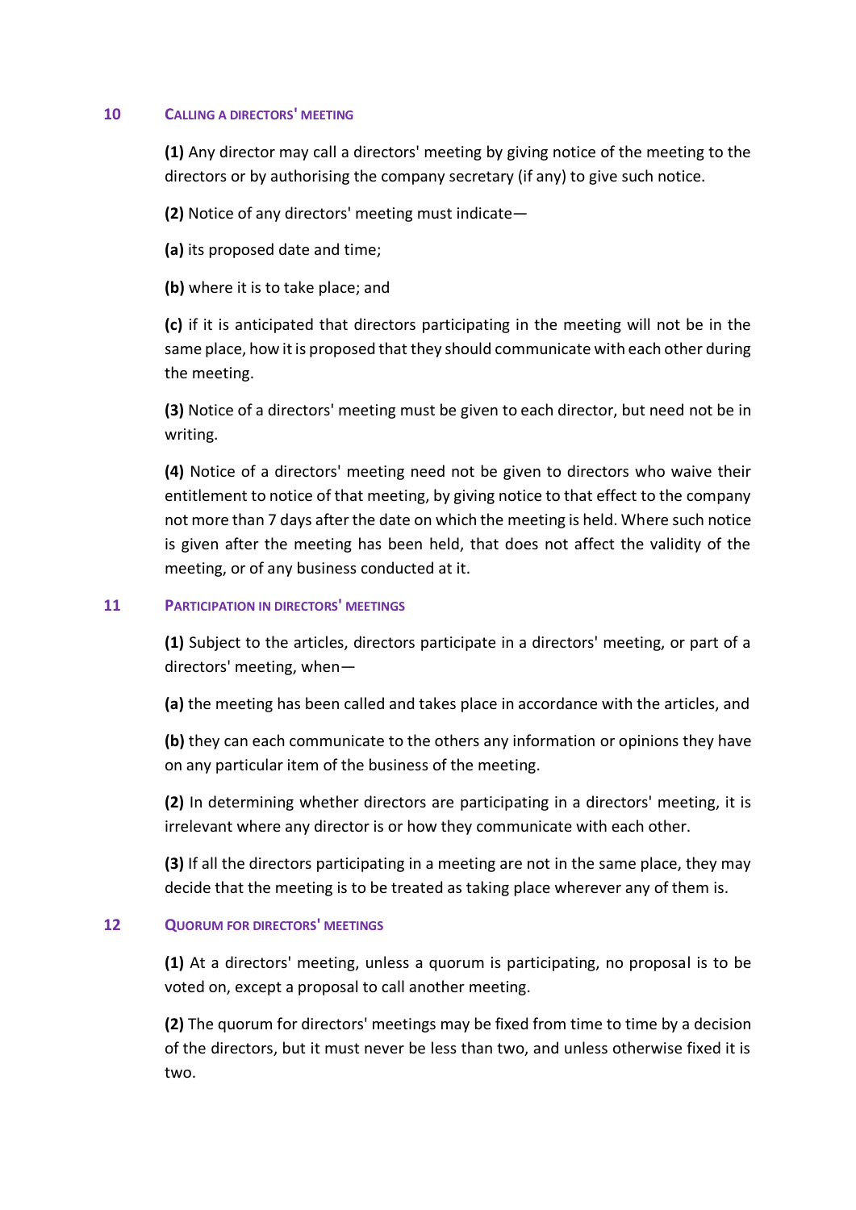## 10 CALLING A DIRECTORS' MEETING

**(1)** Any director may call a directors' meeting by giving notice of the meeting to the directors or by authorising the company secretary (if any) to give such notice.

**(2)** Notice of any directors' meeting must indicate—

**(a)** its proposed date and time;

**(b)** where it is to take place; and

**(c)** if it is anticipated that directors participating in the meeting will not be in the same place, how it is proposed that they should communicate with each other during the meeting.

**(3)** Notice of a directors' meeting must be given to each director, but need not be in writing.

**(4)** Notice of a directors' meeting need not be given to directors who waive their entitlement to notice of that meeting, by giving notice to that effect to the company not more than 7 days after the date on which the meeting is held. Where such notice is given after the meeting has been held, that does not affect the validity of the meeting, or of any business conducted at it.

## 11 PARTICIPATION IN DIRECTORS' MEETINGS

**(1)** Subject to the articles, directors participate in a directors' meeting, or part of a directors' meeting, when—

**(a)** the meeting has been called and takes place in accordance with the articles, and

**(b)** they can each communicate to the others any information or opinions they have on any particular item of the business of the meeting.

**(2)** In determining whether directors are participating in a directors' meeting, it is irrelevant where any director is or how they communicate with each other.

**(3)** If all the directors participating in a meeting are not in the same place, they may decide that the meeting is to be treated as taking place wherever any of them is.

## 12 QUORUM FOR DIRECTORS' MEETINGS

**(1)** At a directors' meeting, unless a quorum is participating, no proposal is to be voted on, except a proposal to call another meeting.

**(2)** The quorum for directors' meetings may be fixed from time to time by a decision of the directors, but it must never be less than two, and unless otherwise fixed it is two.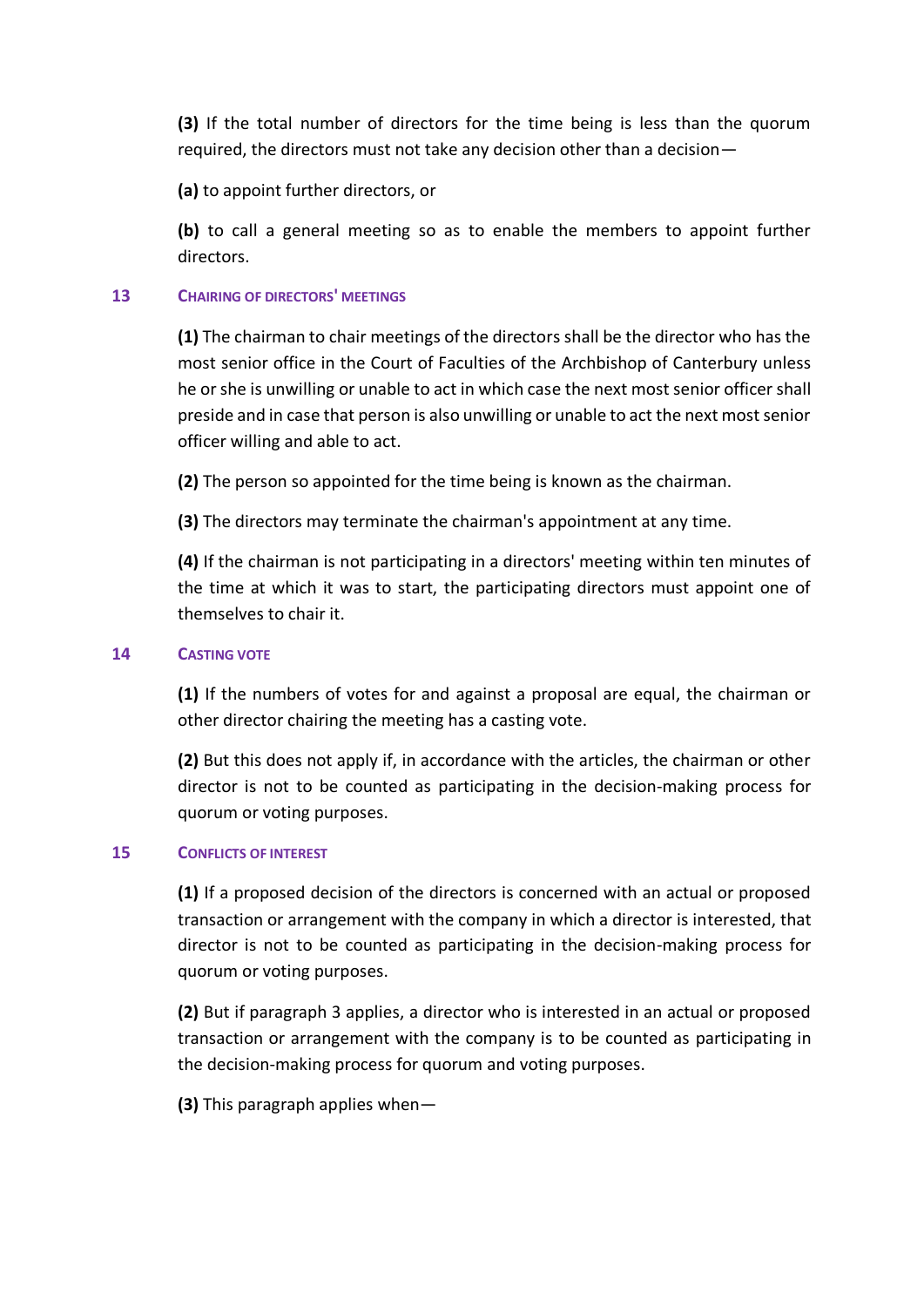**(3)** If the total number of directors for the time being is less than the quorum required, the directors must not take any decision other than a decision—

**(a)** to appoint further directors, or

**(b)** to call a general meeting so as to enable the members to appoint further directors.

## 13 CHAIRING OF DIRECTORS' MEETINGS

**(1)** The chairman to chair meetings of the directors shall be the director who has the most senior office in the Court of Faculties of the Archbishop of Canterbury unless he or she is unwilling or unable to act in which case the next most senior officer shall preside and in case that person is also unwilling or unable to act the next most senior officer willing and able to act.

**(2)** The person so appointed for the time being is known as the chairman.

**(3)** The directors may terminate the chairman's appointment at any time.

**(4)** If the chairman is not participating in a directors' meeting within ten minutes of the time at which it was to start, the participating directors must appoint one of themselves to chair it.

## 14 CASTING VOTE

**(1)** If the numbers of votes for and against a proposal are equal, the chairman or other director chairing the meeting has a casting vote.

**(2)** But this does not apply if, in accordance with the articles, the chairman or other director is not to be counted as participating in the decision-making process for quorum or voting purposes.

## 15 CONFLICTS OF INTEREST

**(1)** If a proposed decision of the directors is concerned with an actual or proposed transaction or arrangement with the company in which a director is interested, that director is not to be counted as participating in the decision-making process for quorum or voting purposes.

**(2)** But if paragraph 3 applies, a director who is interested in an actual or proposed transaction or arrangement with the company is to be counted as participating in the decision-making process for quorum and voting purposes.

**(3)** This paragraph applies when—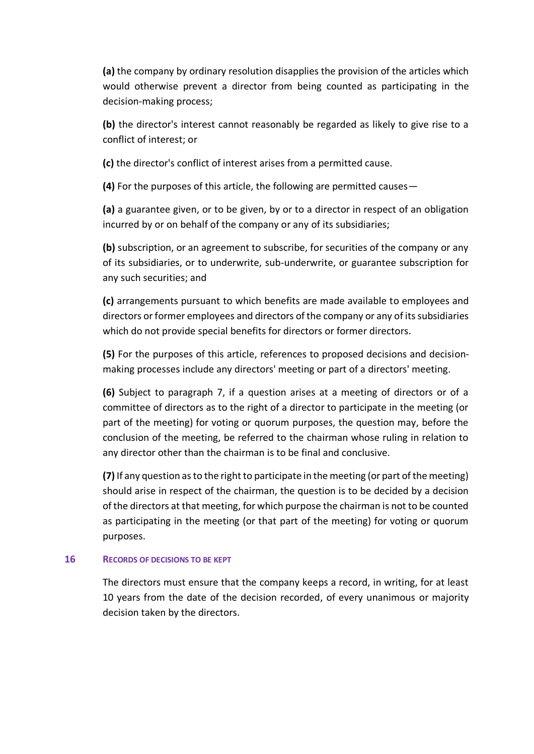**(a)** the company by ordinary resolution disapplies the provision of the articles which would otherwise prevent a director from being counted as participating in the decision-making process;

**(b)** the director's interest cannot reasonably be regarded as likely to give rise to a conflict of interest; or

**(c)** the director's conflict of interest arises from a permitted cause.

**(4)** For the purposes of this article, the following are permitted causes—

**(a)** a guarantee given, or to be given, by or to a director in respect of an obligation incurred by or on behalf of the company or any of its subsidiaries;

**(b)** subscription, or an agreement to subscribe, for securities of the company or any of its subsidiaries, or to underwrite, sub-underwrite, or guarantee subscription for any such securities; and

**(c)** arrangements pursuant to which benefits are made available to employees and directors or former employees and directors of the company or any of its subsidiaries which do not provide special benefits for directors or former directors.

**(5)** For the purposes of this article, references to proposed decisions and decision-making processes include any directors' meeting or part of a directors' meeting.

**(6)** Subject to paragraph 7, if a question arises at a meeting of directors or of a committee of directors as to the right of a director to participate in the meeting (or part of the meeting) for voting or quorum purposes, the question may, before the conclusion of the meeting, be referred to the chairman whose ruling in relation to any director other than the chairman is to be final and conclusive.

**(7)** If any question as to the right to participate in the meeting (or part of the meeting) should arise in respect of the chairman, the question is to be decided by a decision of the directors at that meeting, for which purpose the chairman is not to be counted as participating in the meeting (or that part of the meeting) for voting or quorum purposes.

## 16 RECORDS OF DECISIONS TO BE KEPT

The directors must ensure that the company keeps a record, in writing, for at least 10 years from the date of the decision recorded, of every unanimous or majority decision taken by the directors.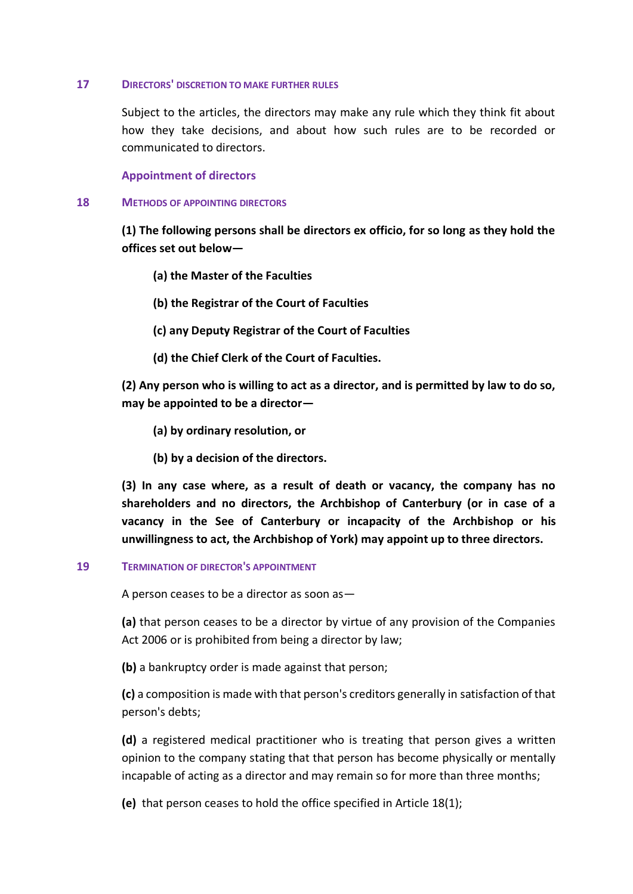### 17 Directors' discretion to make further rules

Subject to the articles, the directors may make any rule which they think fit about how they take decisions, and about how such rules are to be recorded or communicated to directors.

## Appointment of directors

### 18 Methods of appointing directors

**(1) The following persons shall be directors ex officio, for so long as they hold the offices set out below—**

**(a) the Master of the Faculties**

**(b) the Registrar of the Court of Faculties**

**(c) any Deputy Registrar of the Court of Faculties**

**(d) the Chief Clerk of the Court of Faculties.**

**(2) Any person who is willing to act as a director, and is permitted by law to do so, may be appointed to be a director—**

**(a) by ordinary resolution, or**

**(b) by a decision of the directors.**

**(3) In any case where, as a result of death or vacancy, the company has no shareholders and no directors, the Archbishop of Canterbury (or in case of a vacancy in the See of Canterbury or incapacity of the Archbishop or his unwillingness to act, the Archbishop of York) may appoint up to three directors.**

### 19 Termination of director's appointment

A person ceases to be a director as soon as—

**(a)** that person ceases to be a director by virtue of any provision of the Companies Act 2006 or is prohibited from being a director by law;

**(b)** a bankruptcy order is made against that person;

**(c)** a composition is made with that person's creditors generally in satisfaction of that person's debts;

**(d)** a registered medical practitioner who is treating that person gives a written opinion to the company stating that that person has become physically or mentally incapable of acting as a director and may remain so for more than three months;

**(e)** that person ceases to hold the office specified in Article 18(1);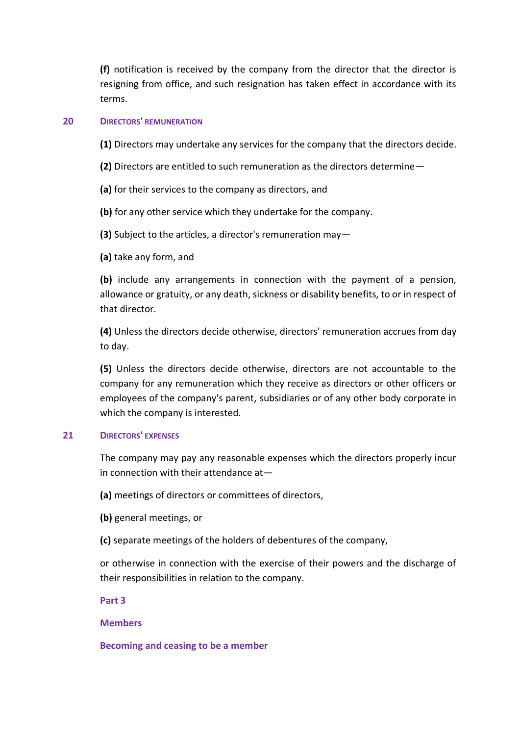**(f)** notification is received by the company from the director that the director is resigning from office, and such resignation has taken effect in accordance with its terms.

### 20 Directors' remuneration

**(1)** Directors may undertake any services for the company that the directors decide.

**(2)** Directors are entitled to such remuneration as the directors determine—

**(a)** for their services to the company as directors, and

**(b)** for any other service which they undertake for the company.

**(3)** Subject to the articles, a director's remuneration may—

**(a)** take any form, and

**(b)** include any arrangements in connection with the payment of a pension, allowance or gratuity, or any death, sickness or disability benefits, to or in respect of that director.

**(4)** Unless the directors decide otherwise, directors' remuneration accrues from day to day.

**(5)** Unless the directors decide otherwise, directors are not accountable to the company for any remuneration which they receive as directors or other officers or employees of the company's parent, subsidiaries or of any other body corporate in which the company is interested.

### 21 Directors' expenses

The company may pay any reasonable expenses which the directors properly incur in connection with their attendance at—

**(a)** meetings of directors or committees of directors,

**(b)** general meetings, or

**(c)** separate meetings of the holders of debentures of the company,

or otherwise in connection with the exercise of their powers and the discharge of their responsibilities in relation to the company.

## Part 3

## Members

### Becoming and ceasing to be a member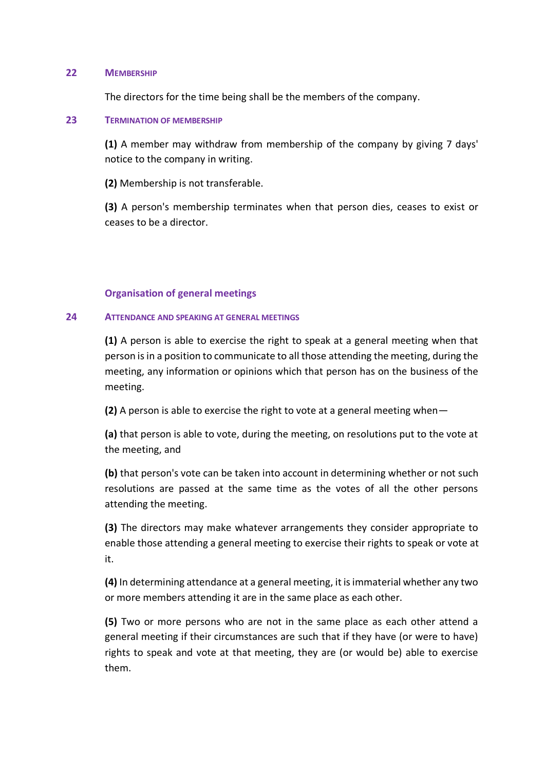### 22 MEMBERSHIP

The directors for the time being shall be the members of the company.

### 23 TERMINATION OF MEMBERSHIP

**(1)** A member may withdraw from membership of the company by giving 7 days' notice to the company in writing.

**(2)** Membership is not transferable.

**(3)** A person's membership terminates when that person dies, ceases to exist or ceases to be a director.

## Organisation of general meetings

### 24 ATTENDANCE AND SPEAKING AT GENERAL MEETINGS

**(1)** A person is able to exercise the right to speak at a general meeting when that person is in a position to communicate to all those attending the meeting, during the meeting, any information or opinions which that person has on the business of the meeting.

**(2)** A person is able to exercise the right to vote at a general meeting when—

**(a)** that person is able to vote, during the meeting, on resolutions put to the vote at the meeting, and

**(b)** that person's vote can be taken into account in determining whether or not such resolutions are passed at the same time as the votes of all the other persons attending the meeting.

**(3)** The directors may make whatever arrangements they consider appropriate to enable those attending a general meeting to exercise their rights to speak or vote at it.

**(4)** In determining attendance at a general meeting, it is immaterial whether any two or more members attending it are in the same place as each other.

**(5)** Two or more persons who are not in the same place as each other attend a general meeting if their circumstances are such that if they have (or were to have) rights to speak and vote at that meeting, they are (or would be) able to exercise them.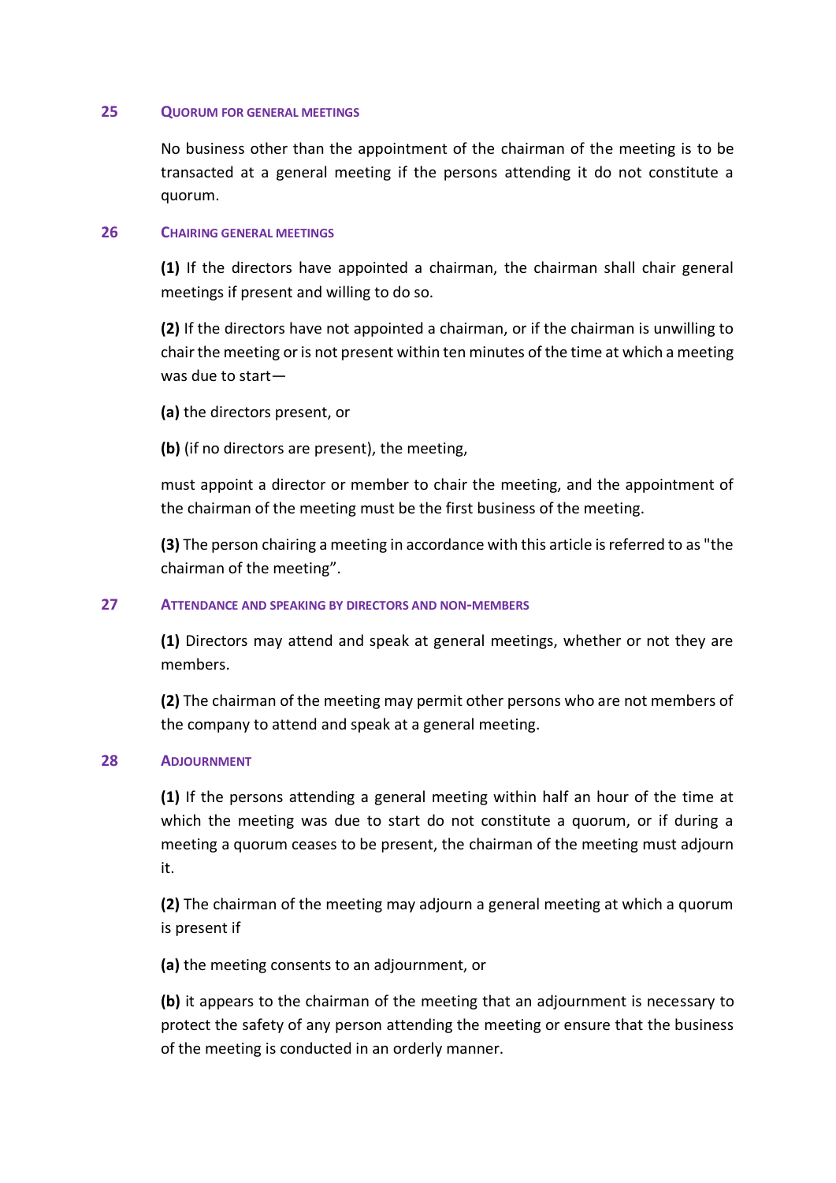### 25 QUORUM FOR GENERAL MEETINGS

No business other than the appointment of the chairman of the meeting is to be transacted at a general meeting if the persons attending it do not constitute a quorum.

### 26 CHAIRING GENERAL MEETINGS

**(1)** If the directors have appointed a chairman, the chairman shall chair general meetings if present and willing to do so.

**(2)** If the directors have not appointed a chairman, or if the chairman is unwilling to chair the meeting or is not present within ten minutes of the time at which a meeting was due to start—

**(a)** the directors present, or

**(b)** (if no directors are present), the meeting,

must appoint a director or member to chair the meeting, and the appointment of the chairman of the meeting must be the first business of the meeting.

**(3)** The person chairing a meeting in accordance with this article is referred to as "the chairman of the meeting".

### 27 ATTENDANCE AND SPEAKING BY DIRECTORS AND NON-MEMBERS

**(1)** Directors may attend and speak at general meetings, whether or not they are members.

**(2)** The chairman of the meeting may permit other persons who are not members of the company to attend and speak at a general meeting.

### 28 ADJOURNMENT

**(1)** If the persons attending a general meeting within half an hour of the time at which the meeting was due to start do not constitute a quorum, or if during a meeting a quorum ceases to be present, the chairman of the meeting must adjourn it.

**(2)** The chairman of the meeting may adjourn a general meeting at which a quorum is present if

**(a)** the meeting consents to an adjournment, or

**(b)** it appears to the chairman of the meeting that an adjournment is necessary to protect the safety of any person attending the meeting or ensure that the business of the meeting is conducted in an orderly manner.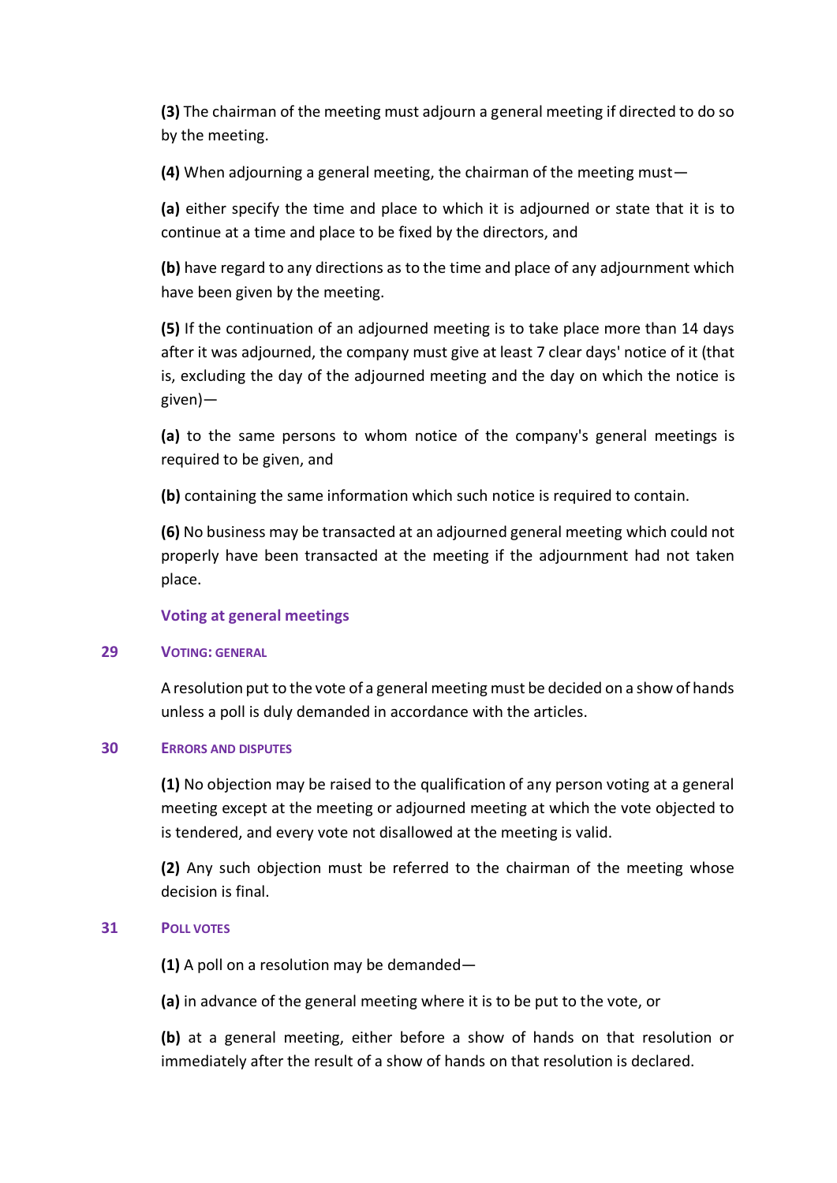**(3)** The chairman of the meeting must adjourn a general meeting if directed to do so by the meeting.

**(4)** When adjourning a general meeting, the chairman of the meeting must—

**(a)** either specify the time and place to which it is adjourned or state that it is to continue at a time and place to be fixed by the directors, and

**(b)** have regard to any directions as to the time and place of any adjournment which have been given by the meeting.

**(5)** If the continuation of an adjourned meeting is to take place more than 14 days after it was adjourned, the company must give at least 7 clear days' notice of it (that is, excluding the day of the adjourned meeting and the day on which the notice is given)—

**(a)** to the same persons to whom notice of the company's general meetings is required to be given, and

**(b)** containing the same information which such notice is required to contain.

**(6)** No business may be transacted at an adjourned general meeting which could not properly have been transacted at the meeting if the adjournment had not taken place.

### Voting at general meetings

#### 29 VOTING: GENERAL

A resolution put to the vote of a general meeting must be decided on a show of hands unless a poll is duly demanded in accordance with the articles.

#### 30 ERRORS AND DISPUTES

**(1)** No objection may be raised to the qualification of any person voting at a general meeting except at the meeting or adjourned meeting at which the vote objected to is tendered, and every vote not disallowed at the meeting is valid.

**(2)** Any such objection must be referred to the chairman of the meeting whose decision is final.

#### 31 POLL VOTES

**(1)** A poll on a resolution may be demanded—

**(a)** in advance of the general meeting where it is to be put to the vote, or

**(b)** at a general meeting, either before a show of hands on that resolution or immediately after the result of a show of hands on that resolution is declared.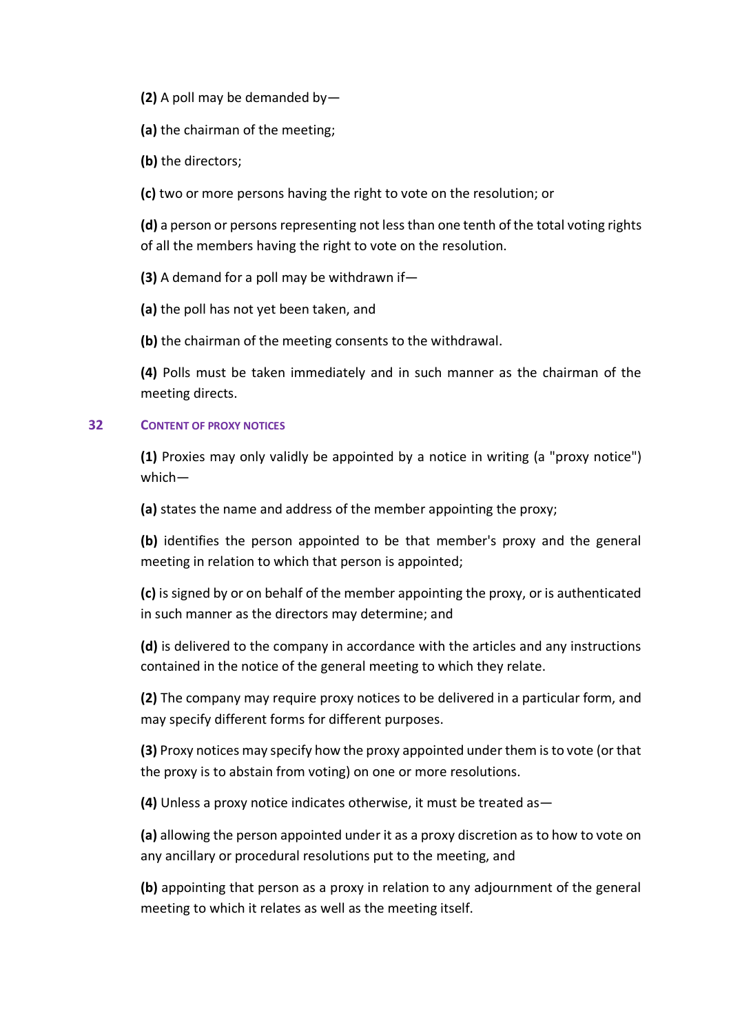**(2)** A poll may be demanded by—

**(a)** the chairman of the meeting;

**(b)** the directors;

**(c)** two or more persons having the right to vote on the resolution; or

**(d)** a person or persons representing not less than one tenth of the total voting rights of all the members having the right to vote on the resolution.

**(3)** A demand for a poll may be withdrawn if—

**(a)** the poll has not yet been taken, and

**(b)** the chairman of the meeting consents to the withdrawal.

**(4)** Polls must be taken immediately and in such manner as the chairman of the meeting directs.

## 32 CONTENT OF PROXY NOTICES

**(1)** Proxies may only validly be appointed by a notice in writing (a "proxy notice") which—

**(a)** states the name and address of the member appointing the proxy;

**(b)** identifies the person appointed to be that member's proxy and the general meeting in relation to which that person is appointed;

**(c)** is signed by or on behalf of the member appointing the proxy, or is authenticated in such manner as the directors may determine; and

**(d)** is delivered to the company in accordance with the articles and any instructions contained in the notice of the general meeting to which they relate.

**(2)** The company may require proxy notices to be delivered in a particular form, and may specify different forms for different purposes.

**(3)** Proxy notices may specify how the proxy appointed under them is to vote (or that the proxy is to abstain from voting) on one or more resolutions.

**(4)** Unless a proxy notice indicates otherwise, it must be treated as—

**(a)** allowing the person appointed under it as a proxy discretion as to how to vote on any ancillary or procedural resolutions put to the meeting, and

**(b)** appointing that person as a proxy in relation to any adjournment of the general meeting to which it relates as well as the meeting itself.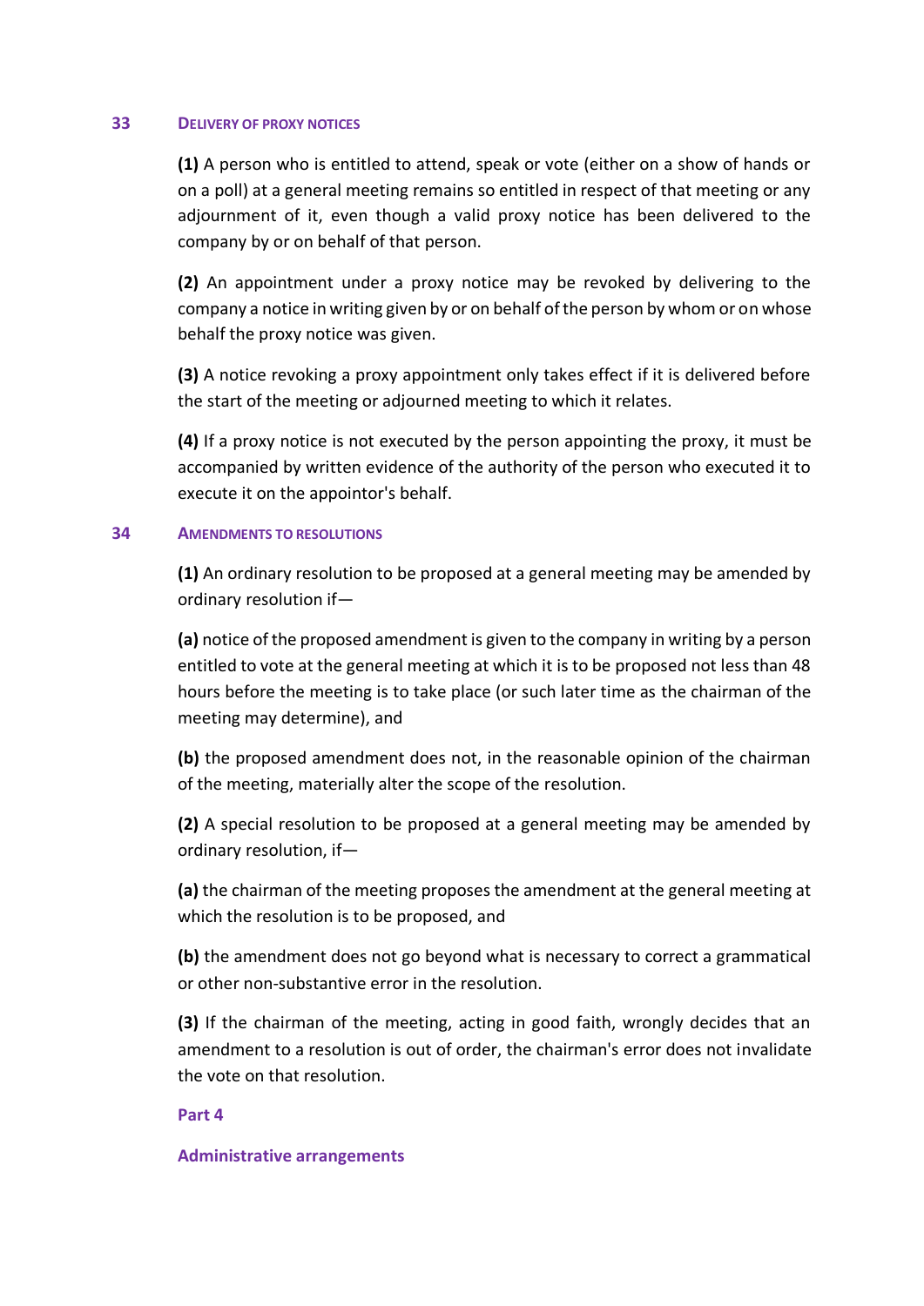## 33 Delivery of proxy notices

**(1)** A person who is entitled to attend, speak or vote (either on a show of hands or on a poll) at a general meeting remains so entitled in respect of that meeting or any adjournment of it, even though a valid proxy notice has been delivered to the company by or on behalf of that person.

**(2)** An appointment under a proxy notice may be revoked by delivering to the company a notice in writing given by or on behalf of the person by whom or on whose behalf the proxy notice was given.

**(3)** A notice revoking a proxy appointment only takes effect if it is delivered before the start of the meeting or adjourned meeting to which it relates.

**(4)** If a proxy notice is not executed by the person appointing the proxy, it must be accompanied by written evidence of the authority of the person who executed it to execute it on the appointor's behalf.

## 34 Amendments to resolutions

**(1)** An ordinary resolution to be proposed at a general meeting may be amended by ordinary resolution if—

**(a)** notice of the proposed amendment is given to the company in writing by a person entitled to vote at the general meeting at which it is to be proposed not less than 48 hours before the meeting is to take place (or such later time as the chairman of the meeting may determine), and

**(b)** the proposed amendment does not, in the reasonable opinion of the chairman of the meeting, materially alter the scope of the resolution.

**(2)** A special resolution to be proposed at a general meeting may be amended by ordinary resolution, if—

**(a)** the chairman of the meeting proposes the amendment at the general meeting at which the resolution is to be proposed, and

**(b)** the amendment does not go beyond what is necessary to correct a grammatical or other non-substantive error in the resolution.

**(3)** If the chairman of the meeting, acting in good faith, wrongly decides that an amendment to a resolution is out of order, the chairman's error does not invalidate the vote on that resolution.

# Part 4

# Administrative arrangements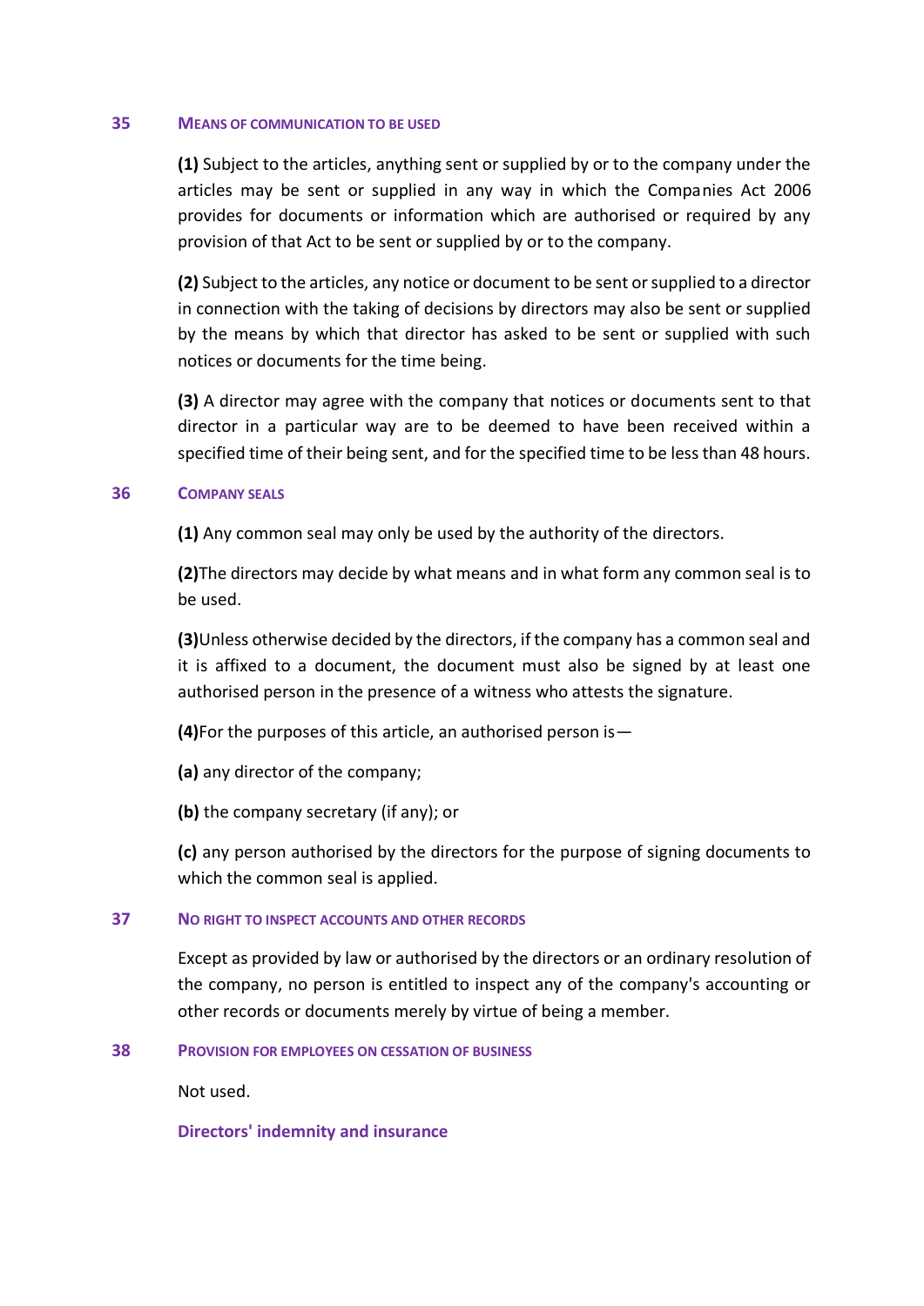### 35 MEANS OF COMMUNICATION TO BE USED

**(1)** Subject to the articles, anything sent or supplied by or to the company under the articles may be sent or supplied in any way in which the Companies Act 2006 provides for documents or information which are authorised or required by any provision of that Act to be sent or supplied by or to the company.

**(2)** Subject to the articles, any notice or document to be sent or supplied to a director in connection with the taking of decisions by directors may also be sent or supplied by the means by which that director has asked to be sent or supplied with such notices or documents for the time being.

**(3)** A director may agree with the company that notices or documents sent to that director in a particular way are to be deemed to have been received within a specified time of their being sent, and for the specified time to be less than 48 hours.

### 36 COMPANY SEALS

**(1)** Any common seal may only be used by the authority of the directors.

**(2)**The directors may decide by what means and in what form any common seal is to be used.

**(3)**Unless otherwise decided by the directors, if the company has a common seal and it is affixed to a document, the document must also be signed by at least one authorised person in the presence of a witness who attests the signature.

**(4)**For the purposes of this article, an authorised person is—

**(a)** any director of the company;

**(b)** the company secretary (if any); or

**(c)** any person authorised by the directors for the purpose of signing documents to which the common seal is applied.

### 37 NO RIGHT TO INSPECT ACCOUNTS AND OTHER RECORDS

Except as provided by law or authorised by the directors or an ordinary resolution of the company, no person is entitled to inspect any of the company's accounting or other records or documents merely by virtue of being a member.

### 38 PROVISION FOR EMPLOYEES ON CESSATION OF BUSINESS

Not used.

## Directors' indemnity and insurance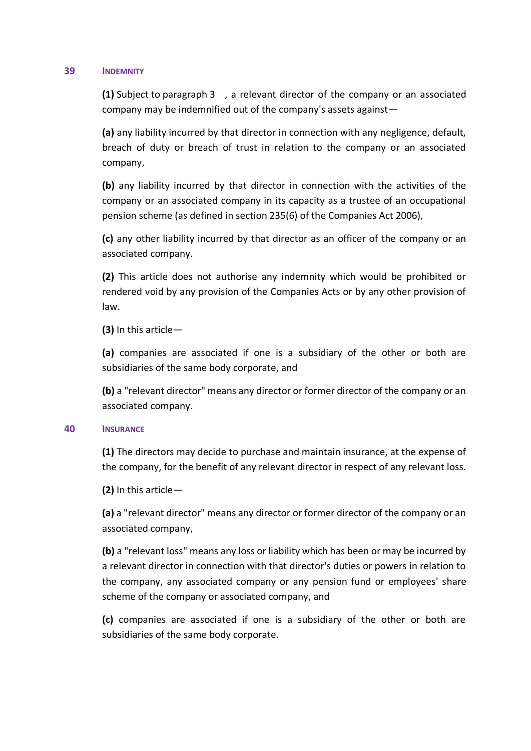## 39 INDEMNITY

**(1)** Subject to paragraph 3 , a relevant director of the company or an associated company may be indemnified out of the company's assets against—

**(a)** any liability incurred by that director in connection with any negligence, default, breach of duty or breach of trust in relation to the company or an associated company,

**(b)** any liability incurred by that director in connection with the activities of the company or an associated company in its capacity as a trustee of an occupational pension scheme (as defined in section 235(6) of the Companies Act 2006),

**(c)** any other liability incurred by that director as an officer of the company or an associated company.

**(2)** This article does not authorise any indemnity which would be prohibited or rendered void by any provision of the Companies Acts or by any other provision of law.

**(3)** In this article—

**(a)** companies are associated if one is a subsidiary of the other or both are subsidiaries of the same body corporate, and

**(b)** a "relevant director" means any director or former director of the company or an associated company.

## 40 INSURANCE

**(1)** The directors may decide to purchase and maintain insurance, at the expense of the company, for the benefit of any relevant director in respect of any relevant loss.

**(2)** In this article—

**(a)** a "relevant director" means any director or former director of the company or an associated company,

**(b)** a "relevant loss" means any loss or liability which has been or may be incurred by a relevant director in connection with that director's duties or powers in relation to the company, any associated company or any pension fund or employees' share scheme of the company or associated company, and

**(c)** companies are associated if one is a subsidiary of the other or both are subsidiaries of the same body corporate.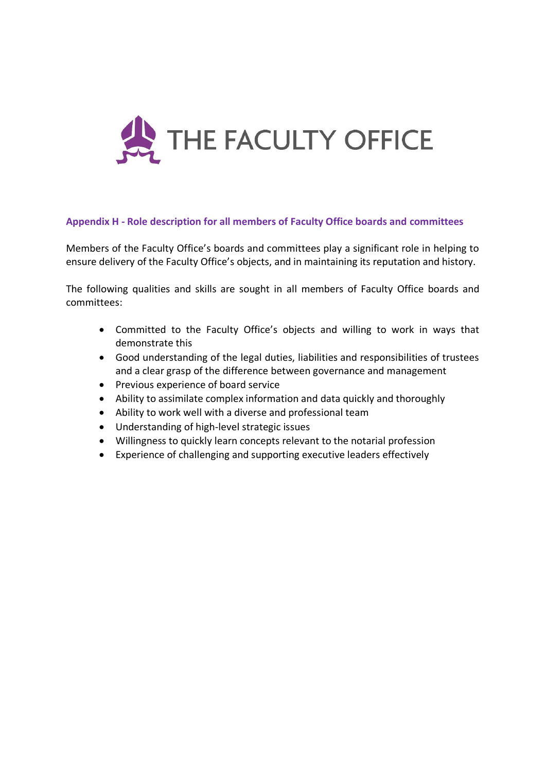THE FACULTY OFFICE

## Appendix H - Role description for all members of Faculty Office boards and committees

Members of the Faculty Office's boards and committees play a significant role in helping to ensure delivery of the Faculty Office's objects, and in maintaining its reputation and history.

The following qualities and skills are sought in all members of Faculty Office boards and committees:

- Committed to the Faculty Office's objects and willing to work in ways that demonstrate this
- Good understanding of the legal duties, liabilities and responsibilities of trustees and a clear grasp of the difference between governance and management
- Previous experience of board service
- Ability to assimilate complex information and data quickly and thoroughly
- Ability to work well with a diverse and professional team
- Understanding of high-level strategic issues
- Willingness to quickly learn concepts relevant to the notarial profession
- Experience of challenging and supporting executive leaders effectively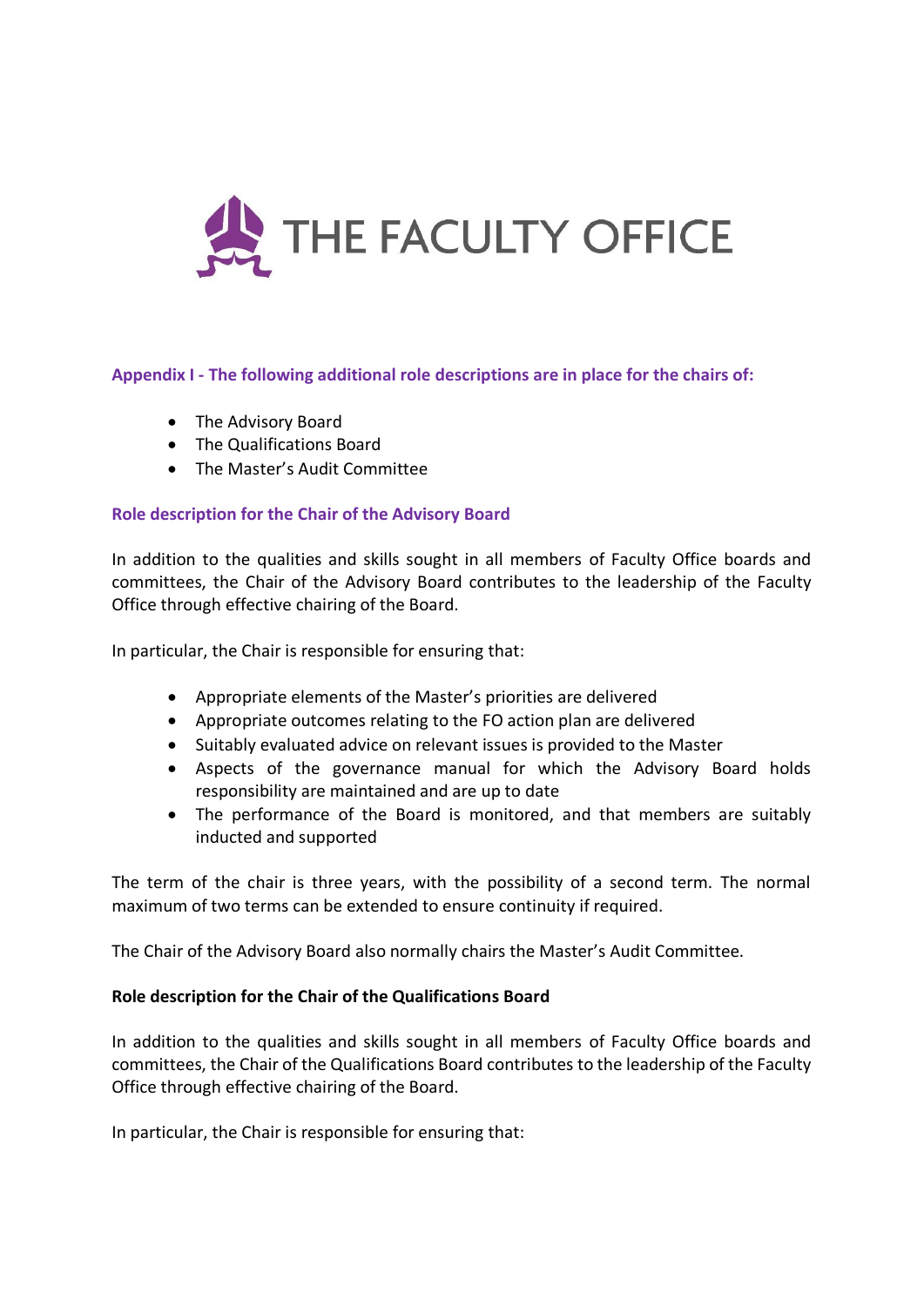THE FACULTY OFFICE

## Appendix I - The following additional role descriptions are in place for the chairs of:

- The Advisory Board
- The Qualifications Board
- The Master's Audit Committee

### Role description for the Chair of the Advisory Board

In addition to the qualities and skills sought in all members of Faculty Office boards and committees, the Chair of the Advisory Board contributes to the leadership of the Faculty Office through effective chairing of the Board.

In particular, the Chair is responsible for ensuring that:

- Appropriate elements of the Master's priorities are delivered
- Appropriate outcomes relating to the FO action plan are delivered
- Suitably evaluated advice on relevant issues is provided to the Master
- Aspects of the governance manual for which the Advisory Board holds responsibility are maintained and are up to date
- The performance of the Board is monitored, and that members are suitably inducted and supported

The term of the chair is three years, with the possibility of a second term. The normal maximum of two terms can be extended to ensure continuity if required.

The Chair of the Advisory Board also normally chairs the Master's Audit Committee.

**Role description for the Chair of the Qualifications Board**

In addition to the qualities and skills sought in all members of Faculty Office boards and committees, the Chair of the Qualifications Board contributes to the leadership of the Faculty Office through effective chairing of the Board.

In particular, the Chair is responsible for ensuring that: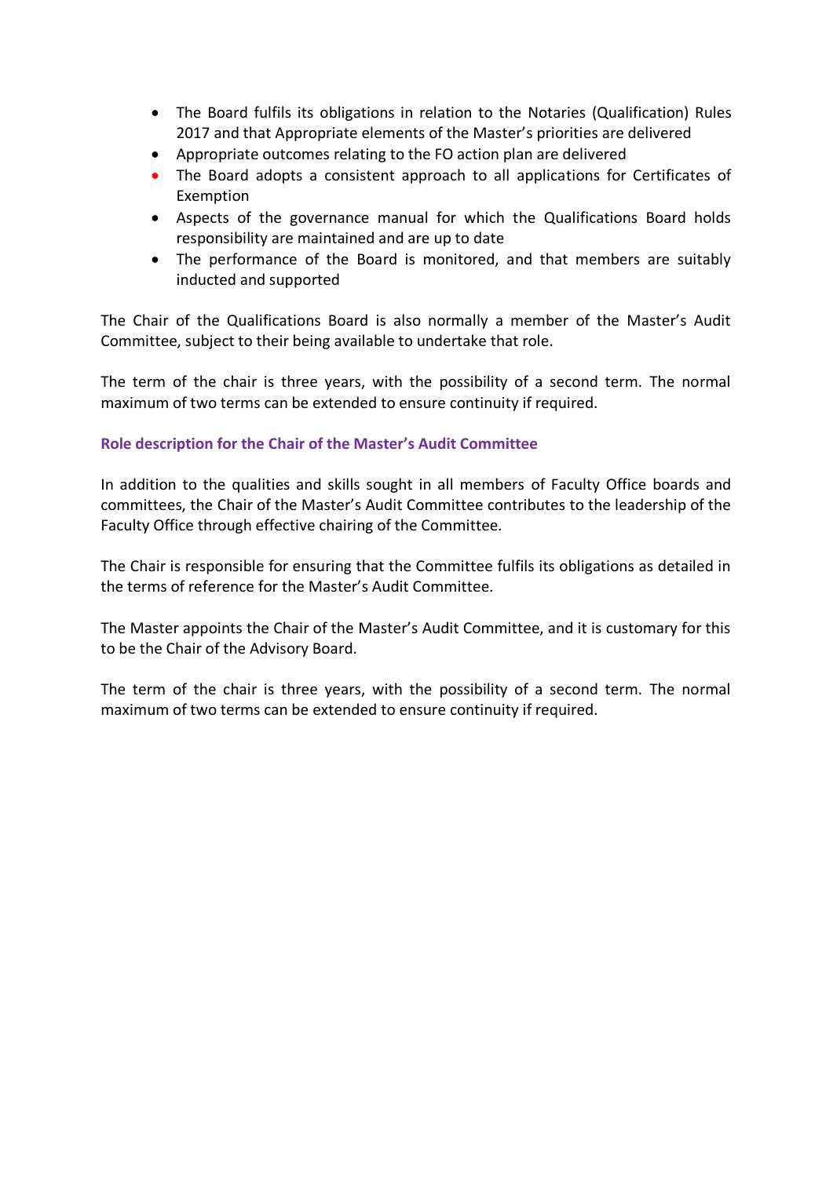- The Board fulfils its obligations in relation to the Notaries (Qualification) Rules 2017 and that Appropriate elements of the Master's priorities are delivered
- Appropriate outcomes relating to the FO action plan are delivered
- The Board adopts a consistent approach to all applications for Certificates of Exemption
- Aspects of the governance manual for which the Qualifications Board holds responsibility are maintained and are up to date
- The performance of the Board is monitored, and that members are suitably inducted and supported

The Chair of the Qualifications Board is also normally a member of the Master's Audit Committee, subject to their being available to undertake that role.

The term of the chair is three years, with the possibility of a second term. The normal maximum of two terms can be extended to ensure continuity if required.

### Role description for the Chair of the Master's Audit Committee

In addition to the qualities and skills sought in all members of Faculty Office boards and committees, the Chair of the Master's Audit Committee contributes to the leadership of the Faculty Office through effective chairing of the Committee.

The Chair is responsible for ensuring that the Committee fulfils its obligations as detailed in the terms of reference for the Master's Audit Committee.

The Master appoints the Chair of the Master's Audit Committee, and it is customary for this to be the Chair of the Advisory Board.

The term of the chair is three years, with the possibility of a second term. The normal maximum of two terms can be extended to ensure continuity if required.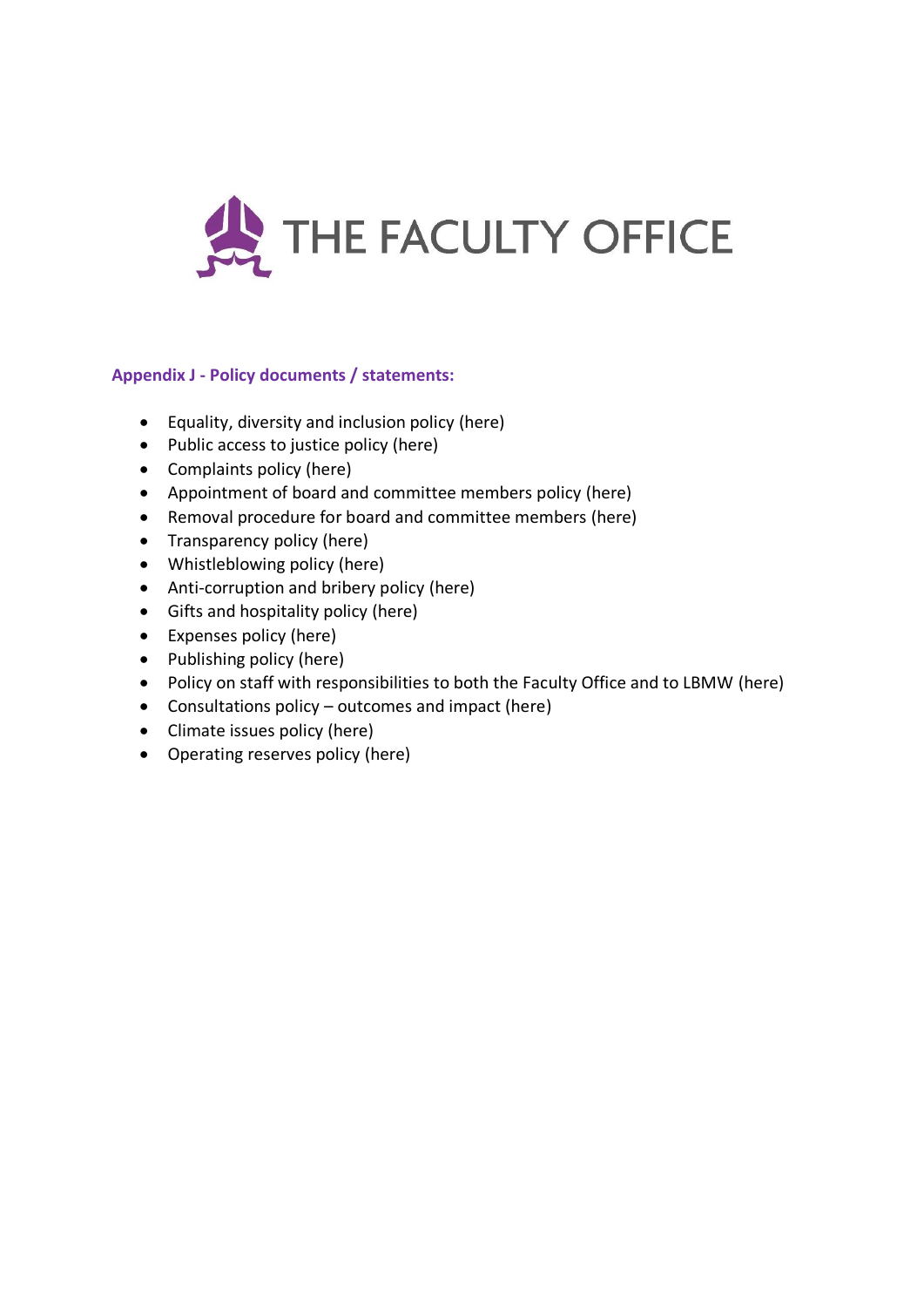THE FACULTY OFFICE

## Appendix J - Policy documents / statements:

- Equality, diversity and inclusion policy (here)
- Public access to justice policy (here)
- Complaints policy (here)
- Appointment of board and committee members policy (here)
- Removal procedure for board and committee members (here)
- Transparency policy (here)
- Whistleblowing policy (here)
- Anti-corruption and bribery policy (here)
- Gifts and hospitality policy (here)
- Expenses policy (here)
- Publishing policy (here)
- Policy on staff with responsibilities to both the Faculty Office and to LBMW (here)
- Consultations policy – outcomes and impact (here)
- Climate issues policy (here)
- Operating reserves policy (here)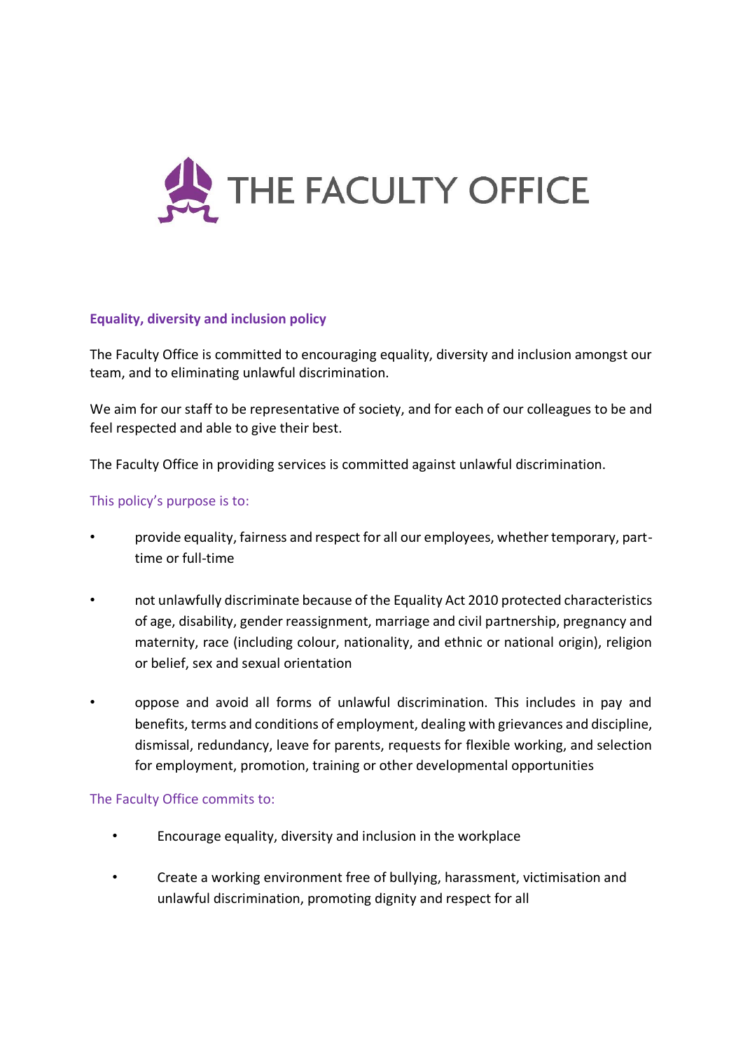# THE FACULTY OFFICE

## Equality, diversity and inclusion policy

The Faculty Office is committed to encouraging equality, diversity and inclusion amongst our team, and to eliminating unlawful discrimination.

We aim for our staff to be representative of society, and for each of our colleagues to be and feel respected and able to give their best.

The Faculty Office in providing services is committed against unlawful discrimination.

### This policy's purpose is to:

- provide equality, fairness and respect for all our employees, whether temporary, part-time or full-time
- not unlawfully discriminate because of the Equality Act 2010 protected characteristics of age, disability, gender reassignment, marriage and civil partnership, pregnancy and maternity, race (including colour, nationality, and ethnic or national origin), religion or belief, sex and sexual orientation
- oppose and avoid all forms of unlawful discrimination. This includes in pay and benefits, terms and conditions of employment, dealing with grievances and discipline, dismissal, redundancy, leave for parents, requests for flexible working, and selection for employment, promotion, training or other developmental opportunities

### The Faculty Office commits to:

- Encourage equality, diversity and inclusion in the workplace
- Create a working environment free of bullying, harassment, victimisation and unlawful discrimination, promoting dignity and respect for all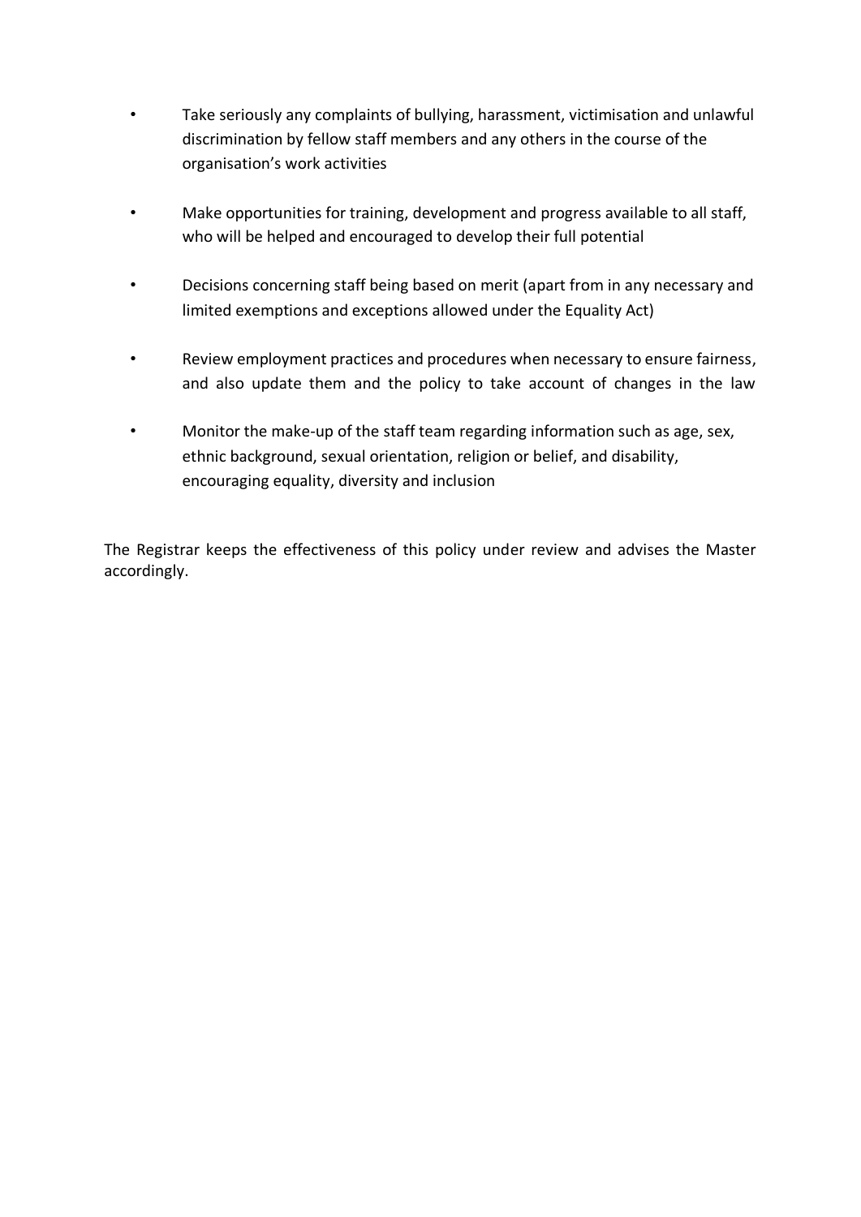- Take seriously any complaints of bullying, harassment, victimisation and unlawful discrimination by fellow staff members and any others in the course of the organisation's work activities

- Make opportunities for training, development and progress available to all staff, who will be helped and encouraged to develop their full potential

- Decisions concerning staff being based on merit (apart from in any necessary and limited exemptions and exceptions allowed under the Equality Act)

- Review employment practices and procedures when necessary to ensure fairness, and also update them and the policy to take account of changes in the law

- Monitor the make-up of the staff team regarding information such as age, sex, ethnic background, sexual orientation, religion or belief, and disability, encouraging equality, diversity and inclusion

The Registrar keeps the effectiveness of this policy under review and advises the Master accordingly.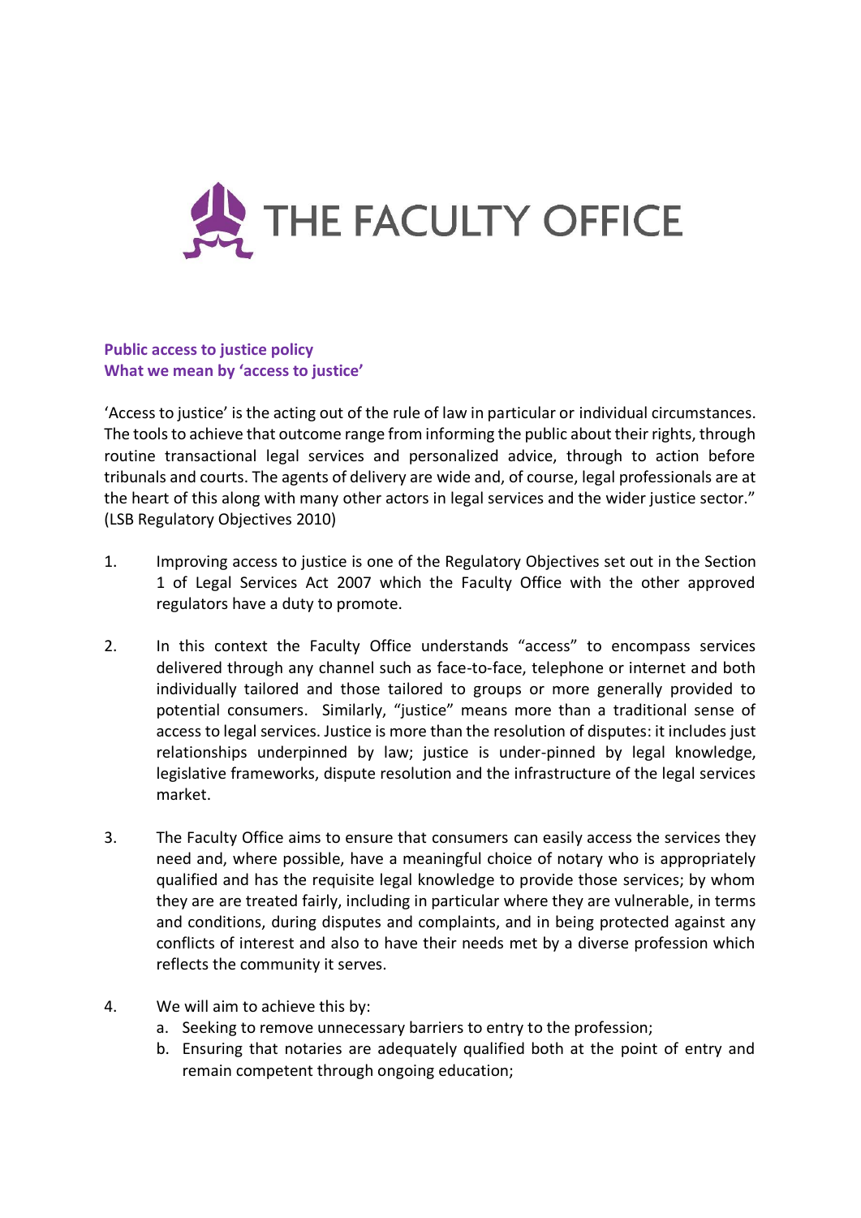THE FACULTY OFFICE

**Public access to justice policy**
**What we mean by 'access to justice'**

'Access to justice' is the acting out of the rule of law in particular or individual circumstances. The tools to achieve that outcome range from informing the public about their rights, through routine transactional legal services and personalized advice, through to action before tribunals and courts. The agents of delivery are wide and, of course, legal professionals are at the heart of this along with many other actors in legal services and the wider justice sector." (LSB Regulatory Objectives 2010)

1. Improving access to justice is one of the Regulatory Objectives set out in the Section 1 of Legal Services Act 2007 which the Faculty Office with the other approved regulators have a duty to promote.

2. In this context the Faculty Office understands "access" to encompass services delivered through any channel such as face-to-face, telephone or internet and both individually tailored and those tailored to groups or more generally provided to potential consumers. Similarly, "justice" means more than a traditional sense of access to legal services. Justice is more than the resolution of disputes: it includes just relationships underpinned by law; justice is under-pinned by legal knowledge, legislative frameworks, dispute resolution and the infrastructure of the legal services market.

3. The Faculty Office aims to ensure that consumers can easily access the services they need and, where possible, have a meaningful choice of notary who is appropriately qualified and has the requisite legal knowledge to provide those services; by whom they are are treated fairly, including in particular where they are vulnerable, in terms and conditions, during disputes and complaints, and in being protected against any conflicts of interest and also to have their needs met by a diverse profession which reflects the community it serves.

4. We will aim to achieve this by:
   a. Seeking to remove unnecessary barriers to entry to the profession;
   b. Ensuring that notaries are adequately qualified both at the point of entry and remain competent through ongoing education;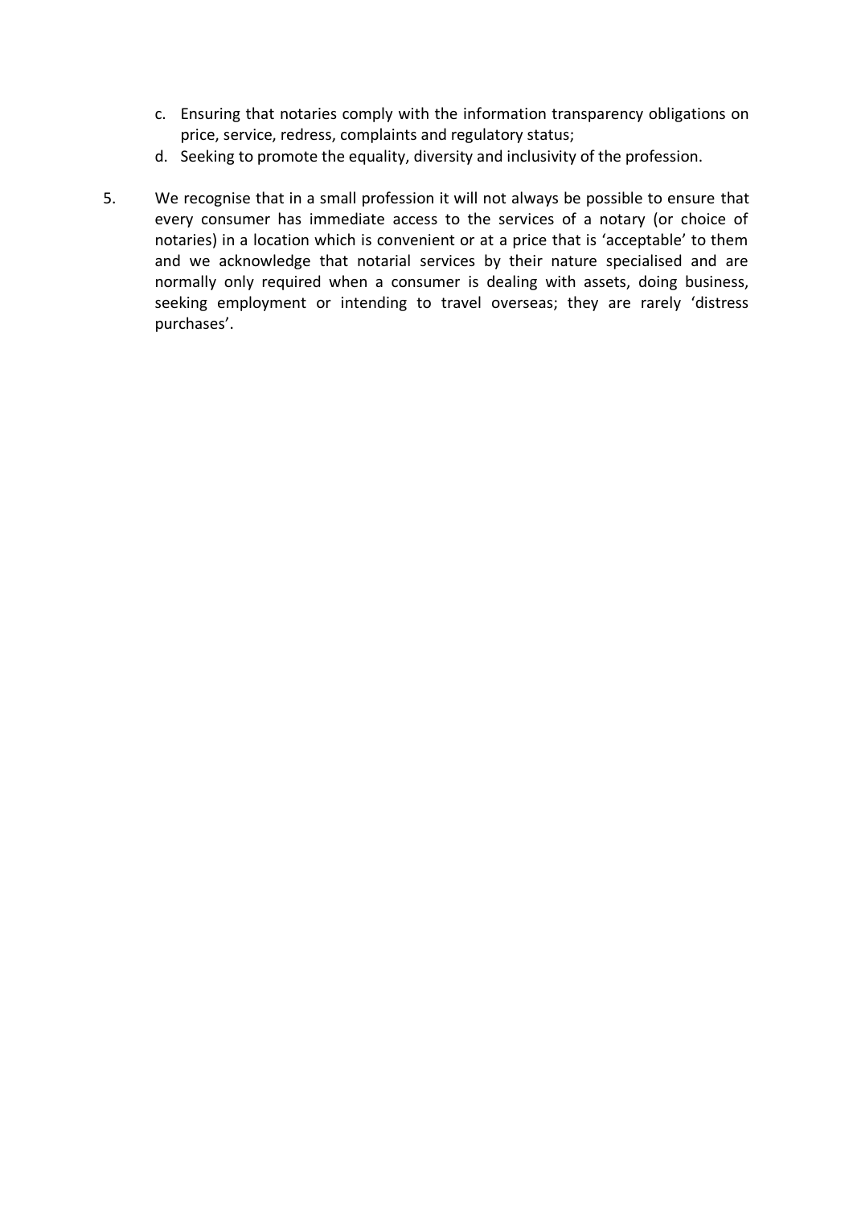c. Ensuring that notaries comply with the information transparency obligations on price, service, redress, complaints and regulatory status;
d. Seeking to promote the equality, diversity and inclusivity of the profession.

5. We recognise that in a small profession it will not always be possible to ensure that every consumer has immediate access to the services of a notary (or choice of notaries) in a location which is convenient or at a price that is 'acceptable' to them and we acknowledge that notarial services by their nature specialised and are normally only required when a consumer is dealing with assets, doing business, seeking employment or intending to travel overseas; they are rarely 'distress purchases'.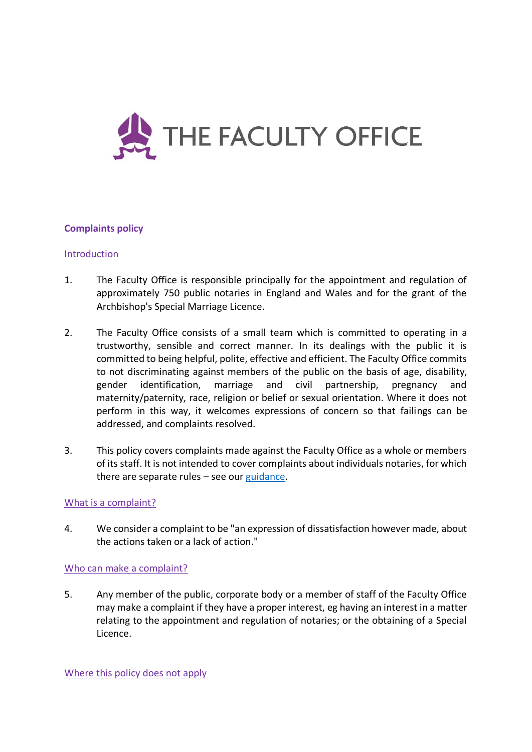THE FACULTY OFFICE

## Complaints policy

### Introduction

1. The Faculty Office is responsible principally for the appointment and regulation of approximately 750 public notaries in England and Wales and for the grant of the Archbishop's Special Marriage Licence.

2. The Faculty Office consists of a small team which is committed to operating in a trustworthy, sensible and correct manner. In its dealings with the public it is committed to being helpful, polite, effective and efficient. The Faculty Office commits to not discriminating against members of the public on the basis of age, disability, gender identification, marriage and civil partnership, pregnancy and maternity/paternity, race, religion or belief or sexual orientation. Where it does not perform in this way, it welcomes expressions of concern so that failings can be addressed, and complaints resolved.

3. This policy covers complaints made against the Faculty Office as a whole or members of its staff. It is not intended to cover complaints about individuals notaries, for which there are separate rules – see our [guidance](guidance).

### What is a complaint?

4. We consider a complaint to be "an expression of dissatisfaction however made, about the actions taken or a lack of action."

### Who can make a complaint?

5. Any member of the public, corporate body or a member of staff of the Faculty Office may make a complaint if they have a proper interest, eg having an interest in a matter relating to the appointment and regulation of notaries; or the obtaining of a Special Licence.

### Where this policy does not apply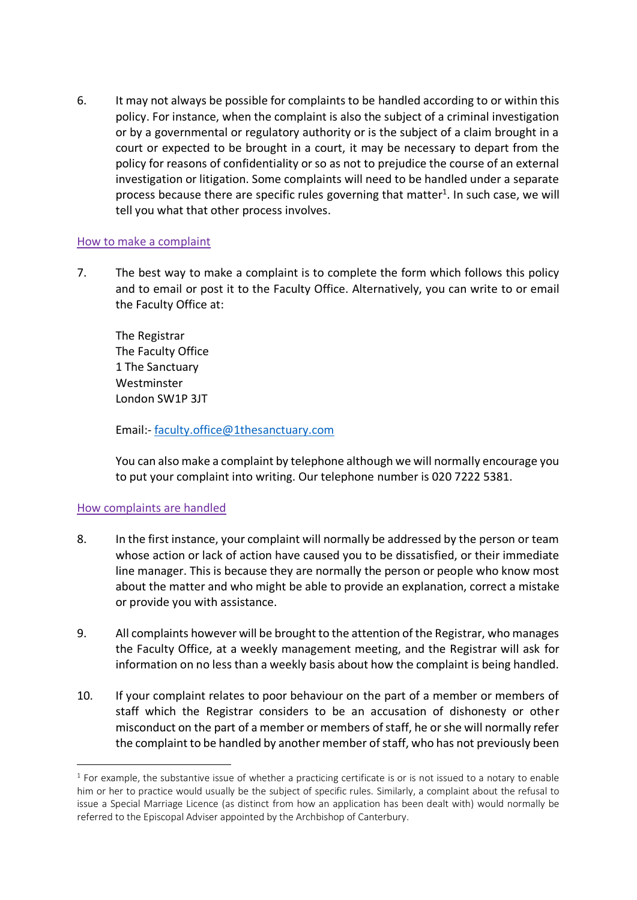6. It may not always be possible for complaints to be handled according to or within this policy. For instance, when the complaint is also the subject of a criminal investigation or by a governmental or regulatory authority or is the subject of a claim brought in a court or expected to be brought in a court, it may be necessary to depart from the policy for reasons of confidentiality or so as not to prejudice the course of an external investigation or litigation. Some complaints will need to be handled under a separate process because there are specific rules governing that matter[1]. In such case, we will tell you what that other process involves.

## How to make a complaint

7. The best way to make a complaint is to complete the form which follows this policy and to email or post it to the Faculty Office. Alternatively, you can write to or email the Faculty Office at:

   The Registrar
   The Faculty Office
   1 The Sanctuary
   Westminster
   London SW1P 3JT

   Email:- faculty.office@1thesanctuary.com

   You can also make a complaint by telephone although we will normally encourage you to put your complaint into writing. Our telephone number is 020 7222 5381.

## How complaints are handled

8. In the first instance, your complaint will normally be addressed by the person or team whose action or lack of action have caused you to be dissatisfied, or their immediate line manager. This is because they are normally the person or people who know most about the matter and who might be able to provide an explanation, correct a mistake or provide you with assistance.

9. All complaints however will be brought to the attention of the Registrar, who manages the Faculty Office, at a weekly management meeting, and the Registrar will ask for information on no less than a weekly basis about how the complaint is being handled.

10. If your complaint relates to poor behaviour on the part of a member or members of staff which the Registrar considers to be an accusation of dishonesty or other misconduct on the part of a member or members of staff, he or she will normally refer the complaint to be handled by another member of staff, who has not previously been

---

[1] For example, the substantive issue of whether a practicing certificate is or is not issued to a notary to enable him or her to practice would usually be the subject of specific rules. Similarly, a complaint about the refusal to issue a Special Marriage Licence (as distinct from how an application has been dealt with) would normally be referred to the Episcopal Adviser appointed by the Archbishop of Canterbury.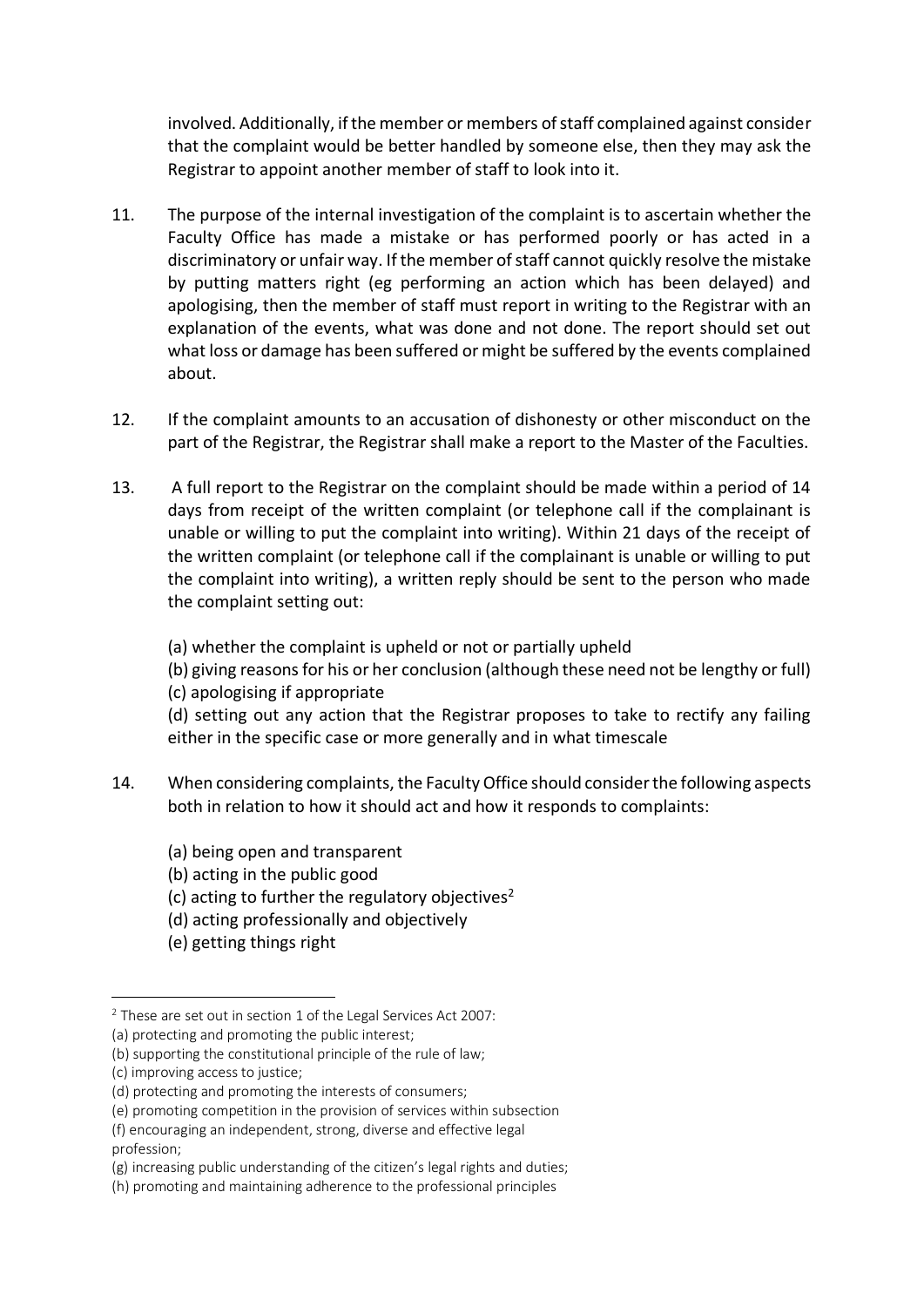involved. Additionally, if the member or members of staff complained against consider that the complaint would be better handled by someone else, then they may ask the Registrar to appoint another member of staff to look into it.

11. The purpose of the internal investigation of the complaint is to ascertain whether the Faculty Office has made a mistake or has performed poorly or has acted in a discriminatory or unfair way. If the member of staff cannot quickly resolve the mistake by putting matters right (eg performing an action which has been delayed) and apologising, then the member of staff must report in writing to the Registrar with an explanation of the events, what was done and not done. The report should set out what loss or damage has been suffered or might be suffered by the events complained about.

12. If the complaint amounts to an accusation of dishonesty or other misconduct on the part of the Registrar, the Registrar shall make a report to the Master of the Faculties.

13. A full report to the Registrar on the complaint should be made within a period of 14 days from receipt of the written complaint (or telephone call if the complainant is unable or willing to put the complaint into writing). Within 21 days of the receipt of the written complaint (or telephone call if the complainant is unable or willing to put the complaint into writing), a written reply should be sent to the person who made the complaint setting out:

    (a) whether the complaint is upheld or not or partially upheld
    (b) giving reasons for his or her conclusion (although these need not be lengthy or full)
    (c) apologising if appropriate
    (d) setting out any action that the Registrar proposes to take to rectify any failing either in the specific case or more generally and in what timescale

14. When considering complaints, the Faculty Office should consider the following aspects both in relation to how it should act and how it responds to complaints:

    (a) being open and transparent
    (b) acting in the public good
    (c) acting to further the regulatory objectives[2]
    (d) acting professionally and objectively
    (e) getting things right

---

[2] These are set out in section 1 of the Legal Services Act 2007:
(a) protecting and promoting the public interest;
(b) supporting the constitutional principle of the rule of law;
(c) improving access to justice;
(d) protecting and promoting the interests of consumers;
(e) promoting competition in the provision of services within subsection
(f) encouraging an independent, strong, diverse and effective legal profession;
(g) increasing public understanding of the citizen's legal rights and duties;
(h) promoting and maintaining adherence to the professional principles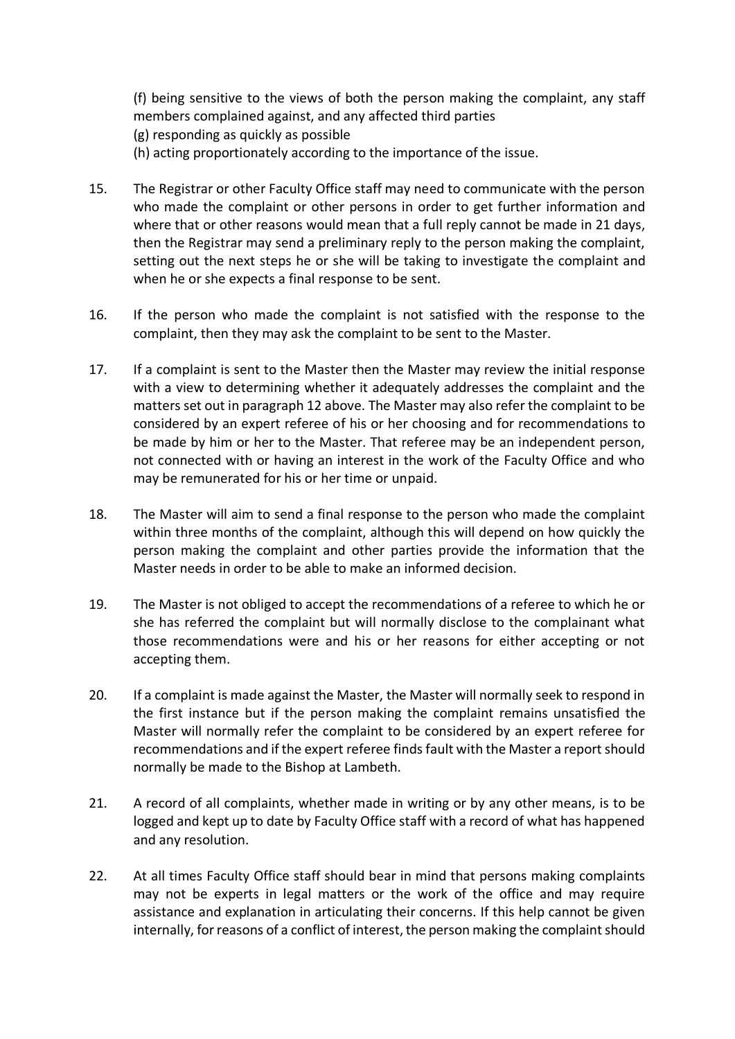(f) being sensitive to the views of both the person making the complaint, any staff members complained against, and any affected third parties
(g) responding as quickly as possible
(h) acting proportionately according to the importance of the issue.

15. The Registrar or other Faculty Office staff may need to communicate with the person who made the complaint or other persons in order to get further information and where that or other reasons would mean that a full reply cannot be made in 21 days, then the Registrar may send a preliminary reply to the person making the complaint, setting out the next steps he or she will be taking to investigate the complaint and when he or she expects a final response to be sent.

16. If the person who made the complaint is not satisfied with the response to the complaint, then they may ask the complaint to be sent to the Master.

17. If a complaint is sent to the Master then the Master may review the initial response with a view to determining whether it adequately addresses the complaint and the matters set out in paragraph 12 above. The Master may also refer the complaint to be considered by an expert referee of his or her choosing and for recommendations to be made by him or her to the Master. That referee may be an independent person, not connected with or having an interest in the work of the Faculty Office and who may be remunerated for his or her time or unpaid.

18. The Master will aim to send a final response to the person who made the complaint within three months of the complaint, although this will depend on how quickly the person making the complaint and other parties provide the information that the Master needs in order to be able to make an informed decision.

19. The Master is not obliged to accept the recommendations of a referee to which he or she has referred the complaint but will normally disclose to the complainant what those recommendations were and his or her reasons for either accepting or not accepting them.

20. If a complaint is made against the Master, the Master will normally seek to respond in the first instance but if the person making the complaint remains unsatisfied the Master will normally refer the complaint to be considered by an expert referee for recommendations and if the expert referee finds fault with the Master a report should normally be made to the Bishop at Lambeth.

21. A record of all complaints, whether made in writing or by any other means, is to be logged and kept up to date by Faculty Office staff with a record of what has happened and any resolution.

22. At all times Faculty Office staff should bear in mind that persons making complaints may not be experts in legal matters or the work of the office and may require assistance and explanation in articulating their concerns. If this help cannot be given internally, for reasons of a conflict of interest, the person making the complaint should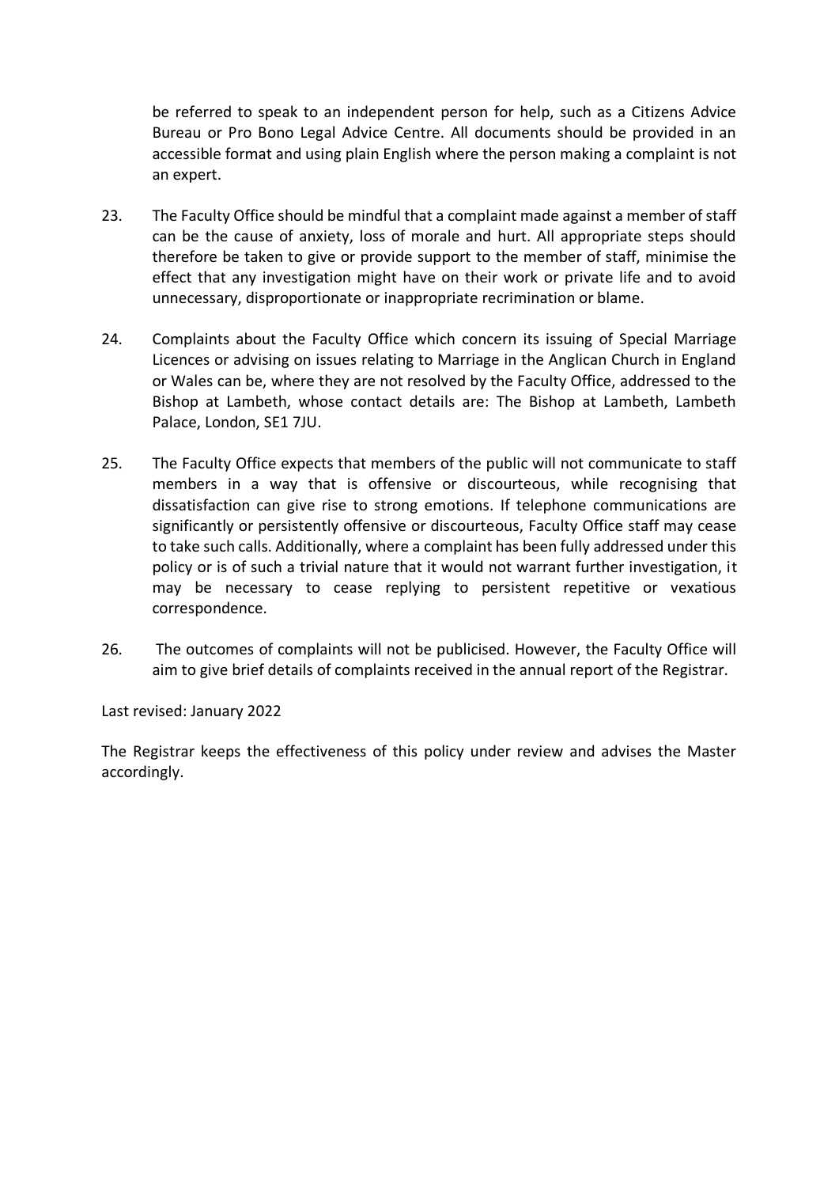be referred to speak to an independent person for help, such as a Citizens Advice Bureau or Pro Bono Legal Advice Centre. All documents should be provided in an accessible format and using plain English where the person making a complaint is not an expert.

23. The Faculty Office should be mindful that a complaint made against a member of staff can be the cause of anxiety, loss of morale and hurt. All appropriate steps should therefore be taken to give or provide support to the member of staff, minimise the effect that any investigation might have on their work or private life and to avoid unnecessary, disproportionate or inappropriate recrimination or blame.

24. Complaints about the Faculty Office which concern its issuing of Special Marriage Licences or advising on issues relating to Marriage in the Anglican Church in England or Wales can be, where they are not resolved by the Faculty Office, addressed to the Bishop at Lambeth, whose contact details are: The Bishop at Lambeth, Lambeth Palace, London, SE1 7JU.

25. The Faculty Office expects that members of the public will not communicate to staff members in a way that is offensive or discourteous, while recognising that dissatisfaction can give rise to strong emotions. If telephone communications are significantly or persistently offensive or discourteous, Faculty Office staff may cease to take such calls. Additionally, where a complaint has been fully addressed under this policy or is of such a trivial nature that it would not warrant further investigation, it may be necessary to cease replying to persistent repetitive or vexatious correspondence.

26. The outcomes of complaints will not be publicised. However, the Faculty Office will aim to give brief details of complaints received in the annual report of the Registrar.

Last revised: January 2022

The Registrar keeps the effectiveness of this policy under review and advises the Master accordingly.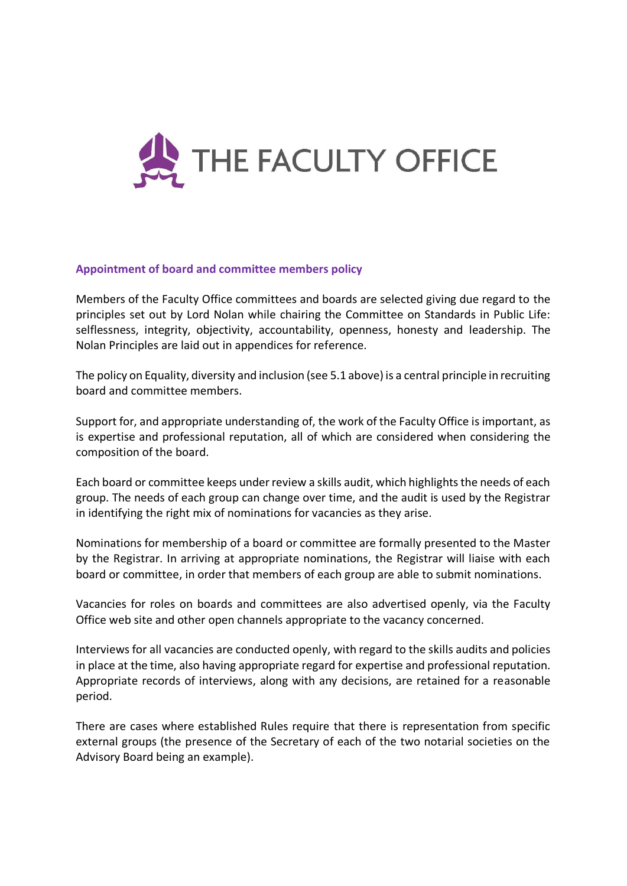THE FACULTY OFFICE

## Appointment of board and committee members policy

Members of the Faculty Office committees and boards are selected giving due regard to the principles set out by Lord Nolan while chairing the Committee on Standards in Public Life: selflessness, integrity, objectivity, accountability, openness, honesty and leadership. The Nolan Principles are laid out in appendices for reference.

The policy on Equality, diversity and inclusion (see 5.1 above) is a central principle in recruiting board and committee members.

Support for, and appropriate understanding of, the work of the Faculty Office is important, as is expertise and professional reputation, all of which are considered when considering the composition of the board.

Each board or committee keeps under review a skills audit, which highlights the needs of each group. The needs of each group can change over time, and the audit is used by the Registrar in identifying the right mix of nominations for vacancies as they arise.

Nominations for membership of a board or committee are formally presented to the Master by the Registrar. In arriving at appropriate nominations, the Registrar will liaise with each board or committee, in order that members of each group are able to submit nominations.

Vacancies for roles on boards and committees are also advertised openly, via the Faculty Office web site and other open channels appropriate to the vacancy concerned.

Interviews for all vacancies are conducted openly, with regard to the skills audits and policies in place at the time, also having appropriate regard for expertise and professional reputation. Appropriate records of interviews, along with any decisions, are retained for a reasonable period.

There are cases where established Rules require that there is representation from specific external groups (the presence of the Secretary of each of the two notarial societies on the Advisory Board being an example).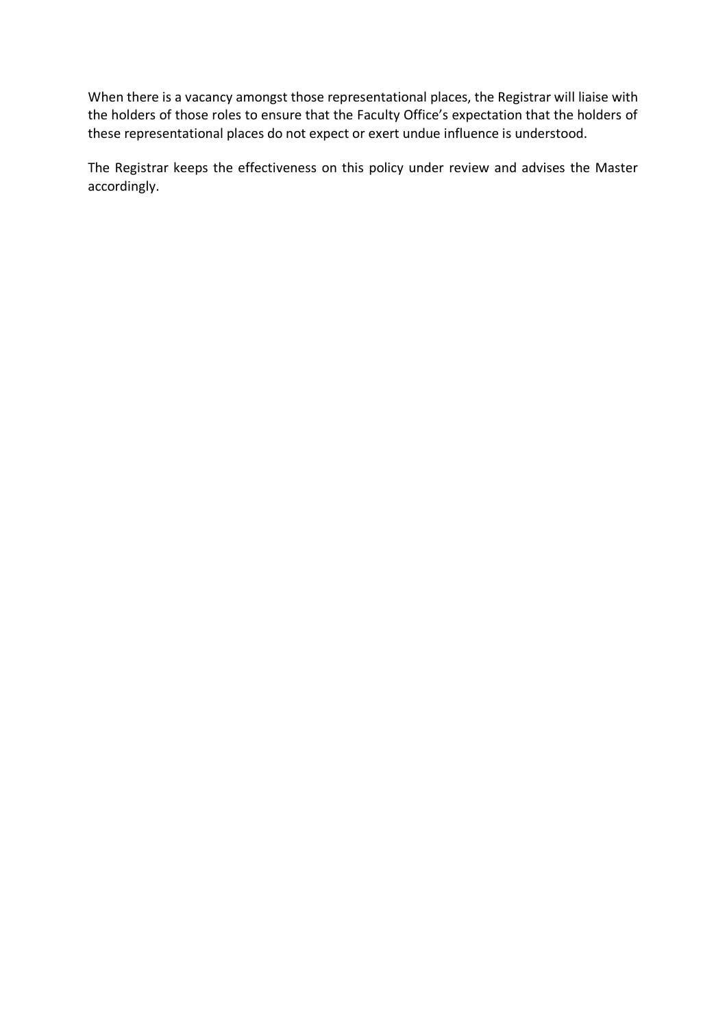When there is a vacancy amongst those representational places, the Registrar will liaise with the holders of those roles to ensure that the Faculty Office's expectation that the holders of these representational places do not expect or exert undue influence is understood.

The Registrar keeps the effectiveness on this policy under review and advises the Master accordingly.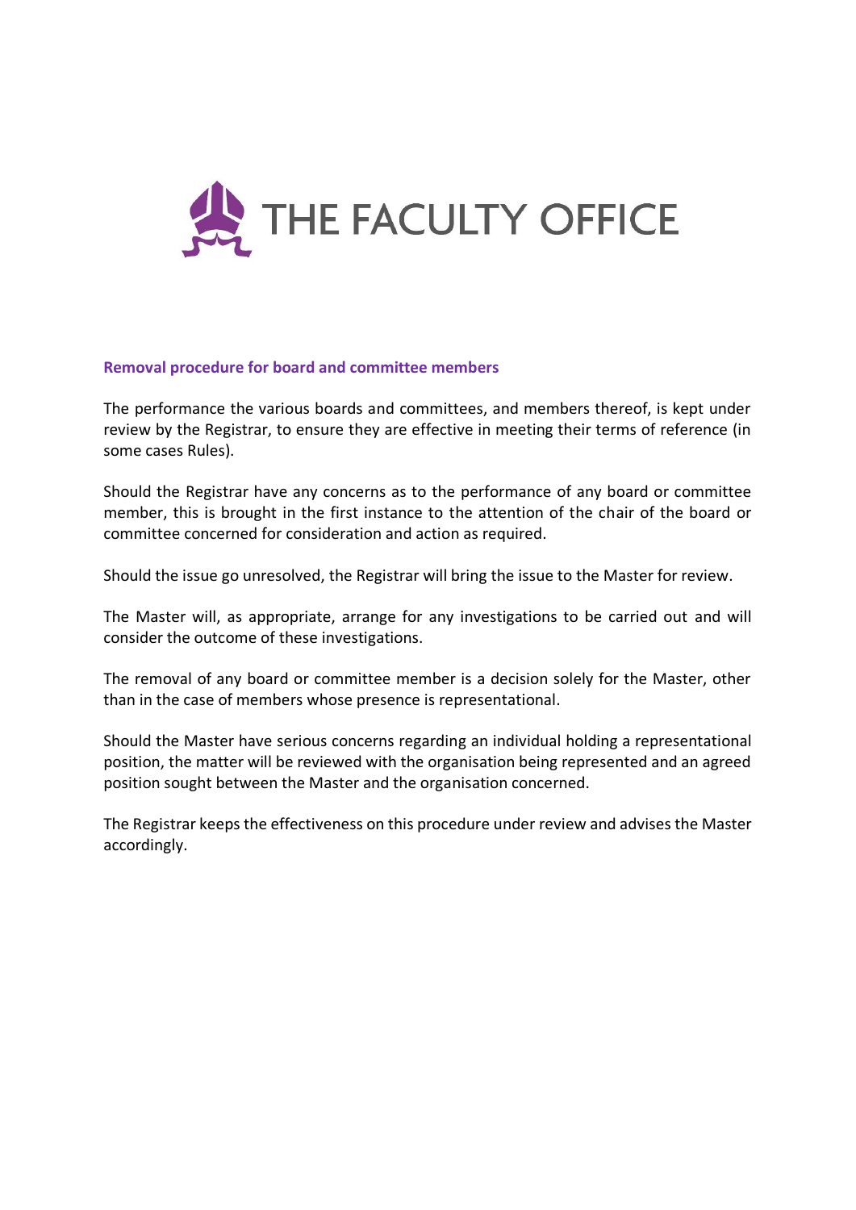THE FACULTY OFFICE

## Removal procedure for board and committee members

The performance the various boards and committees, and members thereof, is kept under review by the Registrar, to ensure they are effective in meeting their terms of reference (in some cases Rules).

Should the Registrar have any concerns as to the performance of any board or committee member, this is brought in the first instance to the attention of the chair of the board or committee concerned for consideration and action as required.

Should the issue go unresolved, the Registrar will bring the issue to the Master for review.

The Master will, as appropriate, arrange for any investigations to be carried out and will consider the outcome of these investigations.

The removal of any board or committee member is a decision solely for the Master, other than in the case of members whose presence is representational.

Should the Master have serious concerns regarding an individual holding a representational position, the matter will be reviewed with the organisation being represented and an agreed position sought between the Master and the organisation concerned.

The Registrar keeps the effectiveness on this procedure under review and advises the Master accordingly.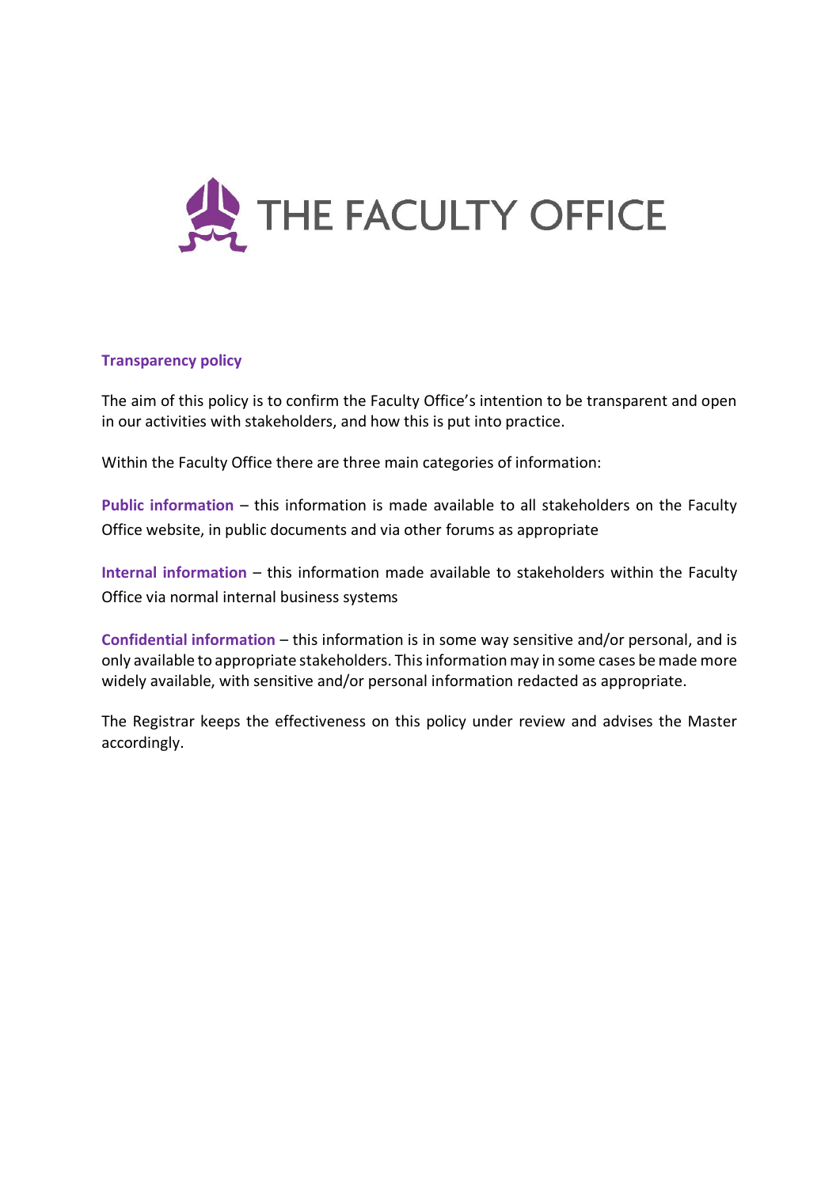THE FACULTY OFFICE

## Transparency policy

The aim of this policy is to confirm the Faculty Office's intention to be transparent and open in our activities with stakeholders, and how this is put into practice.

Within the Faculty Office there are three main categories of information:

**Public information** – this information is made available to all stakeholders on the Faculty Office website, in public documents and via other forums as appropriate

**Internal information** – this information made available to stakeholders within the Faculty Office via normal internal business systems

**Confidential information** – this information is in some way sensitive and/or personal, and is only available to appropriate stakeholders. This information may in some cases be made more widely available, with sensitive and/or personal information redacted as appropriate.

The Registrar keeps the effectiveness on this policy under review and advises the Master accordingly.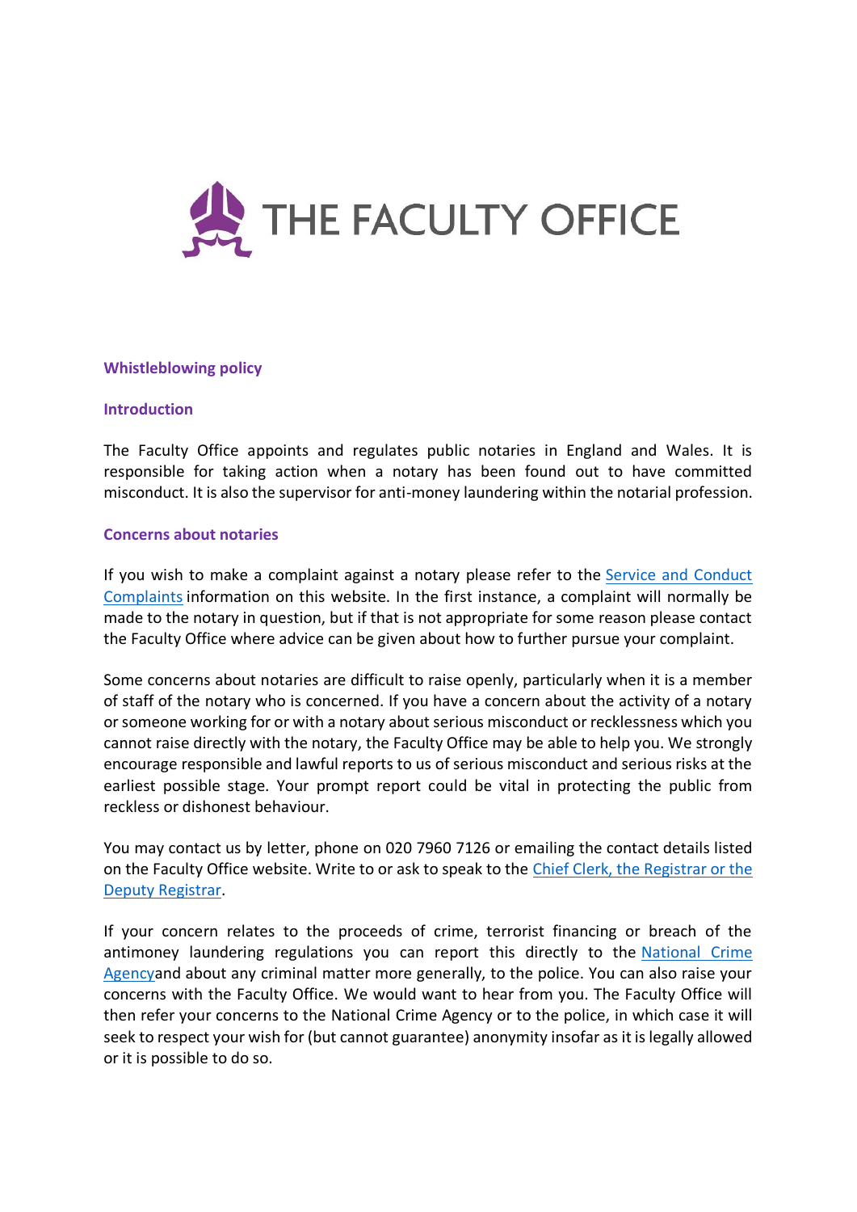THE FACULTY OFFICE

**Whistleblowing policy**

**Introduction**

The Faculty Office appoints and regulates public notaries in England and Wales. It is responsible for taking action when a notary has been found out to have committed misconduct. It is also the supervisor for anti-money laundering within the notarial profession.

**Concerns about notaries**

If you wish to make a complaint against a notary please refer to the Service and Conduct Complaints information on this website. In the first instance, a complaint will normally be made to the notary in question, but if that is not appropriate for some reason please contact the Faculty Office where advice can be given about how to further pursue your complaint.

Some concerns about notaries are difficult to raise openly, particularly when it is a member of staff of the notary who is concerned. If you have a concern about the activity of a notary or someone working for or with a notary about serious misconduct or recklessness which you cannot raise directly with the notary, the Faculty Office may be able to help you. We strongly encourage responsible and lawful reports to us of serious misconduct and serious risks at the earliest possible stage. Your prompt report could be vital in protecting the public from reckless or dishonest behaviour.

You may contact us by letter, phone on 020 7960 7126 or emailing the contact details listed on the Faculty Office website. Write to or ask to speak to the Chief Clerk, the Registrar or the Deputy Registrar.

If your concern relates to the proceeds of crime, terrorist financing or breach of the antimoney laundering regulations you can report this directly to the National Crime Agencyand about any criminal matter more generally, to the police. You can also raise your concerns with the Faculty Office. We would want to hear from you. The Faculty Office will then refer your concerns to the National Crime Agency or to the police, in which case it will seek to respect your wish for (but cannot guarantee) anonymity insofar as it is legally allowed or it is possible to do so.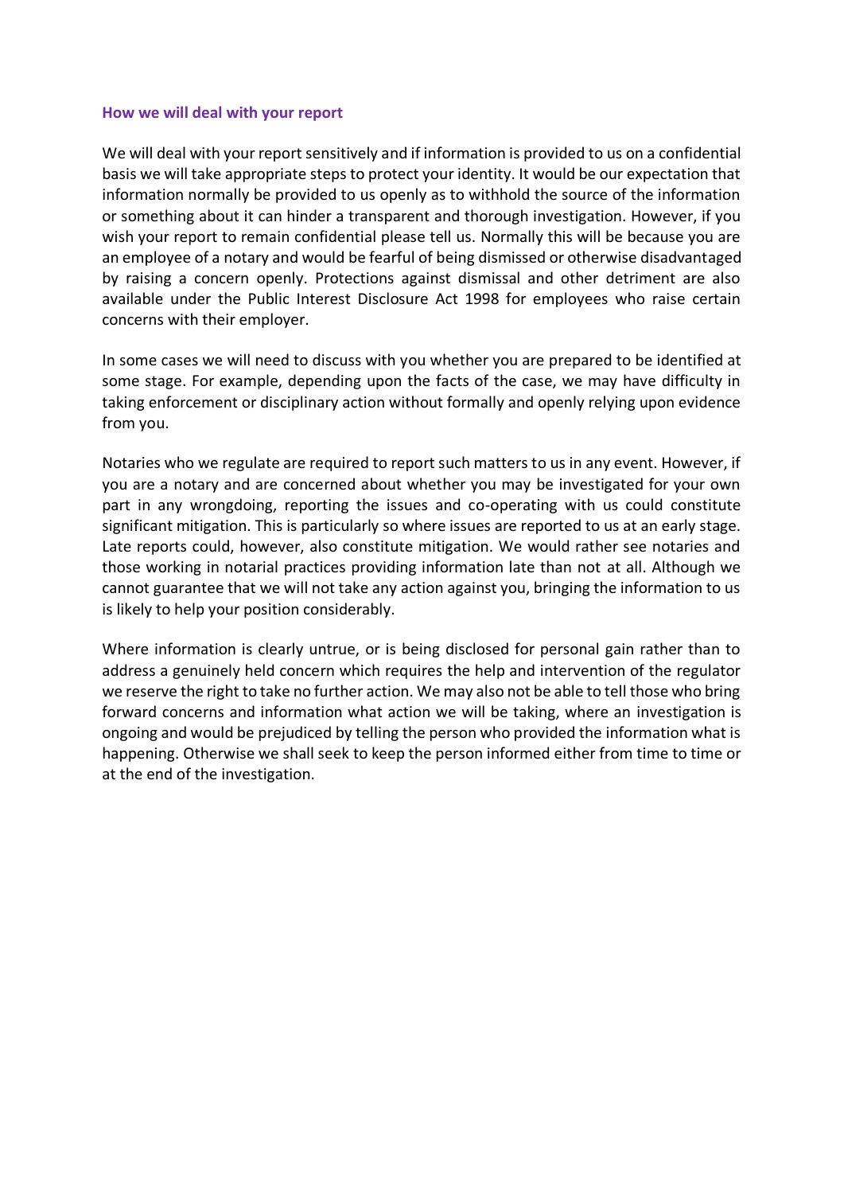### How we will deal with your report

We will deal with your report sensitively and if information is provided to us on a confidential basis we will take appropriate steps to protect your identity. It would be our expectation that information normally be provided to us openly as to withhold the source of the information or something about it can hinder a transparent and thorough investigation. However, if you wish your report to remain confidential please tell us. Normally this will be because you are an employee of a notary and would be fearful of being dismissed or otherwise disadvantaged by raising a concern openly. Protections against dismissal and other detriment are also available under the Public Interest Disclosure Act 1998 for employees who raise certain concerns with their employer.

In some cases we will need to discuss with you whether you are prepared to be identified at some stage. For example, depending upon the facts of the case, we may have difficulty in taking enforcement or disciplinary action without formally and openly relying upon evidence from you.

Notaries who we regulate are required to report such matters to us in any event. However, if you are a notary and are concerned about whether you may be investigated for your own part in any wrongdoing, reporting the issues and co-operating with us could constitute significant mitigation. This is particularly so where issues are reported to us at an early stage. Late reports could, however, also constitute mitigation. We would rather see notaries and those working in notarial practices providing information late than not at all. Although we cannot guarantee that we will not take any action against you, bringing the information to us is likely to help your position considerably.

Where information is clearly untrue, or is being disclosed for personal gain rather than to address a genuinely held concern which requires the help and intervention of the regulator we reserve the right to take no further action. We may also not be able to tell those who bring forward concerns and information what action we will be taking, where an investigation is ongoing and would be prejudiced by telling the person who provided the information what is happening. Otherwise we shall seek to keep the person informed either from time to time or at the end of the investigation.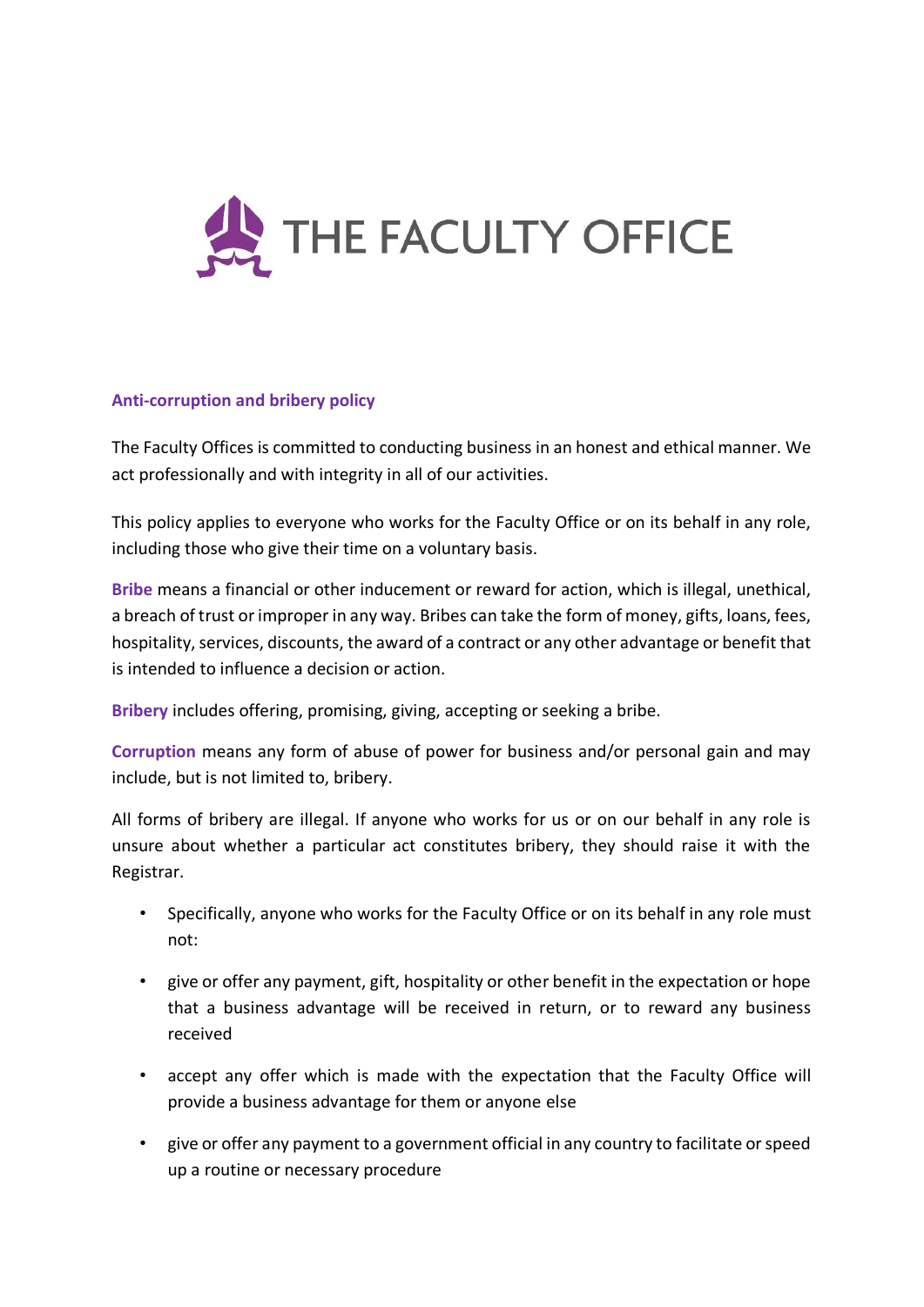THE FACULTY OFFICE

## Anti-corruption and bribery policy

The Faculty Offices is committed to conducting business in an honest and ethical manner. We act professionally and with integrity in all of our activities.

This policy applies to everyone who works for the Faculty Office or on its behalf in any role, including those who give their time on a voluntary basis.

**Bribe** means a financial or other inducement or reward for action, which is illegal, unethical, a breach of trust or improper in any way. Bribes can take the form of money, gifts, loans, fees, hospitality, services, discounts, the award of a contract or any other advantage or benefit that is intended to influence a decision or action.

**Bribery** includes offering, promising, giving, accepting or seeking a bribe.

**Corruption** means any form of abuse of power for business and/or personal gain and may include, but is not limited to, bribery.

All forms of bribery are illegal. If anyone who works for us or on our behalf in any role is unsure about whether a particular act constitutes bribery, they should raise it with the Registrar.

- Specifically, anyone who works for the Faculty Office or on its behalf in any role must not:
- give or offer any payment, gift, hospitality or other benefit in the expectation or hope that a business advantage will be received in return, or to reward any business received
- accept any offer which is made with the expectation that the Faculty Office will provide a business advantage for them or anyone else
- give or offer any payment to a government official in any country to facilitate or speed up a routine or necessary procedure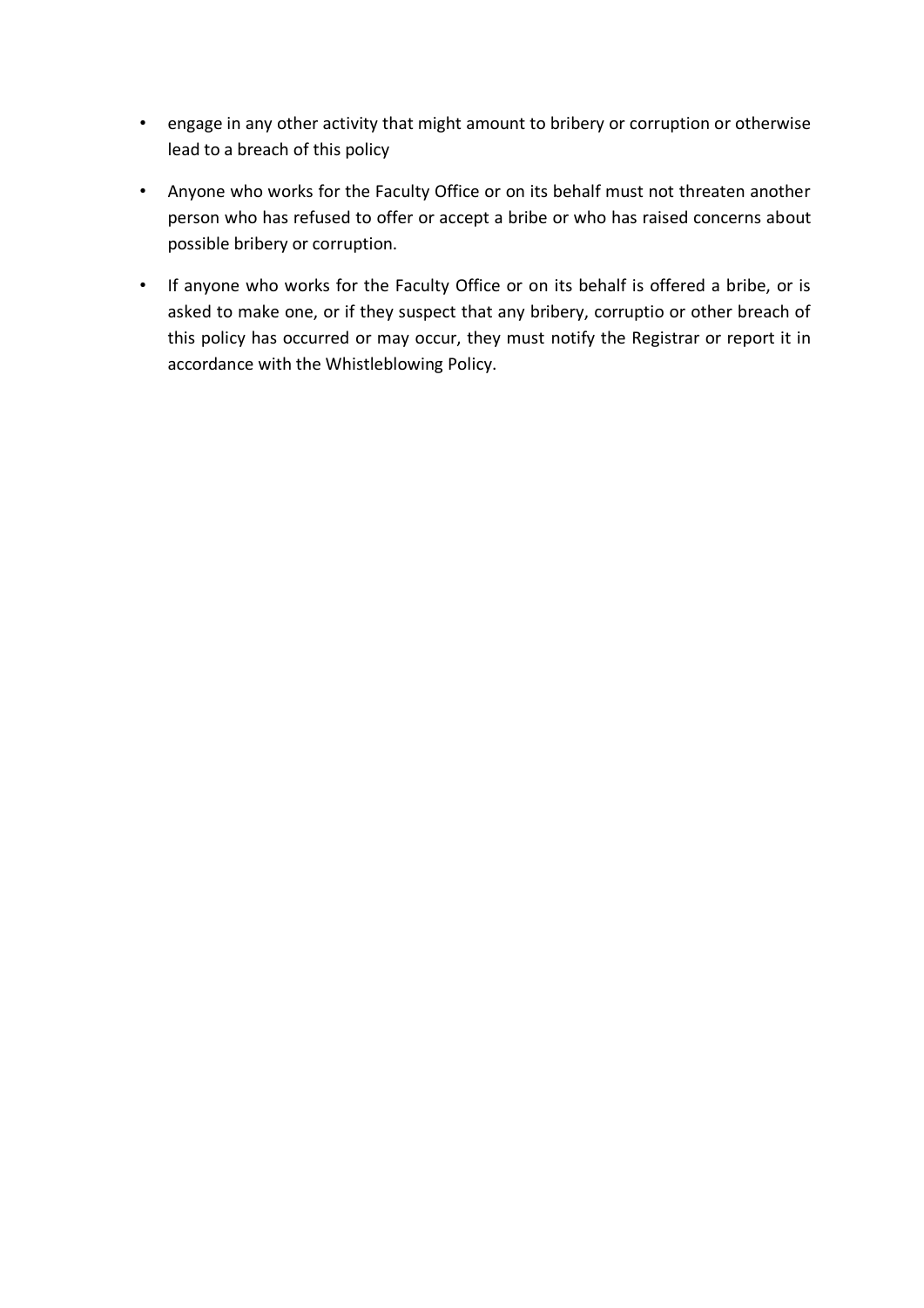- engage in any other activity that might amount to bribery or corruption or otherwise lead to a breach of this policy
- Anyone who works for the Faculty Office or on its behalf must not threaten another person who has refused to offer or accept a bribe or who has raised concerns about possible bribery or corruption.
- If anyone who works for the Faculty Office or on its behalf is offered a bribe, or is asked to make one, or if they suspect that any bribery, corruptio or other breach of this policy has occurred or may occur, they must notify the Registrar or report it in accordance with the Whistleblowing Policy.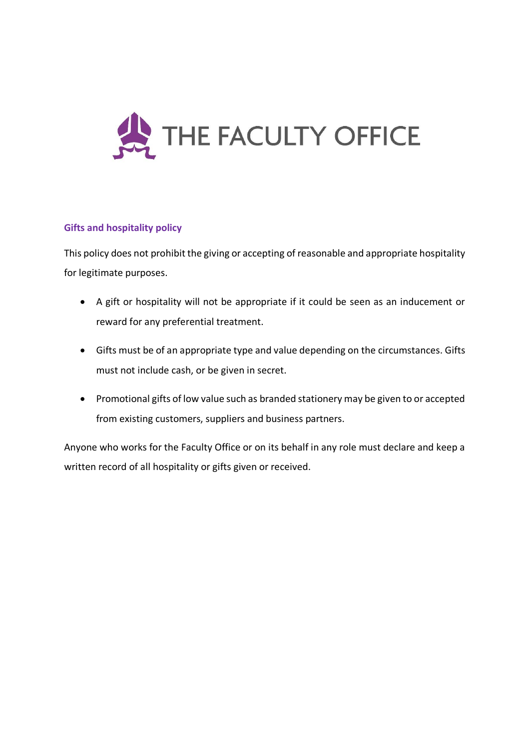THE FACULTY OFFICE

## Gifts and hospitality policy

This policy does not prohibit the giving or accepting of reasonable and appropriate hospitality for legitimate purposes.

- A gift or hospitality will not be appropriate if it could be seen as an inducement or reward for any preferential treatment.
- Gifts must be of an appropriate type and value depending on the circumstances. Gifts must not include cash, or be given in secret.
- Promotional gifts of low value such as branded stationery may be given to or accepted from existing customers, suppliers and business partners.

Anyone who works for the Faculty Office or on its behalf in any role must declare and keep a written record of all hospitality or gifts given or received.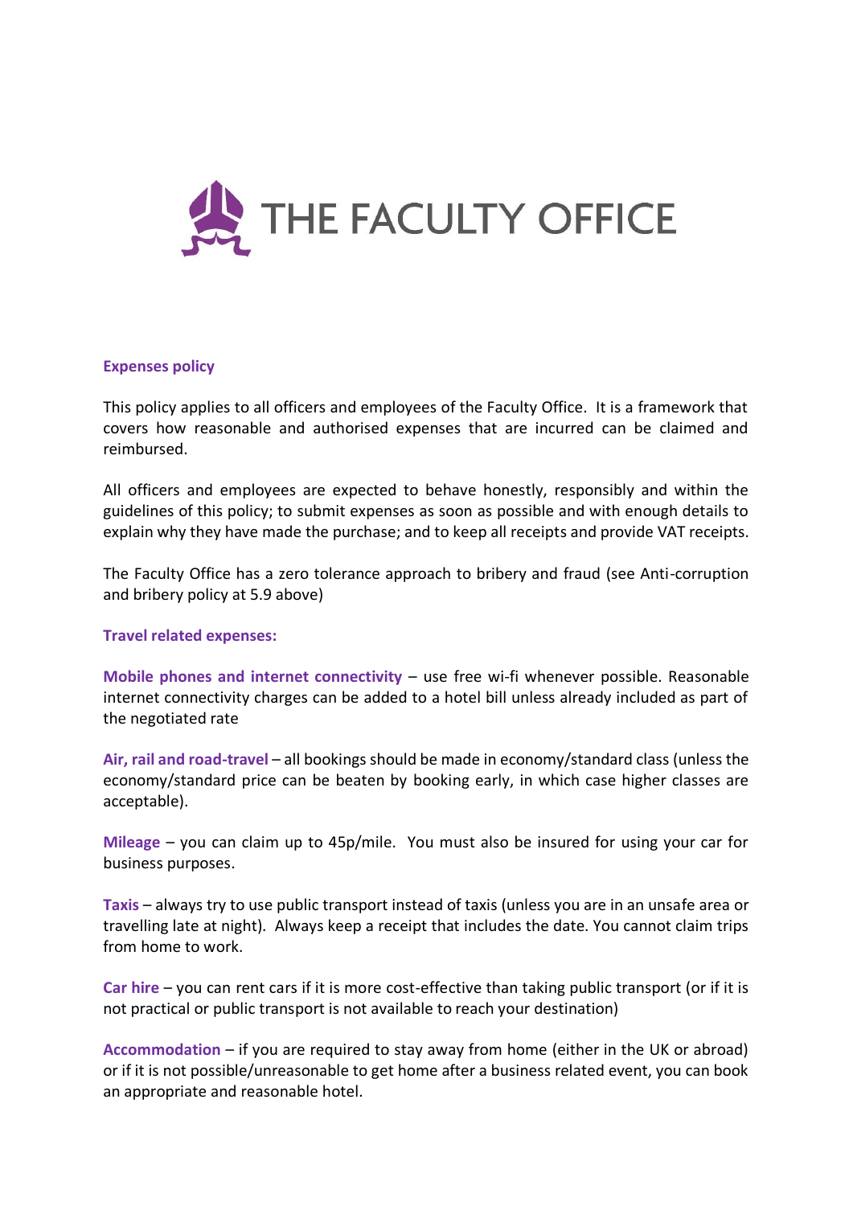THE FACULTY OFFICE

## Expenses policy

This policy applies to all officers and employees of the Faculty Office. It is a framework that covers how reasonable and authorised expenses that are incurred can be claimed and reimbursed.

All officers and employees are expected to behave honestly, responsibly and within the guidelines of this policy; to submit expenses as soon as possible and with enough details to explain why they have made the purchase; and to keep all receipts and provide VAT receipts.

The Faculty Office has a zero tolerance approach to bribery and fraud (see Anti-corruption and bribery policy at 5.9 above)

### Travel related expenses:

**Mobile phones and internet connectivity** – use free wi-fi whenever possible. Reasonable internet connectivity charges can be added to a hotel bill unless already included as part of the negotiated rate

**Air, rail and road-travel** – all bookings should be made in economy/standard class (unless the economy/standard price can be beaten by booking early, in which case higher classes are acceptable).

**Mileage** – you can claim up to 45p/mile. You must also be insured for using your car for business purposes.

**Taxis** – always try to use public transport instead of taxis (unless you are in an unsafe area or travelling late at night). Always keep a receipt that includes the date. You cannot claim trips from home to work.

**Car hire** – you can rent cars if it is more cost-effective than taking public transport (or if it is not practical or public transport is not available to reach your destination)

**Accommodation** – if you are required to stay away from home (either in the UK or abroad) or if it is not possible/unreasonable to get home after a business related event, you can book an appropriate and reasonable hotel.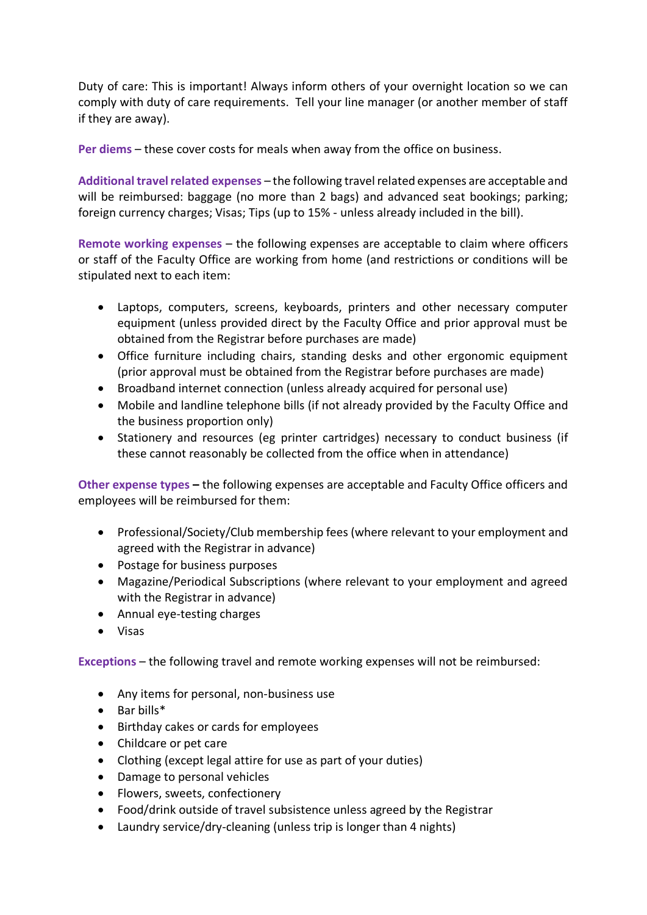Duty of care: This is important! Always inform others of your overnight location so we can comply with duty of care requirements. Tell your line manager (or another member of staff if they are away).

**Per diems** – these cover costs for meals when away from the office on business.

**Additional travel related expenses** – the following travel related expenses are acceptable and will be reimbursed: baggage (no more than 2 bags) and advanced seat bookings; parking; foreign currency charges; Visas; Tips (up to 15% - unless already included in the bill).

**Remote working expenses** – the following expenses are acceptable to claim where officers or staff of the Faculty Office are working from home (and restrictions or conditions will be stipulated next to each item:

- Laptops, computers, screens, keyboards, printers and other necessary computer equipment (unless provided direct by the Faculty Office and prior approval must be obtained from the Registrar before purchases are made)
- Office furniture including chairs, standing desks and other ergonomic equipment (prior approval must be obtained from the Registrar before purchases are made)
- Broadband internet connection (unless already acquired for personal use)
- Mobile and landline telephone bills (if not already provided by the Faculty Office and the business proportion only)
- Stationery and resources (eg printer cartridges) necessary to conduct business (if these cannot reasonably be collected from the office when in attendance)

**Other expense types** – the following expenses are acceptable and Faculty Office officers and employees will be reimbursed for them:

- Professional/Society/Club membership fees (where relevant to your employment and agreed with the Registrar in advance)
- Postage for business purposes
- Magazine/Periodical Subscriptions (where relevant to your employment and agreed with the Registrar in advance)
- Annual eye-testing charges
- Visas

**Exceptions** – the following travel and remote working expenses will not be reimbursed:

- Any items for personal, non-business use
- Bar bills*
- Birthday cakes or cards for employees
- Childcare or pet care
- Clothing (except legal attire for use as part of your duties)
- Damage to personal vehicles
- Flowers, sweets, confectionery
- Food/drink outside of travel subsistence unless agreed by the Registrar
- Laundry service/dry-cleaning (unless trip is longer than 4 nights)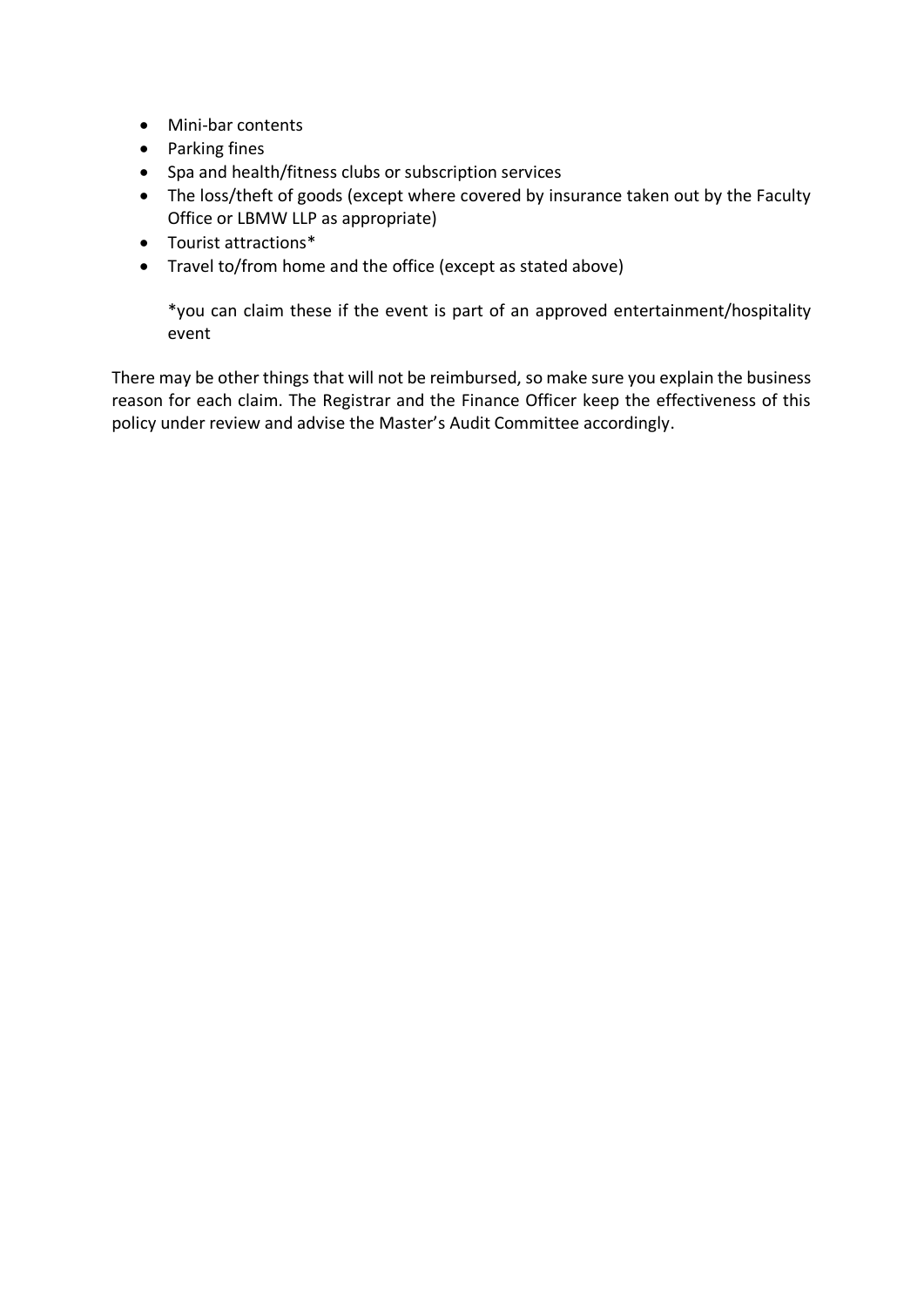- Mini-bar contents
- Parking fines
- Spa and health/fitness clubs or subscription services
- The loss/theft of goods (except where covered by insurance taken out by the Faculty Office or LBMW LLP as appropriate)
- Tourist attractions*
- Travel to/from home and the office (except as stated above)

  *you can claim these if the event is part of an approved entertainment/hospitality event

There may be other things that will not be reimbursed, so make sure you explain the business reason for each claim. The Registrar and the Finance Officer keep the effectiveness of this policy under review and advise the Master's Audit Committee accordingly.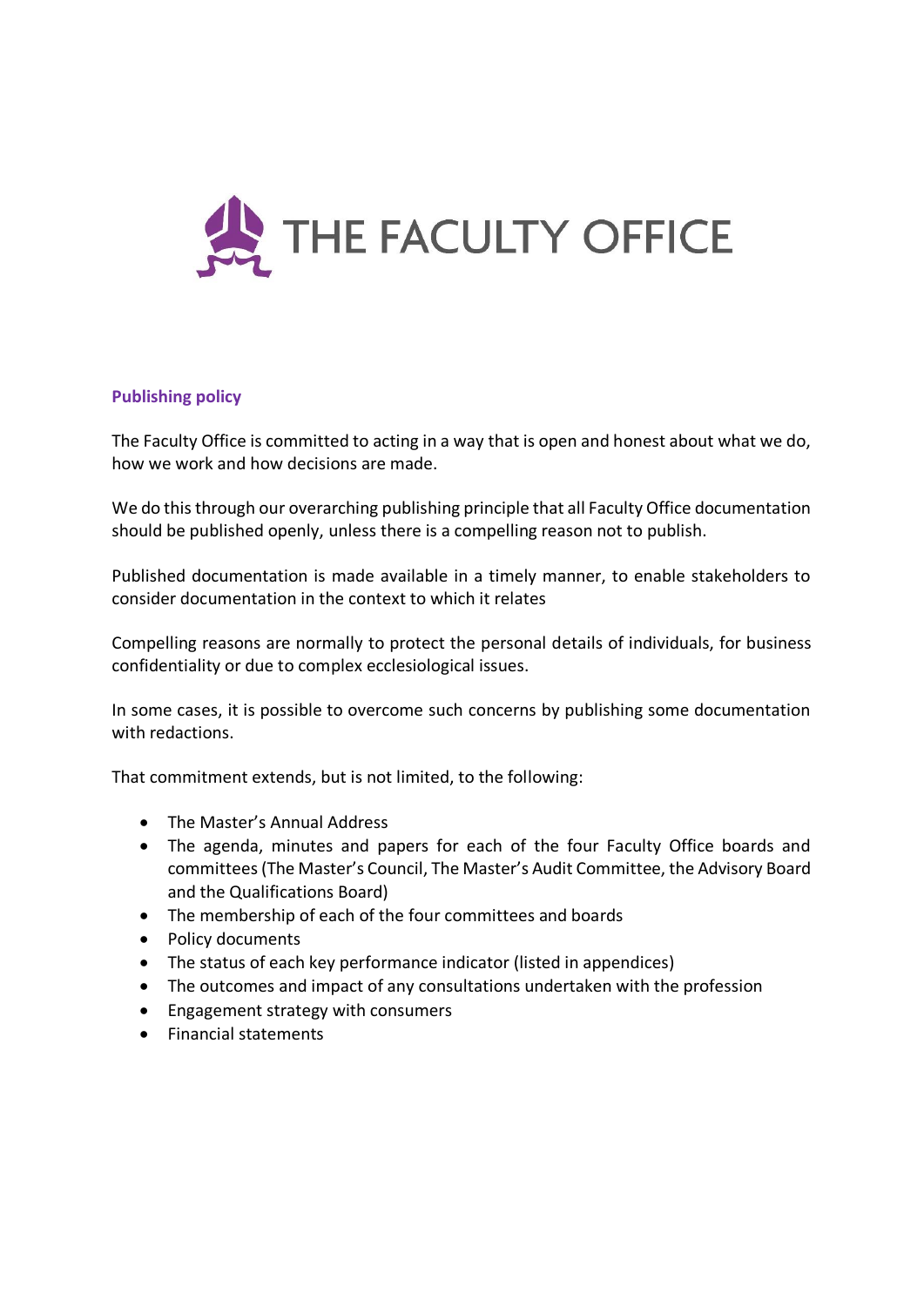THE FACULTY OFFICE

**Publishing policy**

The Faculty Office is committed to acting in a way that is open and honest about what we do, how we work and how decisions are made.

We do this through our overarching publishing principle that all Faculty Office documentation should be published openly, unless there is a compelling reason not to publish.

Published documentation is made available in a timely manner, to enable stakeholders to consider documentation in the context to which it relates

Compelling reasons are normally to protect the personal details of individuals, for business confidentiality or due to complex ecclesiological issues.

In some cases, it is possible to overcome such concerns by publishing some documentation with redactions.

That commitment extends, but is not limited, to the following:

- The Master's Annual Address
- The agenda, minutes and papers for each of the four Faculty Office boards and committees (The Master's Council, The Master's Audit Committee, the Advisory Board and the Qualifications Board)
- The membership of each of the four committees and boards
- Policy documents
- The status of each key performance indicator (listed in appendices)
- The outcomes and impact of any consultations undertaken with the profession
- Engagement strategy with consumers
- Financial statements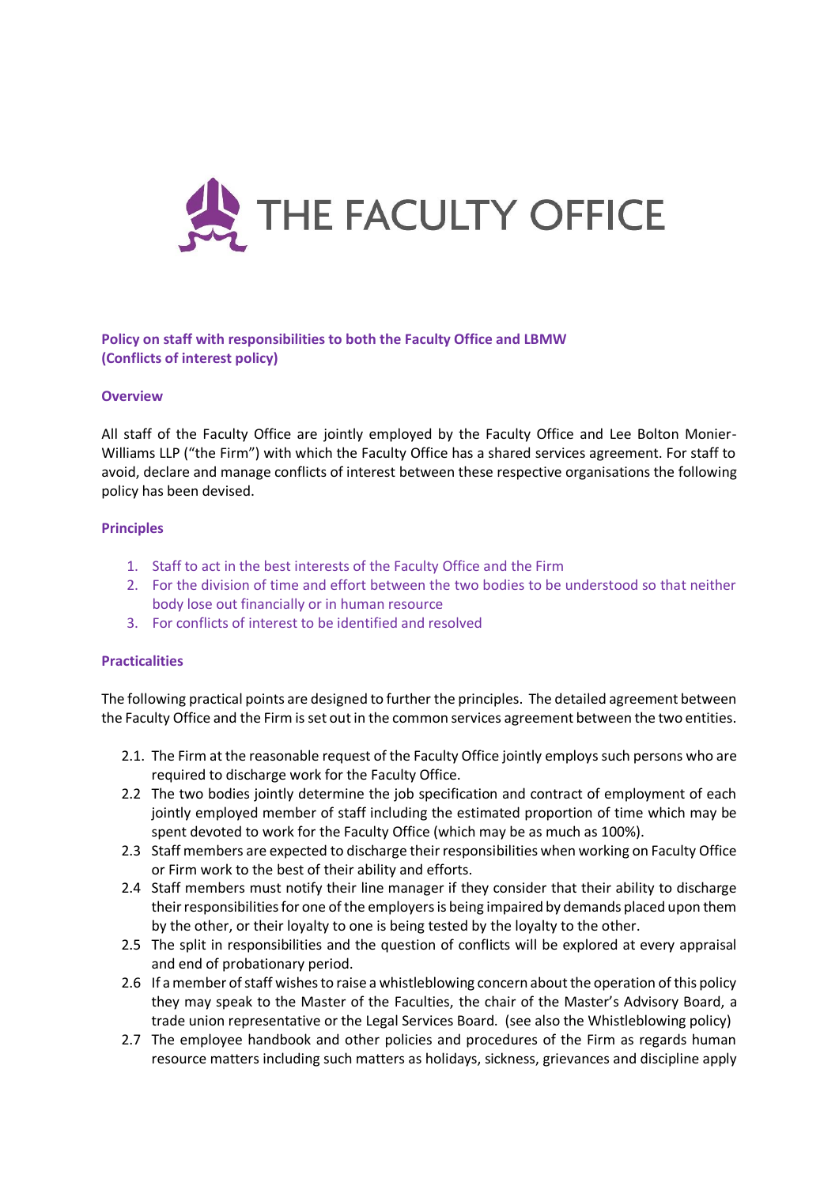THE FACULTY OFFICE

**Policy on staff with responsibilities to both the Faculty Office and LBMW (Conflicts of interest policy)**

**Overview**

All staff of the Faculty Office are jointly employed by the Faculty Office and Lee Bolton Monier-Williams LLP ("the Firm") with which the Faculty Office has a shared services agreement. For staff to avoid, declare and manage conflicts of interest between these respective organisations the following policy has been devised.

**Principles**

1. Staff to act in the best interests of the Faculty Office and the Firm
2. For the division of time and effort between the two bodies to be understood so that neither body lose out financially or in human resource
3. For conflicts of interest to be identified and resolved

**Practicalities**

The following practical points are designed to further the principles. The detailed agreement between the Faculty Office and the Firm is set out in the common services agreement between the two entities.

2.1. The Firm at the reasonable request of the Faculty Office jointly employs such persons who are required to discharge work for the Faculty Office.

2.2 The two bodies jointly determine the job specification and contract of employment of each jointly employed member of staff including the estimated proportion of time which may be spent devoted to work for the Faculty Office (which may be as much as 100%).

2.3 Staff members are expected to discharge their responsibilities when working on Faculty Office or Firm work to the best of their ability and efforts.

2.4 Staff members must notify their line manager if they consider that their ability to discharge their responsibilities for one of the employers is being impaired by demands placed upon them by the other, or their loyalty to one is being tested by the loyalty to the other.

2.5 The split in responsibilities and the question of conflicts will be explored at every appraisal and end of probationary period.

2.6 If a member of staff wishes to raise a whistleblowing concern about the operation of this policy they may speak to the Master of the Faculties, the chair of the Master's Advisory Board, a trade union representative or the Legal Services Board. (see also the Whistleblowing policy)

2.7 The employee handbook and other policies and procedures of the Firm as regards human resource matters including such matters as holidays, sickness, grievances and discipline apply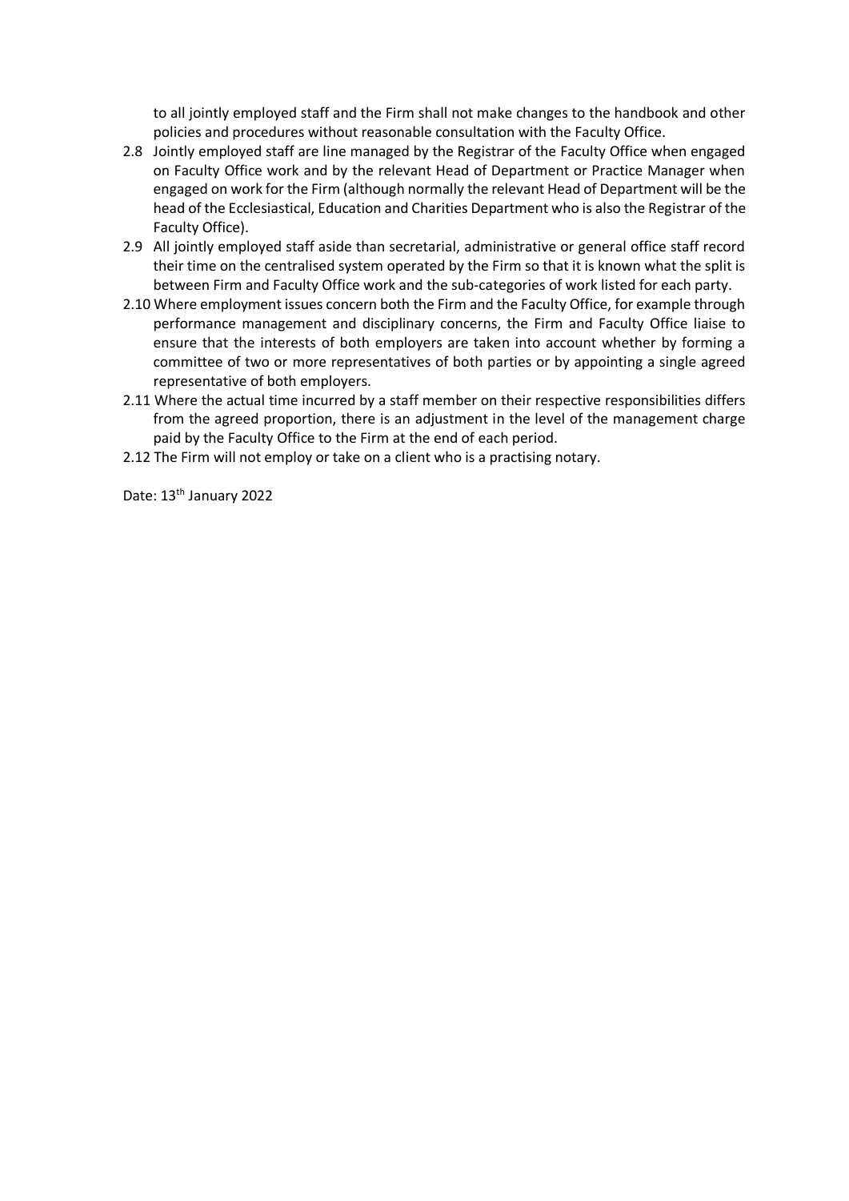to all jointly employed staff and the Firm shall not make changes to the handbook and other policies and procedures without reasonable consultation with the Faculty Office.

2.8 Jointly employed staff are line managed by the Registrar of the Faculty Office when engaged on Faculty Office work and by the relevant Head of Department or Practice Manager when engaged on work for the Firm (although normally the relevant Head of Department will be the head of the Ecclesiastical, Education and Charities Department who is also the Registrar of the Faculty Office).

2.9 All jointly employed staff aside than secretarial, administrative or general office staff record their time on the centralised system operated by the Firm so that it is known what the split is between Firm and Faculty Office work and the sub-categories of work listed for each party.

2.10 Where employment issues concern both the Firm and the Faculty Office, for example through performance management and disciplinary concerns, the Firm and Faculty Office liaise to ensure that the interests of both employers are taken into account whether by forming a committee of two or more representatives of both parties or by appointing a single agreed representative of both employers.

2.11 Where the actual time incurred by a staff member on their respective responsibilities differs from the agreed proportion, there is an adjustment in the level of the management charge paid by the Faculty Office to the Firm at the end of each period.

2.12 The Firm will not employ or take on a client who is a practising notary.

Date: 13th January 2022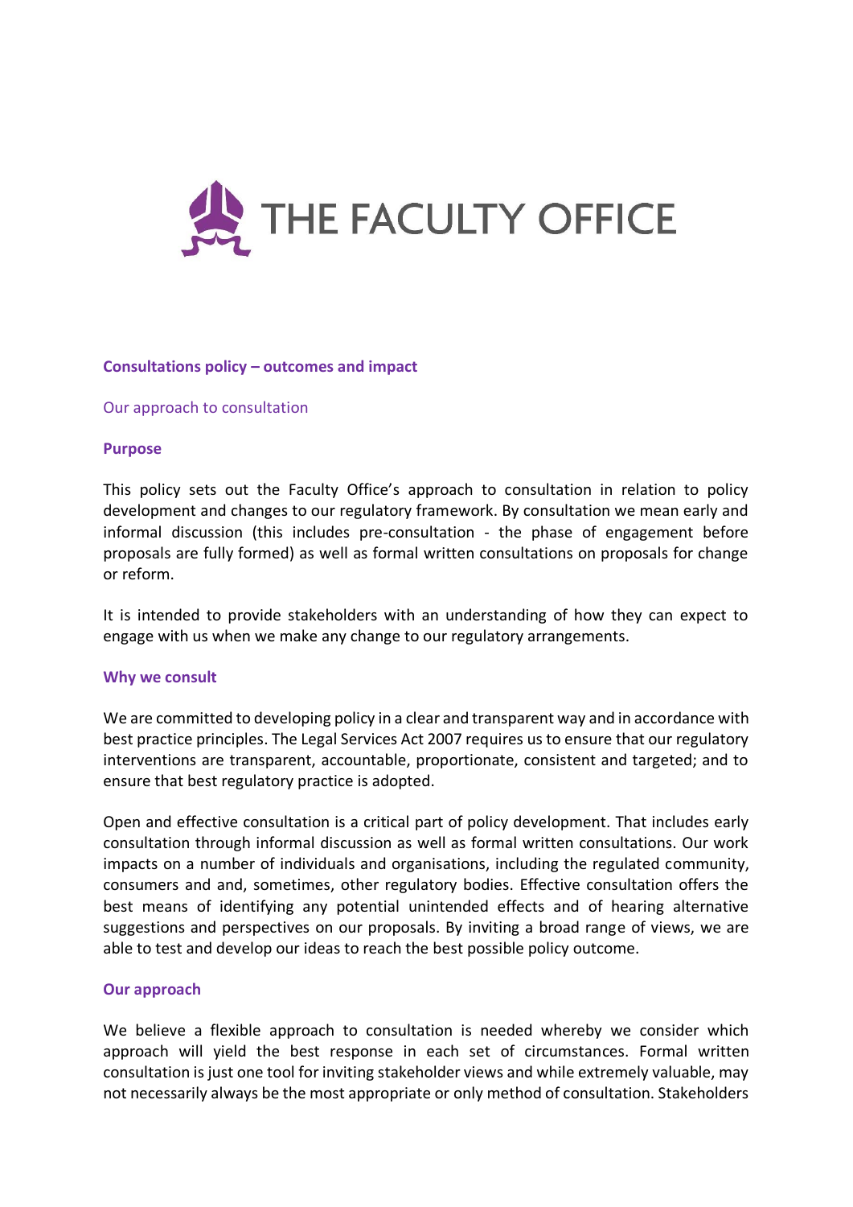THE FACULTY OFFICE

**Consultations policy – outcomes and impact**

Our approach to consultation

**Purpose**

This policy sets out the Faculty Office's approach to consultation in relation to policy development and changes to our regulatory framework. By consultation we mean early and informal discussion (this includes pre-consultation - the phase of engagement before proposals are fully formed) as well as formal written consultations on proposals for change or reform.

It is intended to provide stakeholders with an understanding of how they can expect to engage with us when we make any change to our regulatory arrangements.

**Why we consult**

We are committed to developing policy in a clear and transparent way and in accordance with best practice principles. The Legal Services Act 2007 requires us to ensure that our regulatory interventions are transparent, accountable, proportionate, consistent and targeted; and to ensure that best regulatory practice is adopted.

Open and effective consultation is a critical part of policy development. That includes early consultation through informal discussion as well as formal written consultations. Our work impacts on a number of individuals and organisations, including the regulated community, consumers and and, sometimes, other regulatory bodies. Effective consultation offers the best means of identifying any potential unintended effects and of hearing alternative suggestions and perspectives on our proposals. By inviting a broad range of views, we are able to test and develop our ideas to reach the best possible policy outcome.

**Our approach**

We believe a flexible approach to consultation is needed whereby we consider which approach will yield the best response in each set of circumstances. Formal written consultation is just one tool for inviting stakeholder views and while extremely valuable, may not necessarily always be the most appropriate or only method of consultation. Stakeholders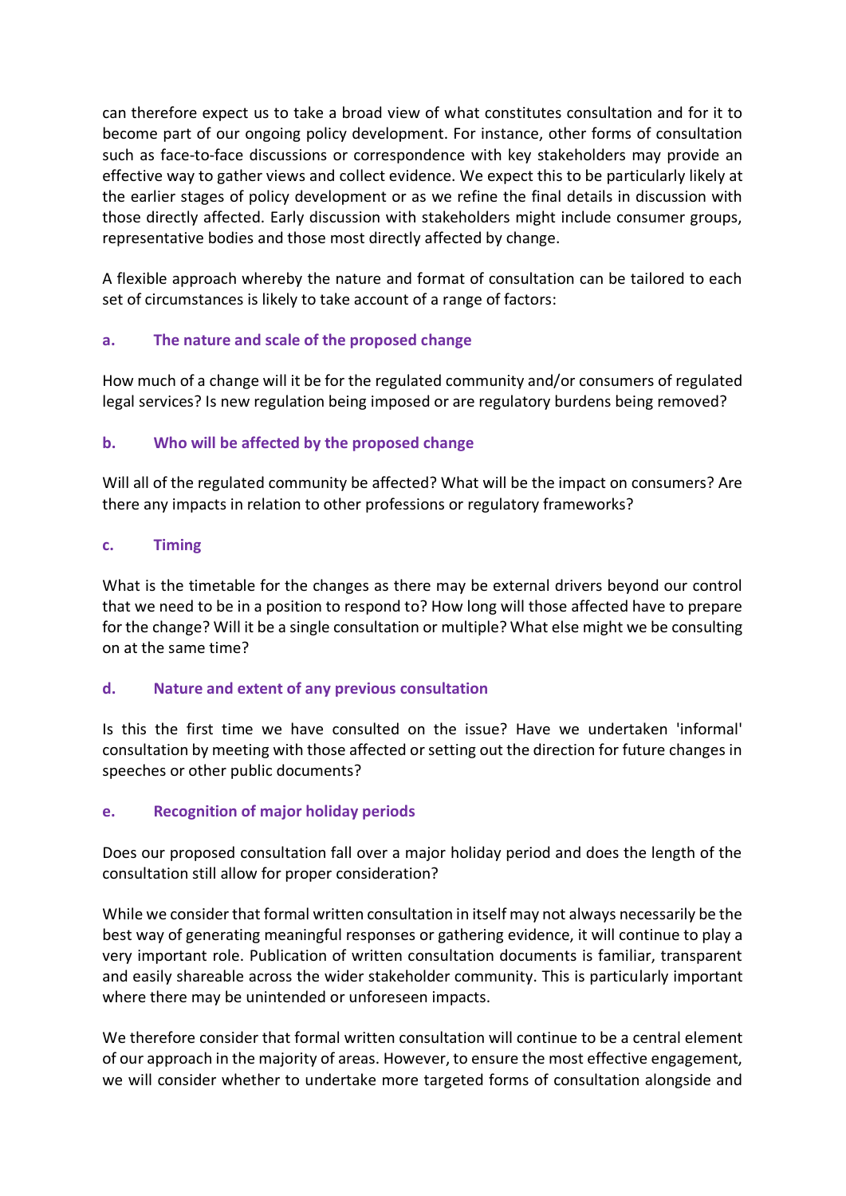can therefore expect us to take a broad view of what constitutes consultation and for it to become part of our ongoing policy development. For instance, other forms of consultation such as face-to-face discussions or correspondence with key stakeholders may provide an effective way to gather views and collect evidence. We expect this to be particularly likely at the earlier stages of policy development or as we refine the final details in discussion with those directly affected. Early discussion with stakeholders might include consumer groups, representative bodies and those most directly affected by change.

A flexible approach whereby the nature and format of consultation can be tailored to each set of circumstances is likely to take account of a range of factors:

### a. The nature and scale of the proposed change

How much of a change will it be for the regulated community and/or consumers of regulated legal services? Is new regulation being imposed or are regulatory burdens being removed?

### b. Who will be affected by the proposed change

Will all of the regulated community be affected? What will be the impact on consumers? Are there any impacts in relation to other professions or regulatory frameworks?

### c. Timing

What is the timetable for the changes as there may be external drivers beyond our control that we need to be in a position to respond to? How long will those affected have to prepare for the change? Will it be a single consultation or multiple? What else might we be consulting on at the same time?

### d. Nature and extent of any previous consultation

Is this the first time we have consulted on the issue? Have we undertaken 'informal' consultation by meeting with those affected or setting out the direction for future changes in speeches or other public documents?

### e. Recognition of major holiday periods

Does our proposed consultation fall over a major holiday period and does the length of the consultation still allow for proper consideration?

While we consider that formal written consultation in itself may not always necessarily be the best way of generating meaningful responses or gathering evidence, it will continue to play a very important role. Publication of written consultation documents is familiar, transparent and easily shareable across the wider stakeholder community. This is particularly important where there may be unintended or unforeseen impacts.

We therefore consider that formal written consultation will continue to be a central element of our approach in the majority of areas. However, to ensure the most effective engagement, we will consider whether to undertake more targeted forms of consultation alongside and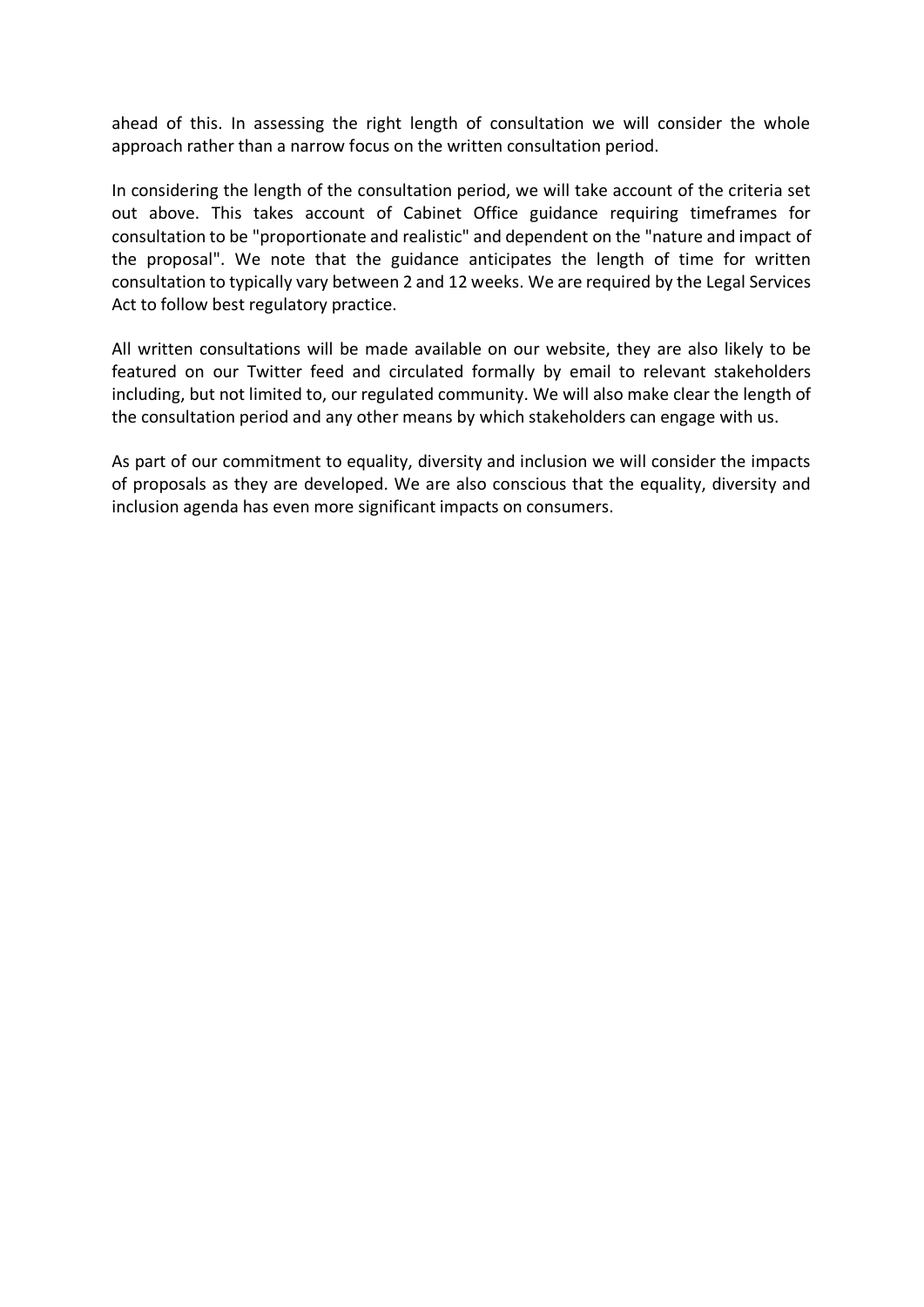ahead of this. In assessing the right length of consultation we will consider the whole approach rather than a narrow focus on the written consultation period.

In considering the length of the consultation period, we will take account of the criteria set out above. This takes account of Cabinet Office guidance requiring timeframes for consultation to be "proportionate and realistic" and dependent on the "nature and impact of the proposal". We note that the guidance anticipates the length of time for written consultation to typically vary between 2 and 12 weeks. We are required by the Legal Services Act to follow best regulatory practice.

All written consultations will be made available on our website, they are also likely to be featured on our Twitter feed and circulated formally by email to relevant stakeholders including, but not limited to, our regulated community. We will also make clear the length of the consultation period and any other means by which stakeholders can engage with us.

As part of our commitment to equality, diversity and inclusion we will consider the impacts of proposals as they are developed. We are also conscious that the equality, diversity and inclusion agenda has even more significant impacts on consumers.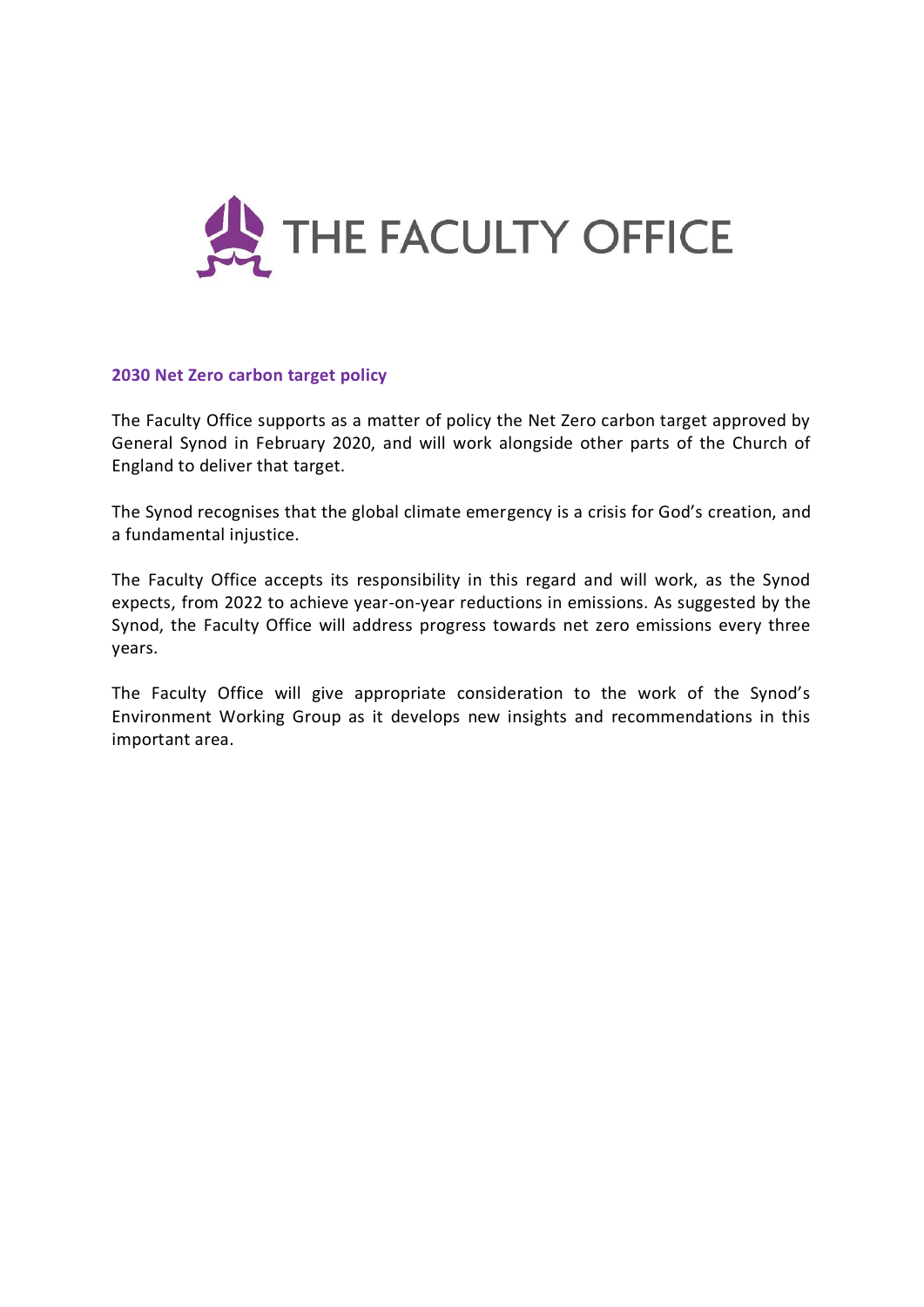THE FACULTY OFFICE

## 2030 Net Zero carbon target policy

The Faculty Office supports as a matter of policy the Net Zero carbon target approved by General Synod in February 2020, and will work alongside other parts of the Church of England to deliver that target.

The Synod recognises that the global climate emergency is a crisis for God's creation, and a fundamental injustice.

The Faculty Office accepts its responsibility in this regard and will work, as the Synod expects, from 2022 to achieve year-on-year reductions in emissions. As suggested by the Synod, the Faculty Office will address progress towards net zero emissions every three years.

The Faculty Office will give appropriate consideration to the work of the Synod's Environment Working Group as it develops new insights and recommendations in this important area.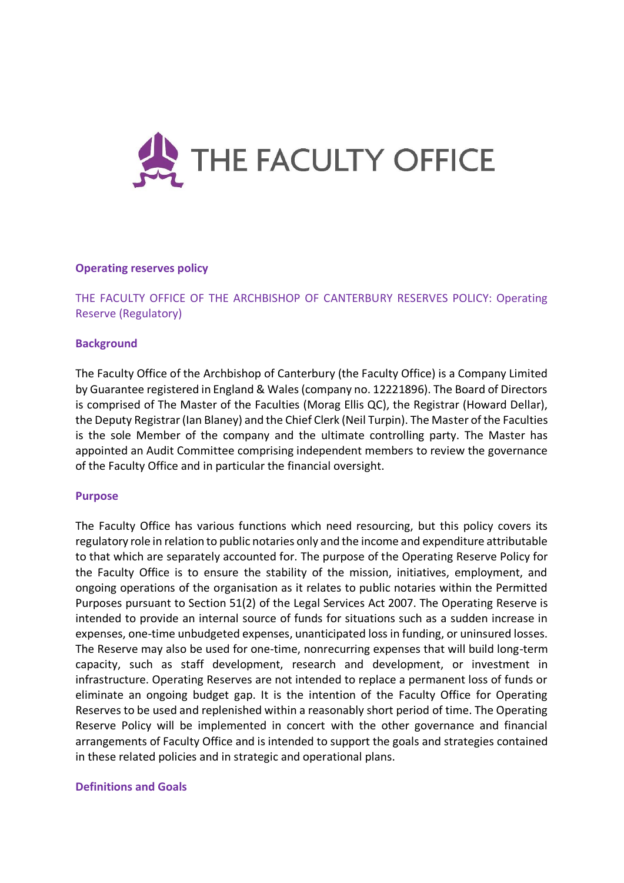THE FACULTY OFFICE

## Operating reserves policy

THE FACULTY OFFICE OF THE ARCHBISHOP OF CANTERBURY RESERVES POLICY: Operating Reserve (Regulatory)

### Background

The Faculty Office of the Archbishop of Canterbury (the Faculty Office) is a Company Limited by Guarantee registered in England & Wales (company no. 12221896). The Board of Directors is comprised of The Master of the Faculties (Morag Ellis QC), the Registrar (Howard Dellar), the Deputy Registrar (Ian Blaney) and the Chief Clerk (Neil Turpin). The Master of the Faculties is the sole Member of the company and the ultimate controlling party. The Master has appointed an Audit Committee comprising independent members to review the governance of the Faculty Office and in particular the financial oversight.

### Purpose

The Faculty Office has various functions which need resourcing, but this policy covers its regulatory role in relation to public notaries only and the income and expenditure attributable to that which are separately accounted for. The purpose of the Operating Reserve Policy for the Faculty Office is to ensure the stability of the mission, initiatives, employment, and ongoing operations of the organisation as it relates to public notaries within the Permitted Purposes pursuant to Section 51(2) of the Legal Services Act 2007. The Operating Reserve is intended to provide an internal source of funds for situations such as a sudden increase in expenses, one-time unbudgeted expenses, unanticipated loss in funding, or uninsured losses. The Reserve may also be used for one-time, nonrecurring expenses that will build long-term capacity, such as staff development, research and development, or investment in infrastructure. Operating Reserves are not intended to replace a permanent loss of funds or eliminate an ongoing budget gap. It is the intention of the Faculty Office for Operating Reserves to be used and replenished within a reasonably short period of time. The Operating Reserve Policy will be implemented in concert with the other governance and financial arrangements of Faculty Office and is intended to support the goals and strategies contained in these related policies and in strategic and operational plans.

### Definitions and Goals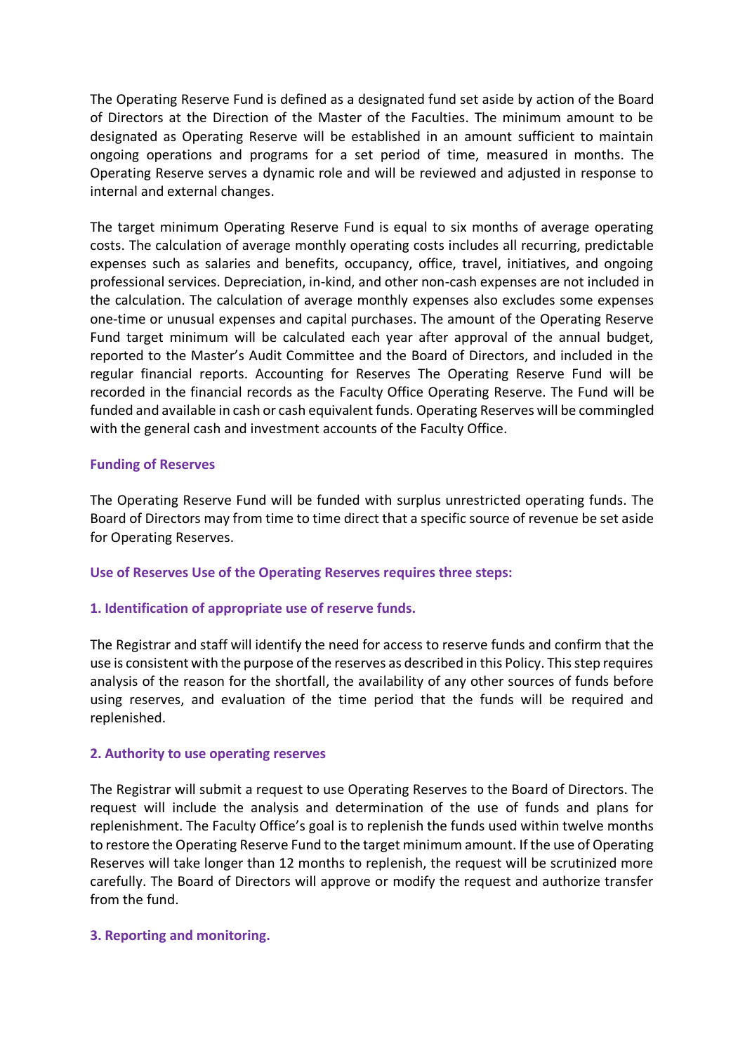The Operating Reserve Fund is defined as a designated fund set aside by action of the Board of Directors at the Direction of the Master of the Faculties. The minimum amount to be designated as Operating Reserve will be established in an amount sufficient to maintain ongoing operations and programs for a set period of time, measured in months. The Operating Reserve serves a dynamic role and will be reviewed and adjusted in response to internal and external changes.

The target minimum Operating Reserve Fund is equal to six months of average operating costs. The calculation of average monthly operating costs includes all recurring, predictable expenses such as salaries and benefits, occupancy, office, travel, initiatives, and ongoing professional services. Depreciation, in-kind, and other non-cash expenses are not included in the calculation. The calculation of average monthly expenses also excludes some expenses one-time or unusual expenses and capital purchases. The amount of the Operating Reserve Fund target minimum will be calculated each year after approval of the annual budget, reported to the Master's Audit Committee and the Board of Directors, and included in the regular financial reports. Accounting for Reserves The Operating Reserve Fund will be recorded in the financial records as the Faculty Office Operating Reserve. The Fund will be funded and available in cash or cash equivalent funds. Operating Reserves will be commingled with the general cash and investment accounts of the Faculty Office.

### Funding of Reserves

The Operating Reserve Fund will be funded with surplus unrestricted operating funds. The Board of Directors may from time to time direct that a specific source of revenue be set aside for Operating Reserves.

### Use of Reserves Use of the Operating Reserves requires three steps:

#### 1. Identification of appropriate use of reserve funds.

The Registrar and staff will identify the need for access to reserve funds and confirm that the use is consistent with the purpose of the reserves as described in this Policy. This step requires analysis of the reason for the shortfall, the availability of any other sources of funds before using reserves, and evaluation of the time period that the funds will be required and replenished.

#### 2. Authority to use operating reserves

The Registrar will submit a request to use Operating Reserves to the Board of Directors. The request will include the analysis and determination of the use of funds and plans for replenishment. The Faculty Office's goal is to replenish the funds used within twelve months to restore the Operating Reserve Fund to the target minimum amount. If the use of Operating Reserves will take longer than 12 months to replenish, the request will be scrutinized more carefully. The Board of Directors will approve or modify the request and authorize transfer from the fund.

#### 3. Reporting and monitoring.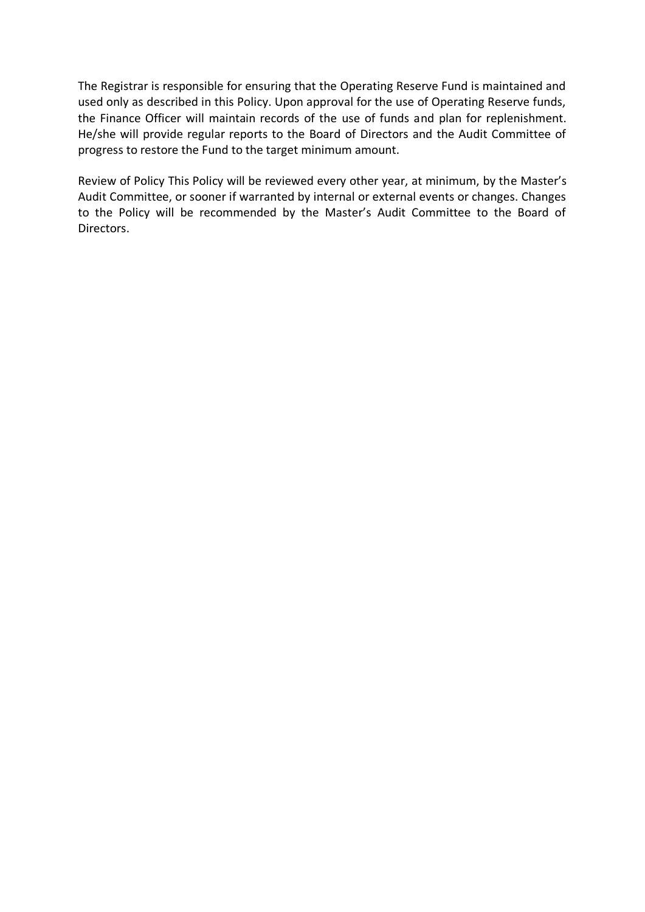The Registrar is responsible for ensuring that the Operating Reserve Fund is maintained and used only as described in this Policy. Upon approval for the use of Operating Reserve funds, the Finance Officer will maintain records of the use of funds and plan for replenishment. He/she will provide regular reports to the Board of Directors and the Audit Committee of progress to restore the Fund to the target minimum amount.

Review of Policy This Policy will be reviewed every other year, at minimum, by the Master's Audit Committee, or sooner if warranted by internal or external events or changes. Changes to the Policy will be recommended by the Master's Audit Committee to the Board of Directors.